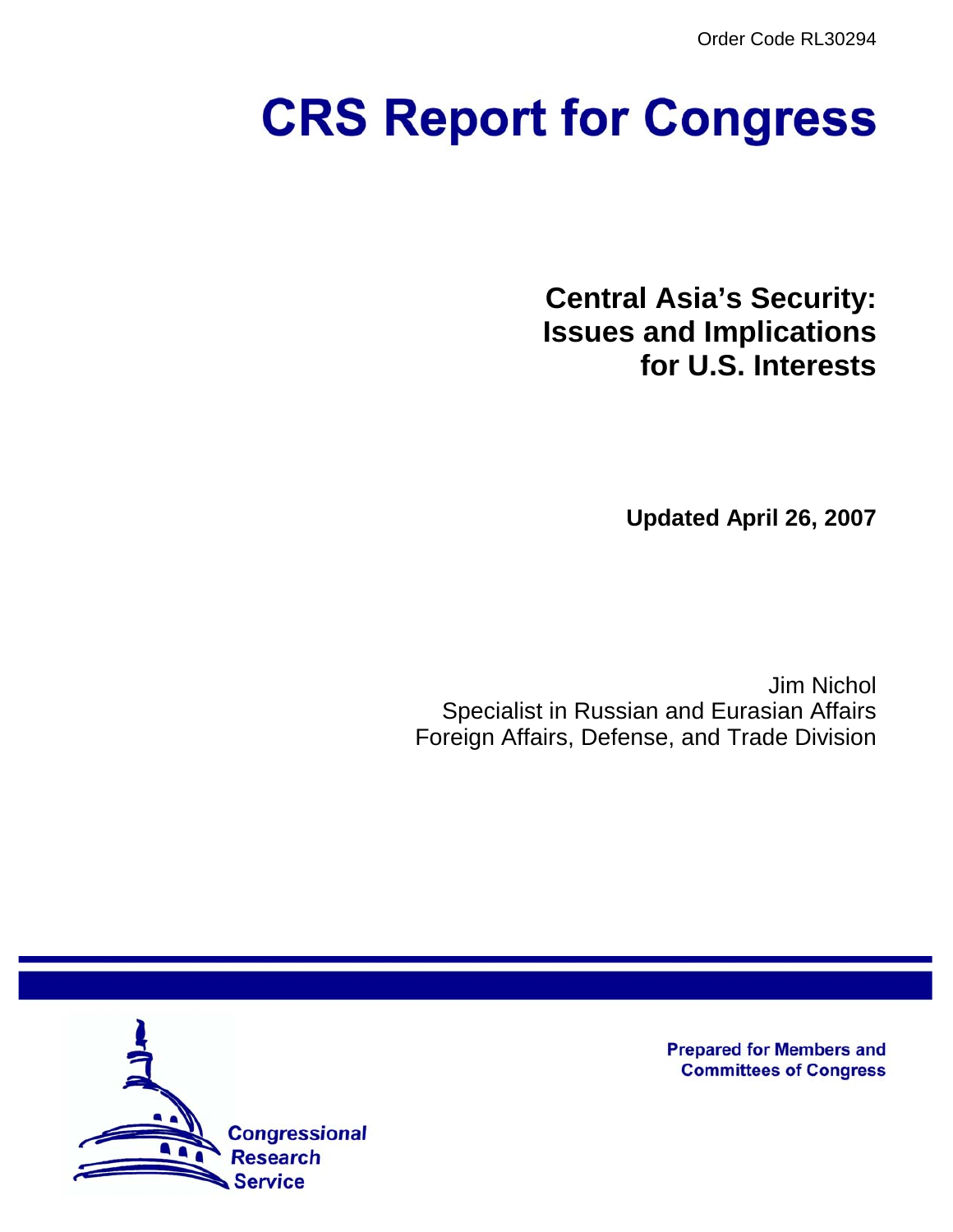Order Code RL30294

# CRS Report for Congress

## Central Asia's Security: Issues and Implications for U.S. Interests

**Updated April 26, 2007**

Jim Nichol
Specialist in Russian and Eurasian Affairs
Foreign Affairs, Defense, and Trade Division

Prepared for Members and Committees of Congress

Congressional Research Service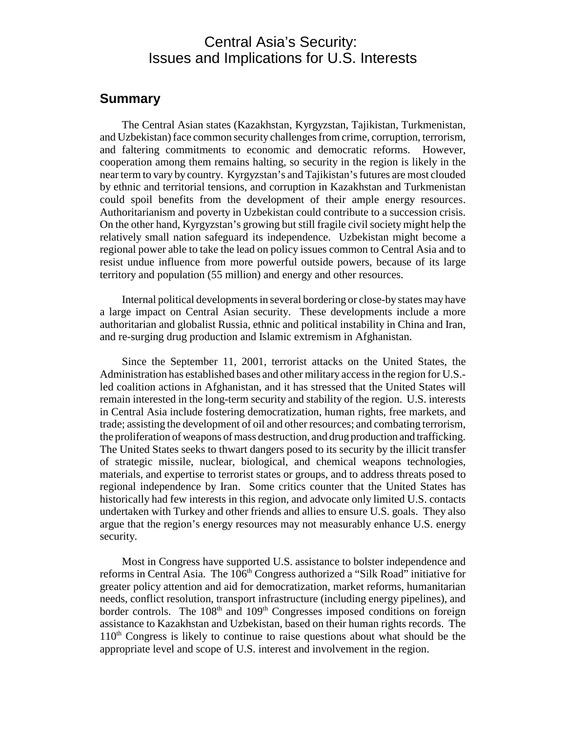# Central Asia's Security: Issues and Implications for U.S. Interests

## Summary

The Central Asian states (Kazakhstan, Kyrgyzstan, Tajikistan, Turkmenistan, and Uzbekistan) face common security challenges from crime, corruption, terrorism, and faltering commitments to economic and democratic reforms. However, cooperation among them remains halting, so security in the region is likely in the near term to vary by country. Kyrgyzstan's and Tajikistan's futures are most clouded by ethnic and territorial tensions, and corruption in Kazakhstan and Turkmenistan could spoil benefits from the development of their ample energy resources. Authoritarianism and poverty in Uzbekistan could contribute to a succession crisis. On the other hand, Kyrgyzstan's growing but still fragile civil society might help the relatively small nation safeguard its independence. Uzbekistan might become a regional power able to take the lead on policy issues common to Central Asia and to resist undue influence from more powerful outside powers, because of its large territory and population (55 million) and energy and other resources.

Internal political developments in several bordering or close-by states may have a large impact on Central Asian security. These developments include a more authoritarian and globalist Russia, ethnic and political instability in China and Iran, and re-surging drug production and Islamic extremism in Afghanistan.

Since the September 11, 2001, terrorist attacks on the United States, the Administration has established bases and other military access in the region for U.S.-led coalition actions in Afghanistan, and it has stressed that the United States will remain interested in the long-term security and stability of the region. U.S. interests in Central Asia include fostering democratization, human rights, free markets, and trade; assisting the development of oil and other resources; and combating terrorism, the proliferation of weapons of mass destruction, and drug production and trafficking. The United States seeks to thwart dangers posed to its security by the illicit transfer of strategic missile, nuclear, biological, and chemical weapons technologies, materials, and expertise to terrorist states or groups, and to address threats posed to regional independence by Iran. Some critics counter that the United States has historically had few interests in this region, and advocate only limited U.S. contacts undertaken with Turkey and other friends and allies to ensure U.S. goals. They also argue that the region's energy resources may not measurably enhance U.S. energy security.

Most in Congress have supported U.S. assistance to bolster independence and reforms in Central Asia. The 106th Congress authorized a "Silk Road" initiative for greater policy attention and aid for democratization, market reforms, humanitarian needs, conflict resolution, transport infrastructure (including energy pipelines), and border controls. The 108th and 109th Congresses imposed conditions on foreign assistance to Kazakhstan and Uzbekistan, based on their human rights records. The 110th Congress is likely to continue to raise questions about what should be the appropriate level and scope of U.S. interest and involvement in the region.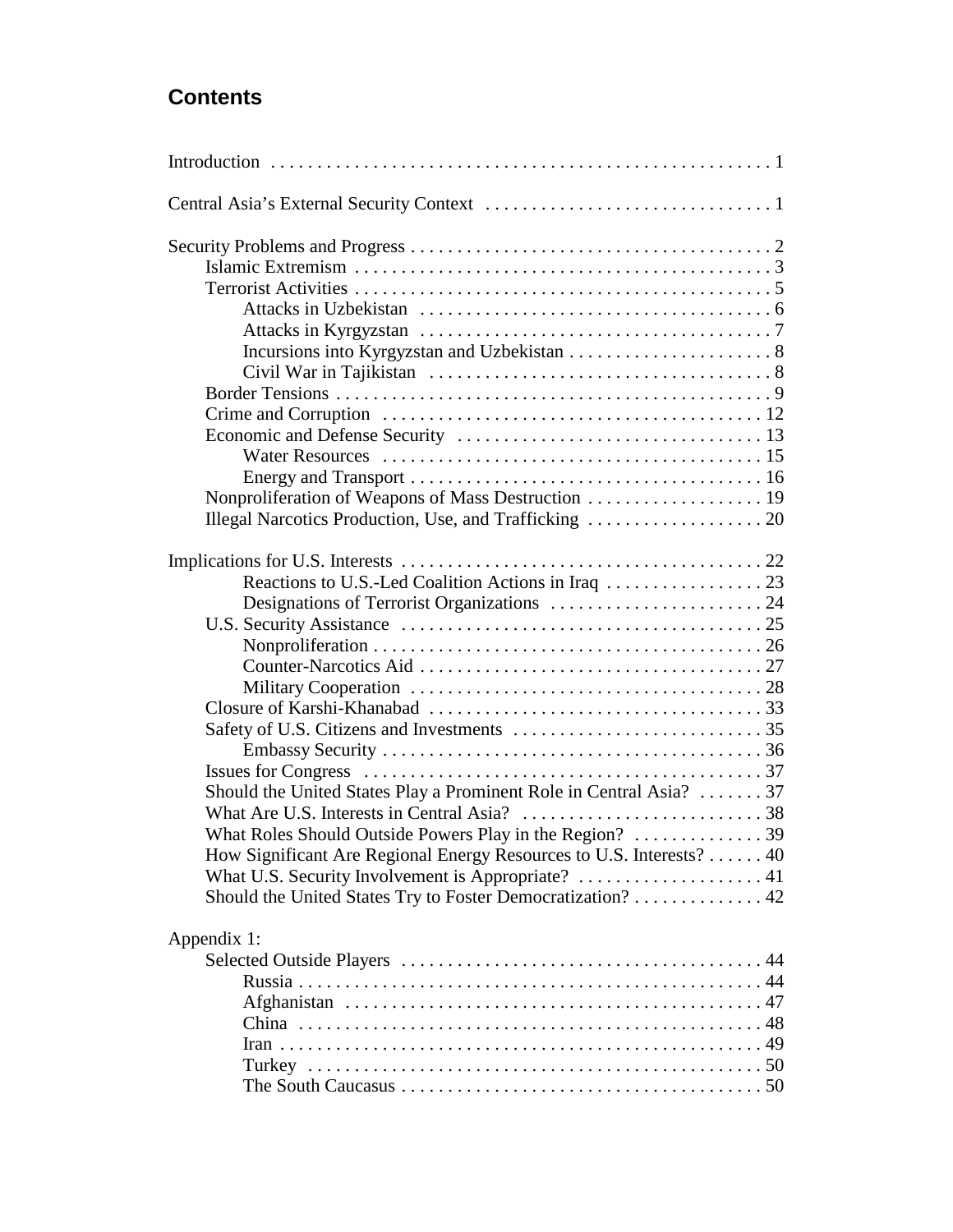## Contents

Introduction . . . . . . . . . . . . . . . . . . . . . . . . . . . . . . . . . . . . . . . . . . . . . . . . . . . . . 1

Central Asia's External Security Context . . . . . . . . . . . . . . . . . . . . . . . . . . . . . . . 1

Security Problems and Progress . . . . . . . . . . . . . . . . . . . . . . . . . . . . . . . . . . . . . . 2
- Islamic Extremism . . . . . . . . . . . . . . . . . . . . . . . . . . . . . . . . . . . . . . . . . . . . 3
- Terrorist Activities . . . . . . . . . . . . . . . . . . . . . . . . . . . . . . . . . . . . . . . . . . . . 5
  - Attacks in Uzbekistan . . . . . . . . . . . . . . . . . . . . . . . . . . . . . . . . . . . . . 6
  - Attacks in Kyrgyzstan . . . . . . . . . . . . . . . . . . . . . . . . . . . . . . . . . . . . . 7
  - Incursions into Kyrgyzstan and Uzbekistan . . . . . . . . . . . . . . . . . . . . . . 8
  - Civil War in Tajikistan . . . . . . . . . . . . . . . . . . . . . . . . . . . . . . . . . . . . 8
- Border Tensions . . . . . . . . . . . . . . . . . . . . . . . . . . . . . . . . . . . . . . . . . . . . . . 9
- Crime and Corruption . . . . . . . . . . . . . . . . . . . . . . . . . . . . . . . . . . . . . . . . . 12
- Economic and Defense Security . . . . . . . . . . . . . . . . . . . . . . . . . . . . . . . . 13
  - Water Resources . . . . . . . . . . . . . . . . . . . . . . . . . . . . . . . . . . . . . . . . 15
  - Energy and Transport . . . . . . . . . . . . . . . . . . . . . . . . . . . . . . . . . . . . . 16
- Nonproliferation of Weapons of Mass Destruction . . . . . . . . . . . . . . . . . . . 19
- Illegal Narcotics Production, Use, and Trafficking . . . . . . . . . . . . . . . . . . . 20

Implications for U.S. Interests . . . . . . . . . . . . . . . . . . . . . . . . . . . . . . . . . . . . . . 22
  - Reactions to U.S.-Led Coalition Actions in Iraq . . . . . . . . . . . . . . . . . 23
  - Designations of Terrorist Organizations . . . . . . . . . . . . . . . . . . . . . . . 24
- U.S. Security Assistance . . . . . . . . . . . . . . . . . . . . . . . . . . . . . . . . . . . . . . 25
  - Nonproliferation . . . . . . . . . . . . . . . . . . . . . . . . . . . . . . . . . . . . . . . . . 26
  - Counter-Narcotics Aid . . . . . . . . . . . . . . . . . . . . . . . . . . . . . . . . . . . . 27
  - Military Cooperation . . . . . . . . . . . . . . . . . . . . . . . . . . . . . . . . . . . . . 28
- Closure of Karshi-Khanabad . . . . . . . . . . . . . . . . . . . . . . . . . . . . . . . . . . . 33
- Safety of U.S. Citizens and Investments . . . . . . . . . . . . . . . . . . . . . . . . . . 35
  - Embassy Security . . . . . . . . . . . . . . . . . . . . . . . . . . . . . . . . . . . . . . . . 36
- Issues for Congress . . . . . . . . . . . . . . . . . . . . . . . . . . . . . . . . . . . . . . . . . . 37
- Should the United States Play a Prominent Role in Central Asia? . . . . . . . 37
- What Are U.S. Interests in Central Asia? . . . . . . . . . . . . . . . . . . . . . . . . . . 38
- What Roles Should Outside Powers Play in the Region? . . . . . . . . . . . . . . 39
- How Significant Are Regional Energy Resources to U.S. Interests? . . . . . . 40
- What U.S. Security Involvement is Appropriate? . . . . . . . . . . . . . . . . . . . . 41
- Should the United States Try to Foster Democratization? . . . . . . . . . . . . . . 42

Appendix 1:
- Selected Outside Players . . . . . . . . . . . . . . . . . . . . . . . . . . . . . . . . . . . . . . . 44
  - Russia . . . . . . . . . . . . . . . . . . . . . . . . . . . . . . . . . . . . . . . . . . . . . . . . . 44
  - Afghanistan . . . . . . . . . . . . . . . . . . . . . . . . . . . . . . . . . . . . . . . . . . . . . 47
  - China . . . . . . . . . . . . . . . . . . . . . . . . . . . . . . . . . . . . . . . . . . . . . . . . . 48
  - Iran . . . . . . . . . . . . . . . . . . . . . . . . . . . . . . . . . . . . . . . . . . . . . . . . . . . 49
  - Turkey . . . . . . . . . . . . . . . . . . . . . . . . . . . . . . . . . . . . . . . . . . . . . . . . . 50
  - The South Caucasus . . . . . . . . . . . . . . . . . . . . . . . . . . . . . . . . . . . . . . . 50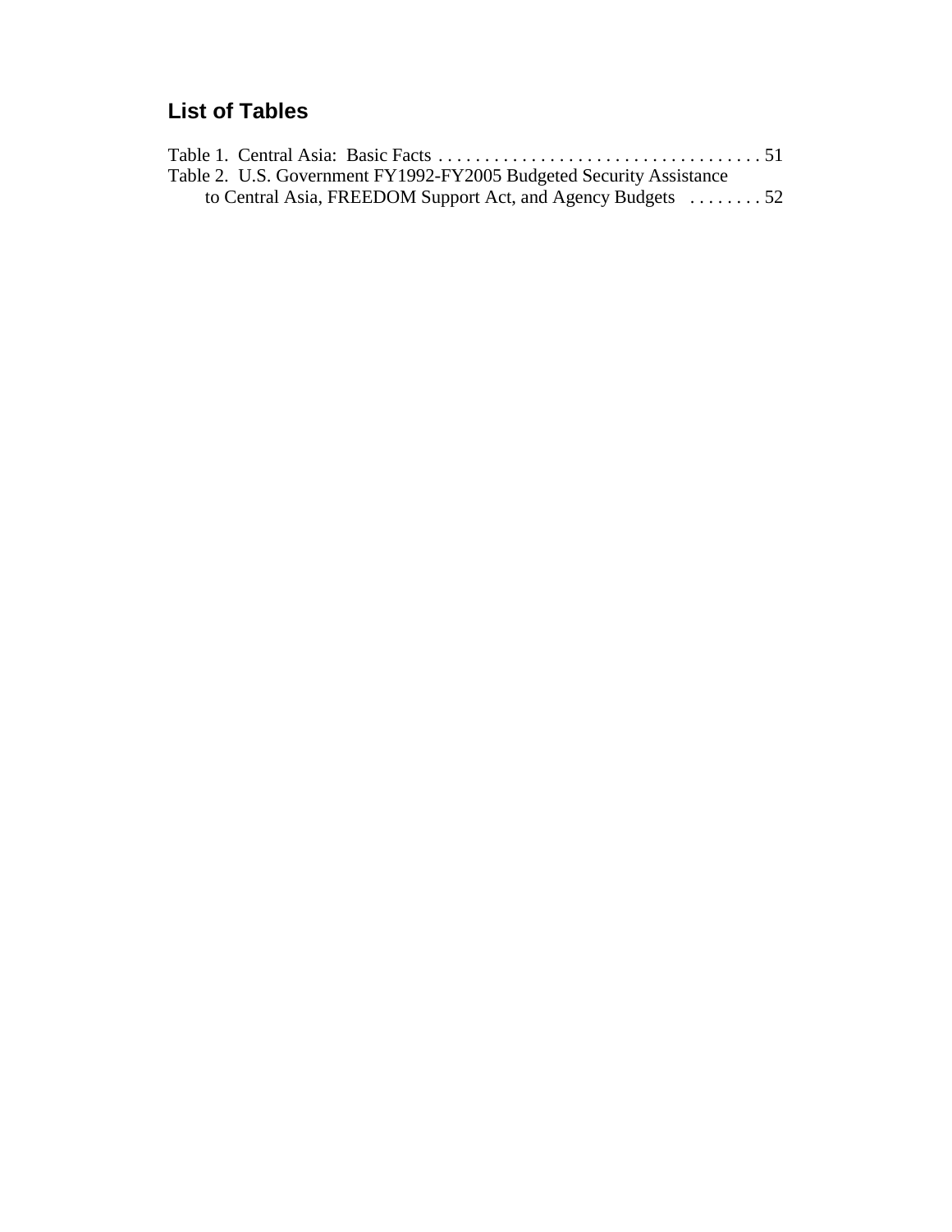## List of Tables

Table 1. Central Asia: Basic Facts . . . . . . . . . . . . . . . . . . . . . . . . . . . . . . . . . . . 51

Table 2. U.S. Government FY1992-FY2005 Budgeted Security Assistance to Central Asia, FREEDOM Support Act, and Agency Budgets . . . . . . . . 52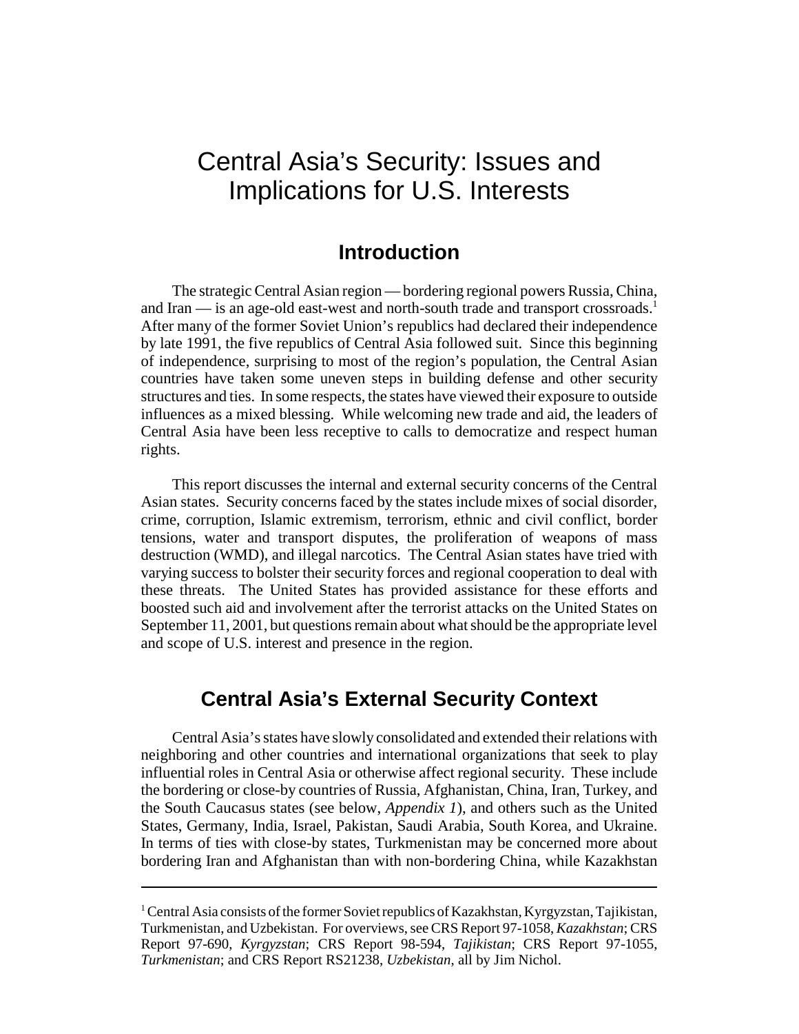# Central Asia's Security: Issues and Implications for U.S. Interests

## Introduction

The strategic Central Asian region — bordering regional powers Russia, China, and Iran — is an age-old east-west and north-south trade and transport crossroads.[1] After many of the former Soviet Union's republics had declared their independence by late 1991, the five republics of Central Asia followed suit. Since this beginning of independence, surprising to most of the region's population, the Central Asian countries have taken some uneven steps in building defense and other security structures and ties. In some respects, the states have viewed their exposure to outside influences as a mixed blessing. While welcoming new trade and aid, the leaders of Central Asia have been less receptive to calls to democratize and respect human rights.

This report discusses the internal and external security concerns of the Central Asian states. Security concerns faced by the states include mixes of social disorder, crime, corruption, Islamic extremism, terrorism, ethnic and civil conflict, border tensions, water and transport disputes, the proliferation of weapons of mass destruction (WMD), and illegal narcotics. The Central Asian states have tried with varying success to bolster their security forces and regional cooperation to deal with these threats. The United States has provided assistance for these efforts and boosted such aid and involvement after the terrorist attacks on the United States on September 11, 2001, but questions remain about what should be the appropriate level and scope of U.S. interest and presence in the region.

## Central Asia's External Security Context

Central Asia's states have slowly consolidated and extended their relations with neighboring and other countries and international organizations that seek to play influential roles in Central Asia or otherwise affect regional security. These include the bordering or close-by countries of Russia, Afghanistan, China, Iran, Turkey, and the South Caucasus states (see below, *Appendix 1*), and others such as the United States, Germany, India, Israel, Pakistan, Saudi Arabia, South Korea, and Ukraine. In terms of ties with close-by states, Turkmenistan may be concerned more about bordering Iran and Afghanistan than with non-bordering China, while Kazakhstan

---

[1] Central Asia consists of the former Soviet republics of Kazakhstan, Kyrgyzstan, Tajikistan, Turkmenistan, and Uzbekistan. For overviews, see CRS Report 97-1058, *Kazakhstan*; CRS Report 97-690, *Kyrgyzstan*; CRS Report 98-594, *Tajikistan*; CRS Report 97-1055, *Turkmenistan*; and CRS Report RS21238, *Uzbekistan*, all by Jim Nichol.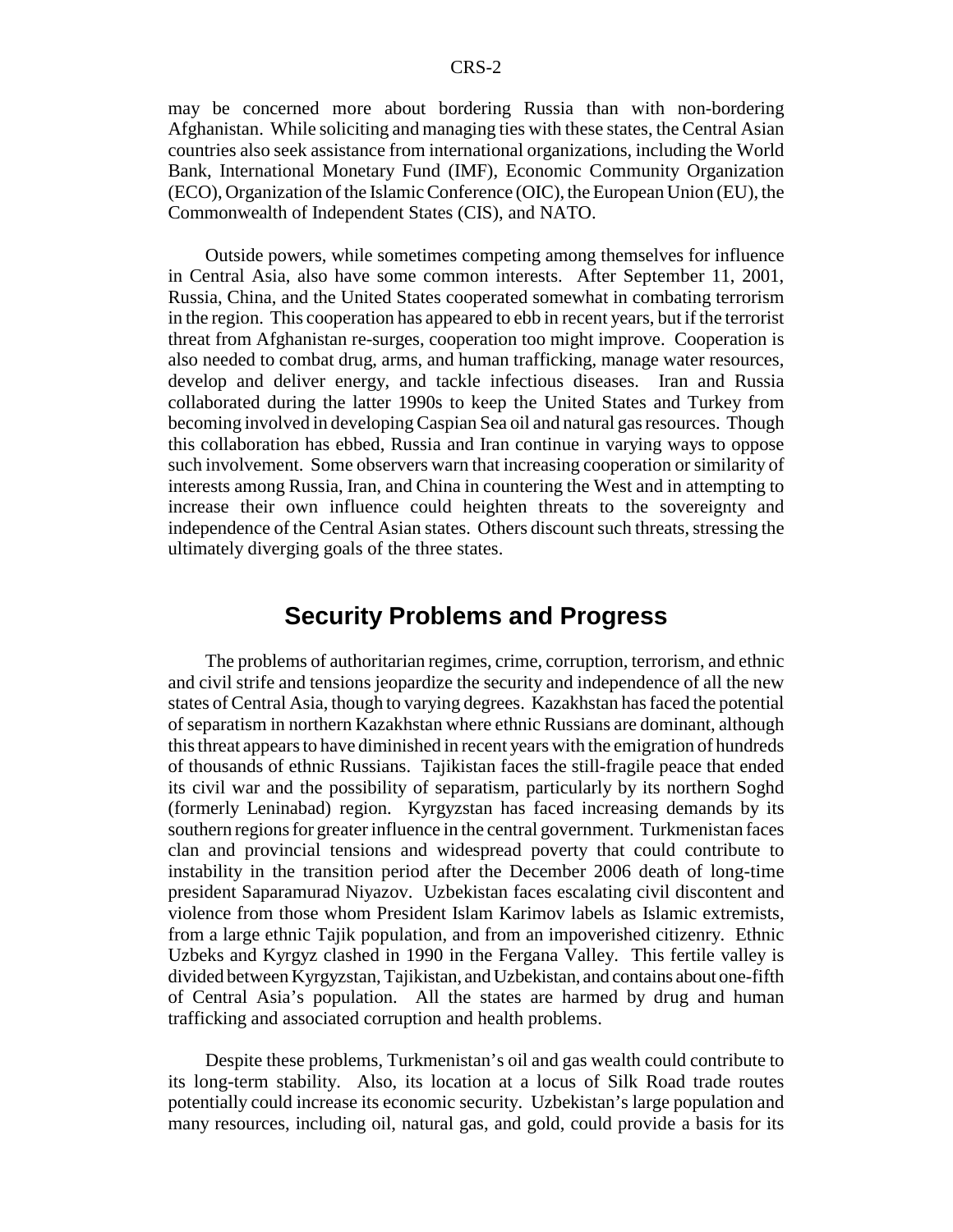may be concerned more about bordering Russia than with non-bordering Afghanistan. While soliciting and managing ties with these states, the Central Asian countries also seek assistance from international organizations, including the World Bank, International Monetary Fund (IMF), Economic Community Organization (ECO), Organization of the Islamic Conference (OIC), the European Union (EU), the Commonwealth of Independent States (CIS), and NATO.

Outside powers, while sometimes competing among themselves for influence in Central Asia, also have some common interests. After September 11, 2001, Russia, China, and the United States cooperated somewhat in combating terrorism in the region. This cooperation has appeared to ebb in recent years, but if the terrorist threat from Afghanistan re-surges, cooperation too might improve. Cooperation is also needed to combat drug, arms, and human trafficking, manage water resources, develop and deliver energy, and tackle infectious diseases. Iran and Russia collaborated during the latter 1990s to keep the United States and Turkey from becoming involved in developing Caspian Sea oil and natural gas resources. Though this collaboration has ebbed, Russia and Iran continue in varying ways to oppose such involvement. Some observers warn that increasing cooperation or similarity of interests among Russia, Iran, and China in countering the West and in attempting to increase their own influence could heighten threats to the sovereignty and independence of the Central Asian states. Others discount such threats, stressing the ultimately diverging goals of the three states.

## Security Problems and Progress

The problems of authoritarian regimes, crime, corruption, terrorism, and ethnic and civil strife and tensions jeopardize the security and independence of all the new states of Central Asia, though to varying degrees. Kazakhstan has faced the potential of separatism in northern Kazakhstan where ethnic Russians are dominant, although this threat appears to have diminished in recent years with the emigration of hundreds of thousands of ethnic Russians. Tajikistan faces the still-fragile peace that ended its civil war and the possibility of separatism, particularly by its northern Soghd (formerly Leninabad) region. Kyrgyzstan has faced increasing demands by its southern regions for greater influence in the central government. Turkmenistan faces clan and provincial tensions and widespread poverty that could contribute to instability in the transition period after the December 2006 death of long-time president Saparamurad Niyazov. Uzbekistan faces escalating civil discontent and violence from those whom President Islam Karimov labels as Islamic extremists, from a large ethnic Tajik population, and from an impoverished citizenry. Ethnic Uzbeks and Kyrgyz clashed in 1990 in the Fergana Valley. This fertile valley is divided between Kyrgyzstan, Tajikistan, and Uzbekistan, and contains about one-fifth of Central Asia's population. All the states are harmed by drug and human trafficking and associated corruption and health problems.

Despite these problems, Turkmenistan's oil and gas wealth could contribute to its long-term stability. Also, its location at a locus of Silk Road trade routes potentially could increase its economic security. Uzbekistan's large population and many resources, including oil, natural gas, and gold, could provide a basis for its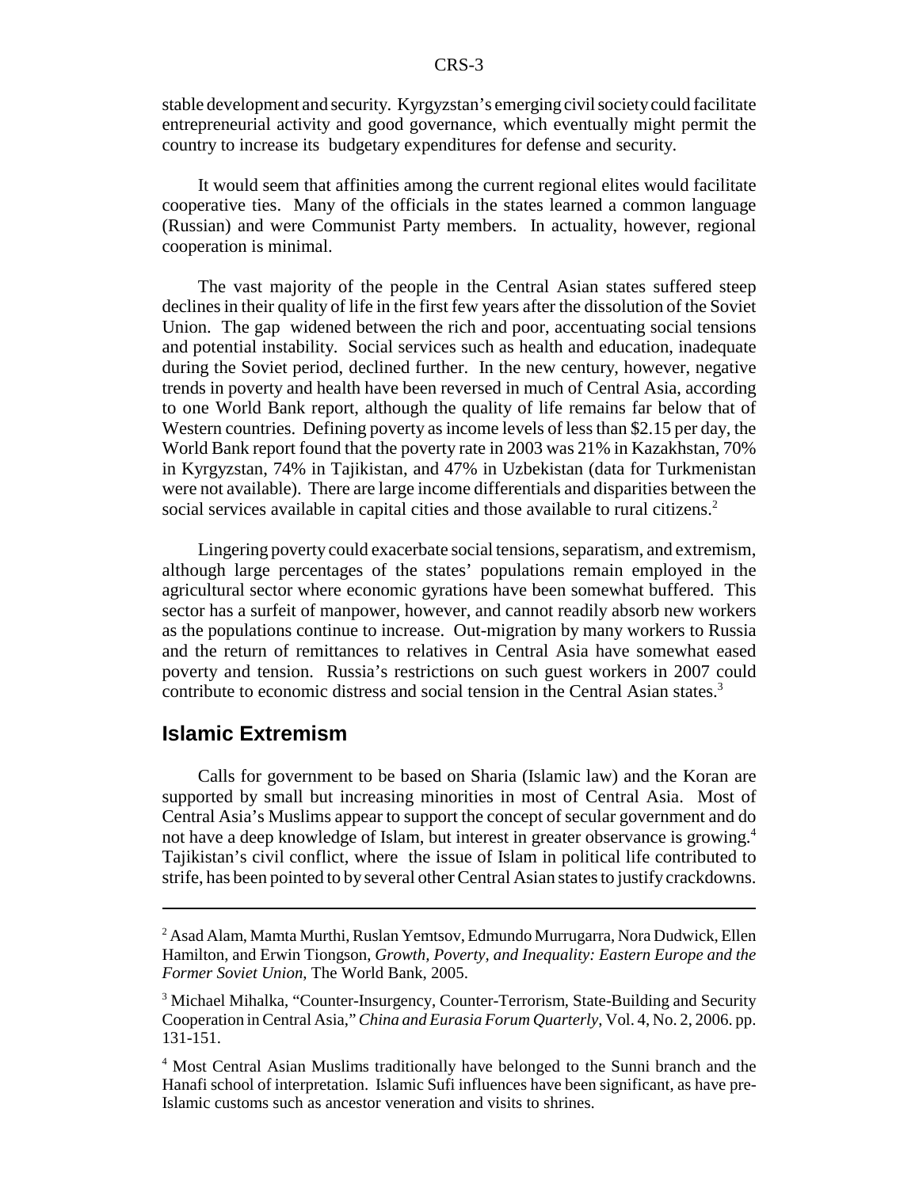stable development and security. Kyrgyzstan's emerging civil society could facilitate entrepreneurial activity and good governance, which eventually might permit the country to increase its budgetary expenditures for defense and security.

It would seem that affinities among the current regional elites would facilitate cooperative ties. Many of the officials in the states learned a common language (Russian) and were Communist Party members. In actuality, however, regional cooperation is minimal.

The vast majority of the people in the Central Asian states suffered steep declines in their quality of life in the first few years after the dissolution of the Soviet Union. The gap widened between the rich and poor, accentuating social tensions and potential instability. Social services such as health and education, inadequate during the Soviet period, declined further. In the new century, however, negative trends in poverty and health have been reversed in much of Central Asia, according to one World Bank report, although the quality of life remains far below that of Western countries. Defining poverty as income levels of less than $2.15 per day, the World Bank report found that the poverty rate in 2003 was 21% in Kazakhstan, 70% in Kyrgyzstan, 74% in Tajikistan, and 47% in Uzbekistan (data for Turkmenistan were not available). There are large income differentials and disparities between the social services available in capital cities and those available to rural citizens.[2]

Lingering poverty could exacerbate social tensions, separatism, and extremism, although large percentages of the states' populations remain employed in the agricultural sector where economic gyrations have been somewhat buffered. This sector has a surfeit of manpower, however, and cannot readily absorb new workers as the populations continue to increase. Out-migration by many workers to Russia and the return of remittances to relatives in Central Asia have somewhat eased poverty and tension. Russia's restrictions on such guest workers in 2007 could contribute to economic distress and social tension in the Central Asian states.[3]

## Islamic Extremism

Calls for government to be based on Sharia (Islamic law) and the Koran are supported by small but increasing minorities in most of Central Asia. Most of Central Asia's Muslims appear to support the concept of secular government and do not have a deep knowledge of Islam, but interest in greater observance is growing.[4] Tajikistan's civil conflict, where the issue of Islam in political life contributed to strife, has been pointed to by several other Central Asian states to justify crackdowns.

---

[2] Asad Alam, Mamta Murthi, Ruslan Yemtsov, Edmundo Murrugarra, Nora Dudwick, Ellen Hamilton, and Erwin Tiongson, *Growth, Poverty, and Inequality: Eastern Europe and the Former Soviet Union,* The World Bank, 2005.

[3] Michael Mihalka, "Counter-Insurgency, Counter-Terrorism, State-Building and Security Cooperation in Central Asia," *China and Eurasia Forum Quarterly,* Vol. 4, No. 2, 2006. pp. 131-151.

[4] Most Central Asian Muslims traditionally have belonged to the Sunni branch and the Hanafi school of interpretation. Islamic Sufi influences have been significant, as have pre-Islamic customs such as ancestor veneration and visits to shrines.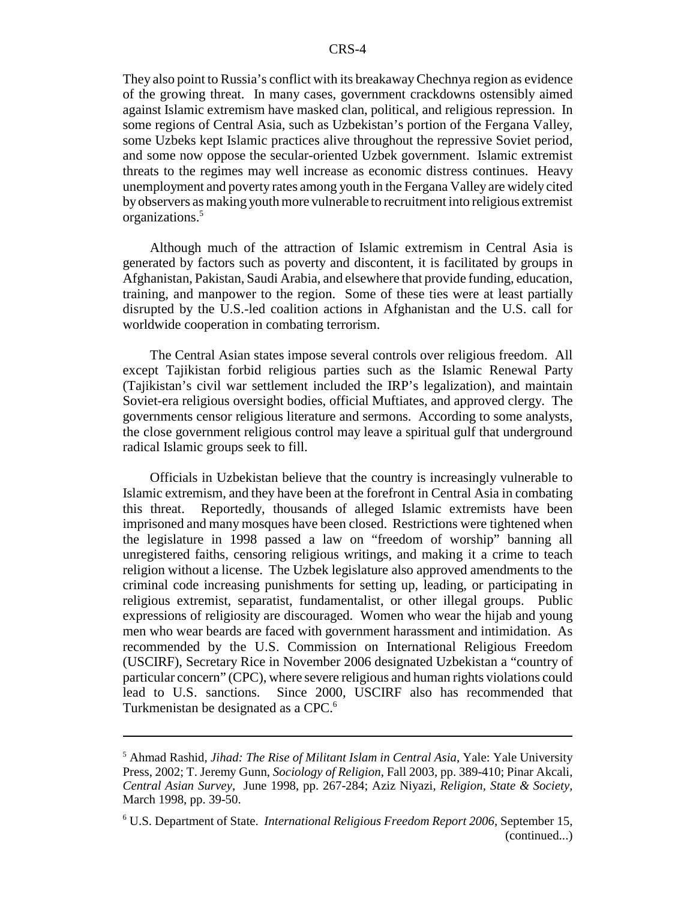They also point to Russia's conflict with its breakaway Chechnya region as evidence of the growing threat. In many cases, government crackdowns ostensibly aimed against Islamic extremism have masked clan, political, and religious repression. In some regions of Central Asia, such as Uzbekistan's portion of the Fergana Valley, some Uzbeks kept Islamic practices alive throughout the repressive Soviet period, and some now oppose the secular-oriented Uzbek government. Islamic extremist threats to the regimes may well increase as economic distress continues. Heavy unemployment and poverty rates among youth in the Fergana Valley are widely cited by observers as making youth more vulnerable to recruitment into religious extremist organizations.[5]

Although much of the attraction of Islamic extremism in Central Asia is generated by factors such as poverty and discontent, it is facilitated by groups in Afghanistan, Pakistan, Saudi Arabia, and elsewhere that provide funding, education, training, and manpower to the region. Some of these ties were at least partially disrupted by the U.S.-led coalition actions in Afghanistan and the U.S. call for worldwide cooperation in combating terrorism.

The Central Asian states impose several controls over religious freedom. All except Tajikistan forbid religious parties such as the Islamic Renewal Party (Tajikistan's civil war settlement included the IRP's legalization), and maintain Soviet-era religious oversight bodies, official Muftiates, and approved clergy. The governments censor religious literature and sermons. According to some analysts, the close government religious control may leave a spiritual gulf that underground radical Islamic groups seek to fill.

Officials in Uzbekistan believe that the country is increasingly vulnerable to Islamic extremism, and they have been at the forefront in Central Asia in combating this threat. Reportedly, thousands of alleged Islamic extremists have been imprisoned and many mosques have been closed. Restrictions were tightened when the legislature in 1998 passed a law on "freedom of worship" banning all unregistered faiths, censoring religious writings, and making it a crime to teach religion without a license. The Uzbek legislature also approved amendments to the criminal code increasing punishments for setting up, leading, or participating in religious extremist, separatist, fundamentalist, or other illegal groups. Public expressions of religiosity are discouraged. Women who wear the hijab and young men who wear beards are faced with government harassment and intimidation. As recommended by the U.S. Commission on International Religious Freedom (USCIRF), Secretary Rice in November 2006 designated Uzbekistan a "country of particular concern" (CPC), where severe religious and human rights violations could lead to U.S. sanctions. Since 2000, USCIRF also has recommended that Turkmenistan be designated as a CPC.[6]

---

[5] Ahmad Rashid, *Jihad: The Rise of Militant Islam in Central Asia*, Yale: Yale University Press, 2002; T. Jeremy Gunn, *Sociology of Religion*, Fall 2003, pp. 389-410; Pinar Akcali, *Central Asian Survey*, June 1998, pp. 267-284; Aziz Niyazi, *Religion, State & Society*, March 1998, pp. 39-50.

[6] U.S. Department of State. *International Religious Freedom Report 2006*, September 15, (continued...)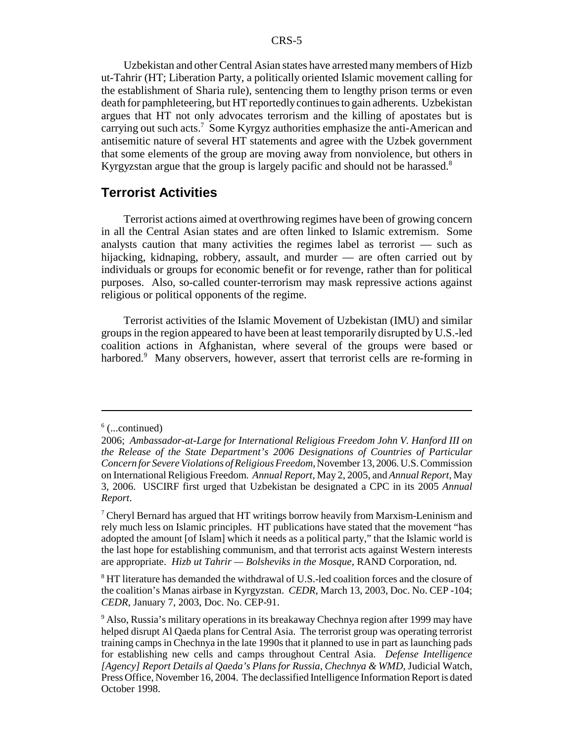Uzbekistan and other Central Asian states have arrested many members of Hizb ut-Tahrir (HT; Liberation Party, a politically oriented Islamic movement calling for the establishment of Sharia rule), sentencing them to lengthy prison terms or even death for pamphleteering, but HT reportedly continues to gain adherents. Uzbekistan argues that HT not only advocates terrorism and the killing of apostates but is carrying out such acts.[7] Some Kyrgyz authorities emphasize the anti-American and antisemitic nature of several HT statements and agree with the Uzbek government that some elements of the group are moving away from nonviolence, but others in Kyrgyzstan argue that the group is largely pacific and should not be harassed.[8]

## Terrorist Activities

Terrorist actions aimed at overthrowing regimes have been of growing concern in all the Central Asian states and are often linked to Islamic extremism. Some analysts caution that many activities the regimes label as terrorist — such as hijacking, kidnaping, robbery, assault, and murder — are often carried out by individuals or groups for economic benefit or for revenge, rather than for political purposes. Also, so-called counter-terrorism may mask repressive actions against religious or political opponents of the regime.

Terrorist activities of the Islamic Movement of Uzbekistan (IMU) and similar groups in the region appeared to have been at least temporarily disrupted by U.S.-led coalition actions in Afghanistan, where several of the groups were based or harbored.[9] Many observers, however, assert that terrorist cells are re-forming in

---

[6] (...continued)
2006; *Ambassador-at-Large for International Religious Freedom John V. Hanford III on the Release of the State Department's 2006 Designations of Countries of Particular Concern for Severe Violations of Religious Freedom*, November 13, 2006. U.S. Commission on International Religious Freedom. *Annual Report*, May 2, 2005, and *Annual Report*, May 3, 2006. USCIRF first urged that Uzbekistan be designated a CPC in its 2005 *Annual Report*.

[7] Cheryl Bernard has argued that HT writings borrow heavily from Marxism-Leninism and rely much less on Islamic principles. HT publications have stated that the movement "has adopted the amount [of Islam] which it needs as a political party," that the Islamic world is the last hope for establishing communism, and that terrorist acts against Western interests are appropriate. *Hizb ut Tahrir — Bolsheviks in the Mosque*, RAND Corporation, nd.

[8] HT literature has demanded the withdrawal of U.S.-led coalition forces and the closure of the coalition's Manas airbase in Kyrgyzstan. *CEDR*, March 13, 2003, Doc. No. CEP -104; *CEDR*, January 7, 2003, Doc. No. CEP-91.

[9] Also, Russia's military operations in its breakaway Chechnya region after 1999 may have helped disrupt Al Qaeda plans for Central Asia. The terrorist group was operating terrorist training camps in Chechnya in the late 1990s that it planned to use in part as launching pads for establishing new cells and camps throughout Central Asia. *Defense Intelligence [Agency] Report Details al Qaeda's Plans for Russia, Chechnya & WMD*, Judicial Watch, Press Office, November 16, 2004. The declassified Intelligence Information Report is dated October 1998.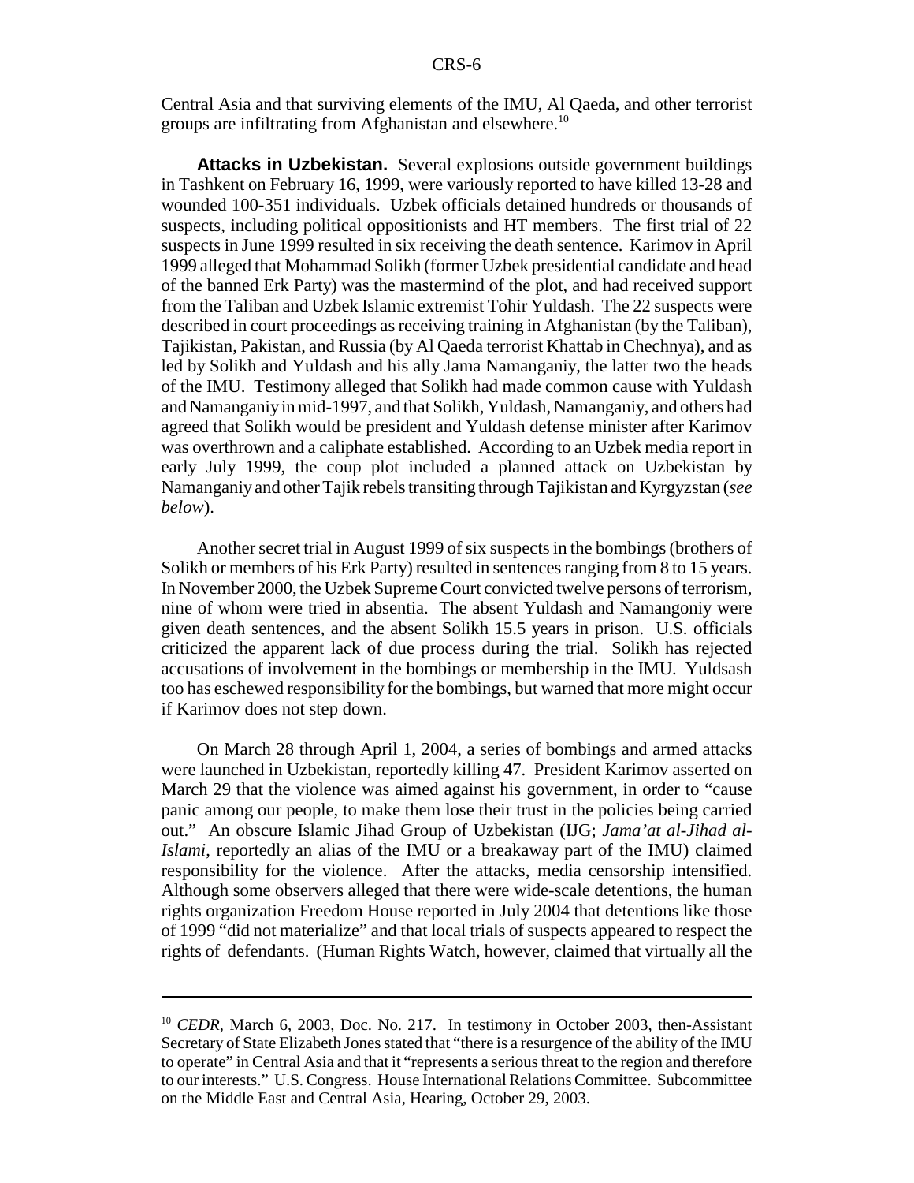Central Asia and that surviving elements of the IMU, Al Qaeda, and other terrorist groups are infiltrating from Afghanistan and elsewhere.[10]

**Attacks in Uzbekistan.** Several explosions outside government buildings in Tashkent on February 16, 1999, were variously reported to have killed 13-28 and wounded 100-351 individuals. Uzbek officials detained hundreds or thousands of suspects, including political oppositionists and HT members. The first trial of 22 suspects in June 1999 resulted in six receiving the death sentence. Karimov in April 1999 alleged that Mohammad Solikh (former Uzbek presidential candidate and head of the banned Erk Party) was the mastermind of the plot, and had received support from the Taliban and Uzbek Islamic extremist Tohir Yuldash. The 22 suspects were described in court proceedings as receiving training in Afghanistan (by the Taliban), Tajikistan, Pakistan, and Russia (by Al Qaeda terrorist Khattab in Chechnya), and as led by Solikh and Yuldash and his ally Jama Namanganiy, the latter two the heads of the IMU. Testimony alleged that Solikh had made common cause with Yuldash and Namanganiy in mid-1997, and that Solikh, Yuldash, Namanganiy, and others had agreed that Solikh would be president and Yuldash defense minister after Karimov was overthrown and a caliphate established. According to an Uzbek media report in early July 1999, the coup plot included a planned attack on Uzbekistan by Namanganiy and other Tajik rebels transiting through Tajikistan and Kyrgyzstan (*see below*).

Another secret trial in August 1999 of six suspects in the bombings (brothers of Solikh or members of his Erk Party) resulted in sentences ranging from 8 to 15 years. In November 2000, the Uzbek Supreme Court convicted twelve persons of terrorism, nine of whom were tried in absentia. The absent Yuldash and Namangoniy were given death sentences, and the absent Solikh 15.5 years in prison. U.S. officials criticized the apparent lack of due process during the trial. Solikh has rejected accusations of involvement in the bombings or membership in the IMU. Yuldsash too has eschewed responsibility for the bombings, but warned that more might occur if Karimov does not step down.

On March 28 through April 1, 2004, a series of bombings and armed attacks were launched in Uzbekistan, reportedly killing 47. President Karimov asserted on March 29 that the violence was aimed against his government, in order to "cause panic among our people, to make them lose their trust in the policies being carried out." An obscure Islamic Jihad Group of Uzbekistan (IJG; *Jama'at al-Jihad al-Islami*, reportedly an alias of the IMU or a breakaway part of the IMU) claimed responsibility for the violence. After the attacks, media censorship intensified. Although some observers alleged that there were wide-scale detentions, the human rights organization Freedom House reported in July 2004 that detentions like those of 1999 "did not materialize" and that local trials of suspects appeared to respect the rights of defendants. (Human Rights Watch, however, claimed that virtually all the

---

[10] *CEDR*, March 6, 2003, Doc. No. 217. In testimony in October 2003, then-Assistant Secretary of State Elizabeth Jones stated that "there is a resurgence of the ability of the IMU to operate" in Central Asia and that it "represents a serious threat to the region and therefore to our interests." U.S. Congress. House International Relations Committee. Subcommittee on the Middle East and Central Asia, Hearing, October 29, 2003.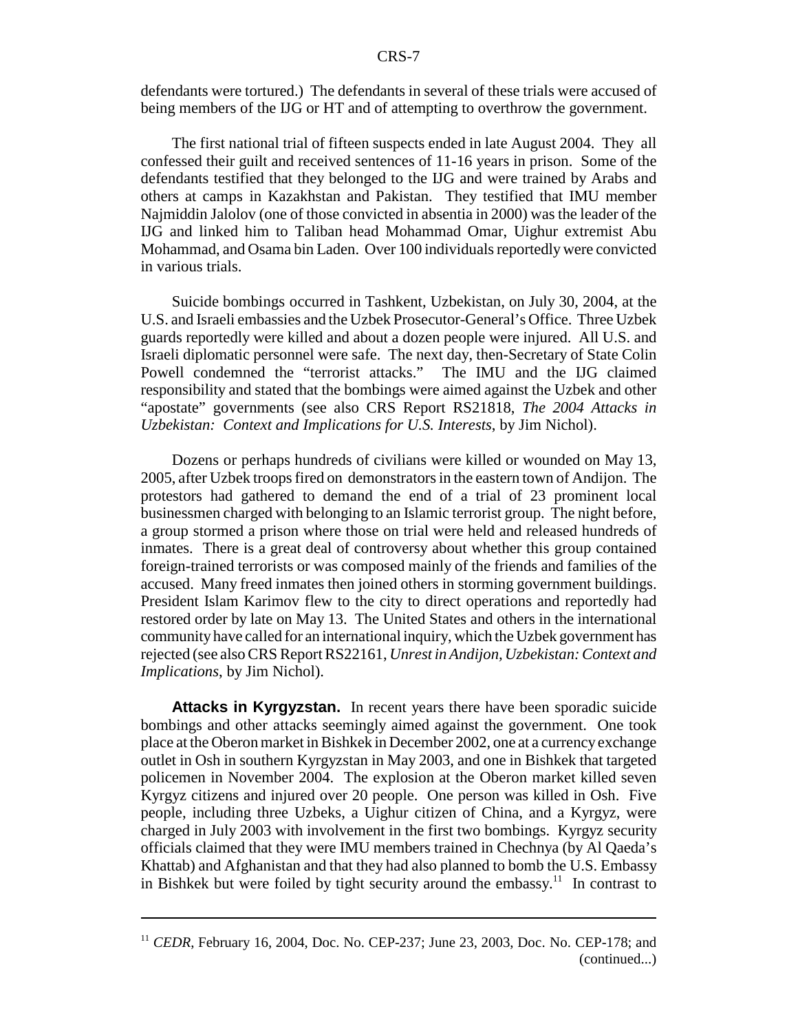defendants were tortured.) The defendants in several of these trials were accused of being members of the IJG or HT and of attempting to overthrow the government.

The first national trial of fifteen suspects ended in late August 2004. They all confessed their guilt and received sentences of 11-16 years in prison. Some of the defendants testified that they belonged to the IJG and were trained by Arabs and others at camps in Kazakhstan and Pakistan. They testified that IMU member Najmiddin Jalolov (one of those convicted in absentia in 2000) was the leader of the IJG and linked him to Taliban head Mohammad Omar, Uighur extremist Abu Mohammad, and Osama bin Laden. Over 100 individuals reportedly were convicted in various trials.

Suicide bombings occurred in Tashkent, Uzbekistan, on July 30, 2004, at the U.S. and Israeli embassies and the Uzbek Prosecutor-General's Office. Three Uzbek guards reportedly were killed and about a dozen people were injured. All U.S. and Israeli diplomatic personnel were safe. The next day, then-Secretary of State Colin Powell condemned the "terrorist attacks." The IMU and the IJG claimed responsibility and stated that the bombings were aimed against the Uzbek and other "apostate" governments (see also CRS Report RS21818, *The 2004 Attacks in Uzbekistan: Context and Implications for U.S. Interests*, by Jim Nichol).

Dozens or perhaps hundreds of civilians were killed or wounded on May 13, 2005, after Uzbek troops fired on demonstrators in the eastern town of Andijon. The protestors had gathered to demand the end of a trial of 23 prominent local businessmen charged with belonging to an Islamic terrorist group. The night before, a group stormed a prison where those on trial were held and released hundreds of inmates. There is a great deal of controversy about whether this group contained foreign-trained terrorists or was composed mainly of the friends and families of the accused. Many freed inmates then joined others in storming government buildings. President Islam Karimov flew to the city to direct operations and reportedly had restored order by late on May 13. The United States and others in the international community have called for an international inquiry, which the Uzbek government has rejected (see also CRS Report RS22161, *Unrest in Andijon, Uzbekistan: Context and Implications*, by Jim Nichol).

**Attacks in Kyrgyzstan.** In recent years there have been sporadic suicide bombings and other attacks seemingly aimed against the government. One took place at the Oberon market in Bishkek in December 2002, one at a currency exchange outlet in Osh in southern Kyrgyzstan in May 2003, and one in Bishkek that targeted policemen in November 2004. The explosion at the Oberon market killed seven Kyrgyz citizens and injured over 20 people. One person was killed in Osh. Five people, including three Uzbeks, a Uighur citizen of China, and a Kyrgyz, were charged in July 2003 with involvement in the first two bombings. Kyrgyz security officials claimed that they were IMU members trained in Chechnya (by Al Qaeda's Khattab) and Afghanistan and that they had also planned to bomb the U.S. Embassy in Bishkek but were foiled by tight security around the embassy.[11] In contrast to

---

[11] *CEDR*, February 16, 2004, Doc. No. CEP-237; June 23, 2003, Doc. No. CEP-178; and (continued...)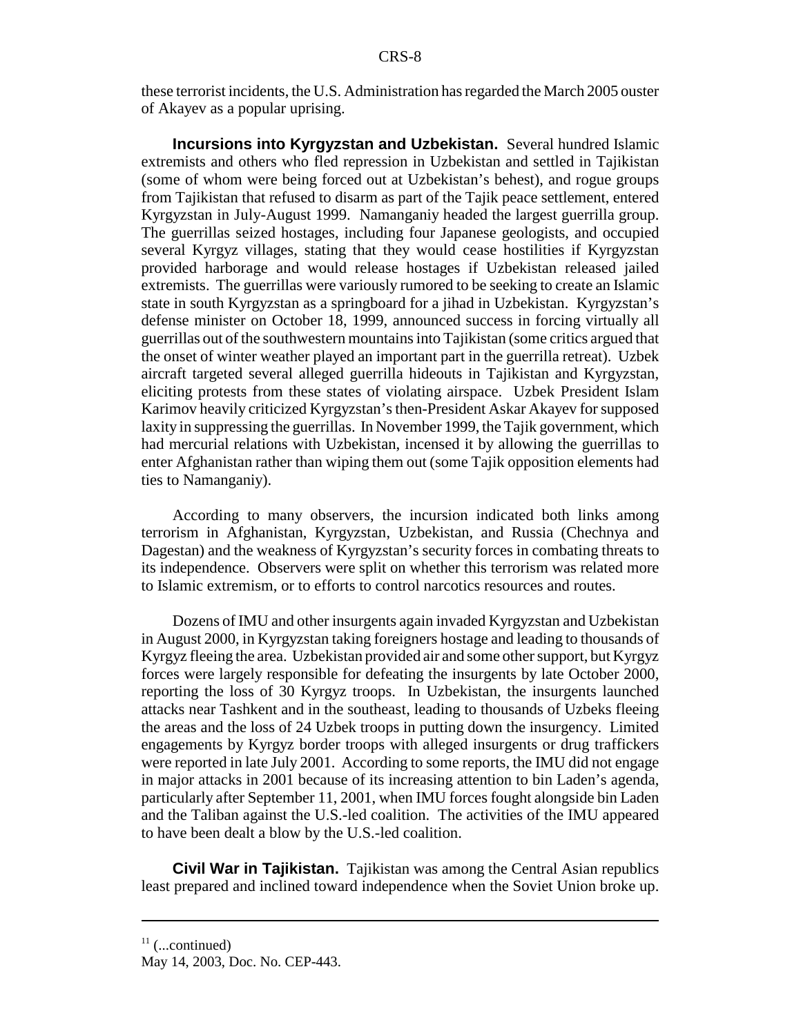these terrorist incidents, the U.S. Administration has regarded the March 2005 ouster of Akayev as a popular uprising.

**Incursions into Kyrgyzstan and Uzbekistan.** Several hundred Islamic extremists and others who fled repression in Uzbekistan and settled in Tajikistan (some of whom were being forced out at Uzbekistan's behest), and rogue groups from Tajikistan that refused to disarm as part of the Tajik peace settlement, entered Kyrgyzstan in July-August 1999. Namanganiy headed the largest guerrilla group. The guerrillas seized hostages, including four Japanese geologists, and occupied several Kyrgyz villages, stating that they would cease hostilities if Kyrgyzstan provided harborage and would release hostages if Uzbekistan released jailed extremists. The guerrillas were variously rumored to be seeking to create an Islamic state in south Kyrgyzstan as a springboard for a jihad in Uzbekistan. Kyrgyzstan's defense minister on October 18, 1999, announced success in forcing virtually all guerrillas out of the southwestern mountains into Tajikistan (some critics argued that the onset of winter weather played an important part in the guerrilla retreat). Uzbek aircraft targeted several alleged guerrilla hideouts in Tajikistan and Kyrgyzstan, eliciting protests from these states of violating airspace. Uzbek President Islam Karimov heavily criticized Kyrgyzstan's then-President Askar Akayev for supposed laxity in suppressing the guerrillas. In November 1999, the Tajik government, which had mercurial relations with Uzbekistan, incensed it by allowing the guerrillas to enter Afghanistan rather than wiping them out (some Tajik opposition elements had ties to Namanganiy).

According to many observers, the incursion indicated both links among terrorism in Afghanistan, Kyrgyzstan, Uzbekistan, and Russia (Chechnya and Dagestan) and the weakness of Kyrgyzstan's security forces in combating threats to its independence. Observers were split on whether this terrorism was related more to Islamic extremism, or to efforts to control narcotics resources and routes.

Dozens of IMU and other insurgents again invaded Kyrgyzstan and Uzbekistan in August 2000, in Kyrgyzstan taking foreigners hostage and leading to thousands of Kyrgyz fleeing the area. Uzbekistan provided air and some other support, but Kyrgyz forces were largely responsible for defeating the insurgents by late October 2000, reporting the loss of 30 Kyrgyz troops. In Uzbekistan, the insurgents launched attacks near Tashkent and in the southeast, leading to thousands of Uzbeks fleeing the areas and the loss of 24 Uzbek troops in putting down the insurgency. Limited engagements by Kyrgyz border troops with alleged insurgents or drug traffickers were reported in late July 2001. According to some reports, the IMU did not engage in major attacks in 2001 because of its increasing attention to bin Laden's agenda, particularly after September 11, 2001, when IMU forces fought alongside bin Laden and the Taliban against the U.S.-led coalition. The activities of the IMU appeared to have been dealt a blow by the U.S.-led coalition.

**Civil War in Tajikistan.** Tajikistan was among the Central Asian republics least prepared and inclined toward independence when the Soviet Union broke up.

---

[11] (...continued)
May 14, 2003, Doc. No. CEP-443.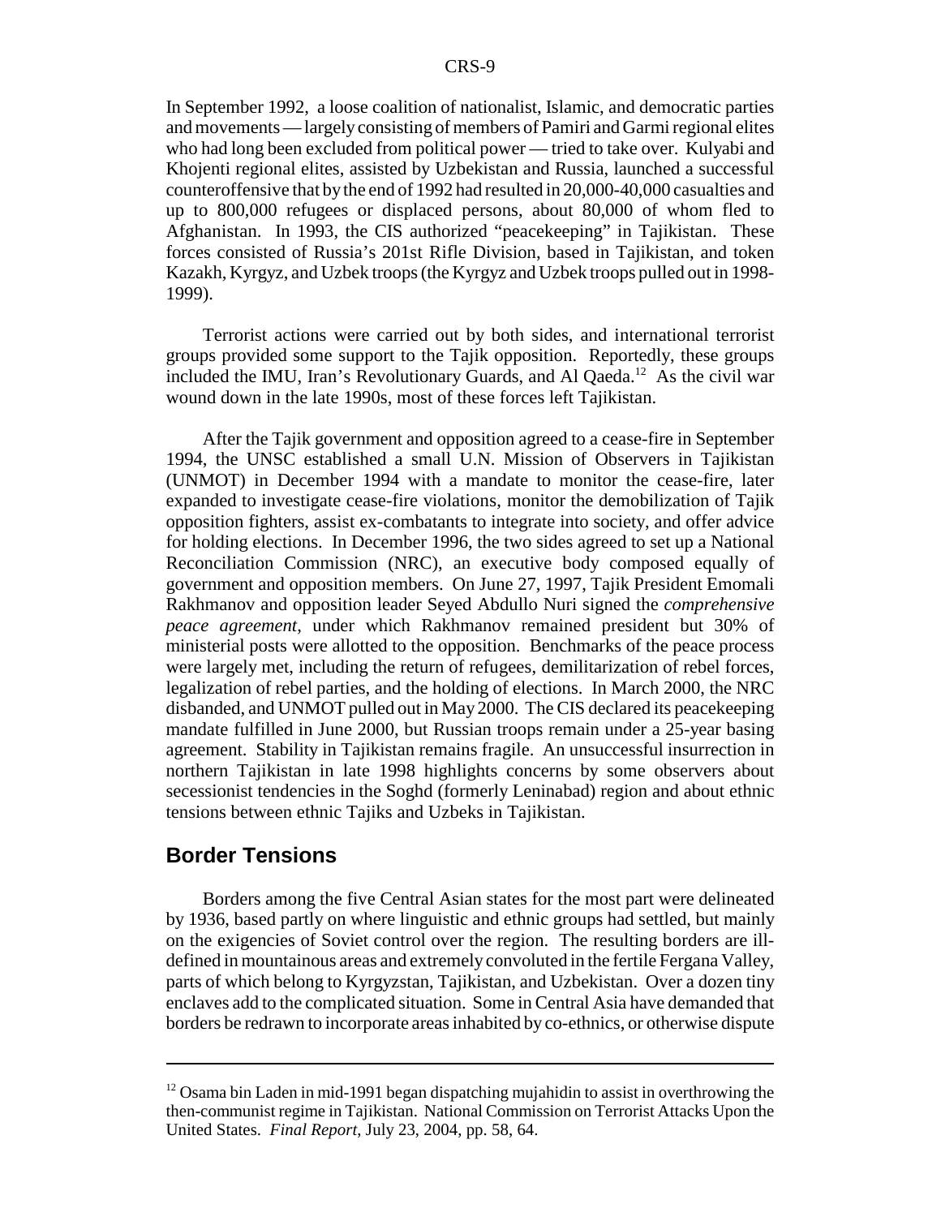In September 1992, a loose coalition of nationalist, Islamic, and democratic parties and movements — largely consisting of members of Pamiri and Garmi regional elites who had long been excluded from political power — tried to take over. Kulyabi and Khojenti regional elites, assisted by Uzbekistan and Russia, launched a successful counteroffensive that by the end of 1992 had resulted in 20,000-40,000 casualties and up to 800,000 refugees or displaced persons, about 80,000 of whom fled to Afghanistan. In 1993, the CIS authorized "peacekeeping" in Tajikistan. These forces consisted of Russia's 201st Rifle Division, based in Tajikistan, and token Kazakh, Kyrgyz, and Uzbek troops (the Kyrgyz and Uzbek troops pulled out in 1998-1999).

Terrorist actions were carried out by both sides, and international terrorist groups provided some support to the Tajik opposition. Reportedly, these groups included the IMU, Iran's Revolutionary Guards, and Al Qaeda.[12] As the civil war wound down in the late 1990s, most of these forces left Tajikistan.

After the Tajik government and opposition agreed to a cease-fire in September 1994, the UNSC established a small U.N. Mission of Observers in Tajikistan (UNMOT) in December 1994 with a mandate to monitor the cease-fire, later expanded to investigate cease-fire violations, monitor the demobilization of Tajik opposition fighters, assist ex-combatants to integrate into society, and offer advice for holding elections. In December 1996, the two sides agreed to set up a National Reconciliation Commission (NRC), an executive body composed equally of government and opposition members. On June 27, 1997, Tajik President Emomali Rakhmanov and opposition leader Seyed Abdullo Nuri signed the *comprehensive peace agreement*, under which Rakhmanov remained president but 30% of ministerial posts were allotted to the opposition. Benchmarks of the peace process were largely met, including the return of refugees, demilitarization of rebel forces, legalization of rebel parties, and the holding of elections. In March 2000, the NRC disbanded, and UNMOT pulled out in May 2000. The CIS declared its peacekeeping mandate fulfilled in June 2000, but Russian troops remain under a 25-year basing agreement. Stability in Tajikistan remains fragile. An unsuccessful insurrection in northern Tajikistan in late 1998 highlights concerns by some observers about secessionist tendencies in the Soghd (formerly Leninabad) region and about ethnic tensions between ethnic Tajiks and Uzbeks in Tajikistan.

## Border Tensions

Borders among the five Central Asian states for the most part were delineated by 1936, based partly on where linguistic and ethnic groups had settled, but mainly on the exigencies of Soviet control over the region. The resulting borders are ill-defined in mountainous areas and extremely convoluted in the fertile Fergana Valley, parts of which belong to Kyrgyzstan, Tajikistan, and Uzbekistan. Over a dozen tiny enclaves add to the complicated situation. Some in Central Asia have demanded that borders be redrawn to incorporate areas inhabited by co-ethnics, or otherwise dispute

---

[12] Osama bin Laden in mid-1991 began dispatching mujahidin to assist in overthrowing the then-communist regime in Tajikistan. National Commission on Terrorist Attacks Upon the United States. *Final Report*, July 23, 2004, pp. 58, 64.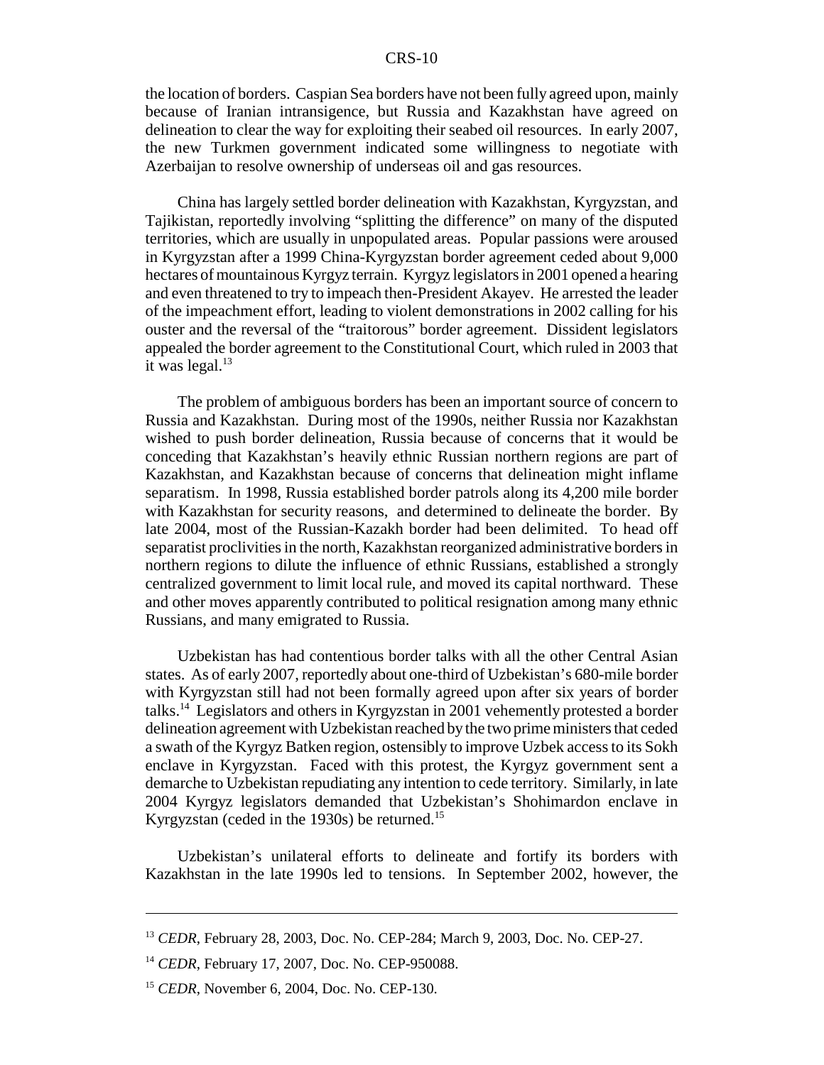the location of borders. Caspian Sea borders have not been fully agreed upon, mainly because of Iranian intransigence, but Russia and Kazakhstan have agreed on delineation to clear the way for exploiting their seabed oil resources. In early 2007, the new Turkmen government indicated some willingness to negotiate with Azerbaijan to resolve ownership of underseas oil and gas resources.

China has largely settled border delineation with Kazakhstan, Kyrgyzstan, and Tajikistan, reportedly involving "splitting the difference" on many of the disputed territories, which are usually in unpopulated areas. Popular passions were aroused in Kyrgyzstan after a 1999 China-Kyrgyzstan border agreement ceded about 9,000 hectares of mountainous Kyrgyz terrain. Kyrgyz legislators in 2001 opened a hearing and even threatened to try to impeach then-President Akayev. He arrested the leader of the impeachment effort, leading to violent demonstrations in 2002 calling for his ouster and the reversal of the "traitorous" border agreement. Dissident legislators appealed the border agreement to the Constitutional Court, which ruled in 2003 that it was legal.[13]

The problem of ambiguous borders has been an important source of concern to Russia and Kazakhstan. During most of the 1990s, neither Russia nor Kazakhstan wished to push border delineation, Russia because of concerns that it would be conceding that Kazakhstan's heavily ethnic Russian northern regions are part of Kazakhstan, and Kazakhstan because of concerns that delineation might inflame separatism. In 1998, Russia established border patrols along its 4,200 mile border with Kazakhstan for security reasons, and determined to delineate the border. By late 2004, most of the Russian-Kazakh border had been delimited. To head off separatist proclivities in the north, Kazakhstan reorganized administrative borders in northern regions to dilute the influence of ethnic Russians, established a strongly centralized government to limit local rule, and moved its capital northward. These and other moves apparently contributed to political resignation among many ethnic Russians, and many emigrated to Russia.

Uzbekistan has had contentious border talks with all the other Central Asian states. As of early 2007, reportedly about one-third of Uzbekistan's 680-mile border with Kyrgyzstan still had not been formally agreed upon after six years of border talks.[14] Legislators and others in Kyrgyzstan in 2001 vehemently protested a border delineation agreement with Uzbekistan reached by the two prime ministers that ceded a swath of the Kyrgyz Batken region, ostensibly to improve Uzbek access to its Sokh enclave in Kyrgyzstan. Faced with this protest, the Kyrgyz government sent a demarche to Uzbekistan repudiating any intention to cede territory. Similarly, in late 2004 Kyrgyz legislators demanded that Uzbekistan's Shohimardon enclave in Kyrgyzstan (ceded in the 1930s) be returned.[15]

Uzbekistan's unilateral efforts to delineate and fortify its borders with Kazakhstan in the late 1990s led to tensions. In September 2002, however, the

---

[13] *CEDR*, February 28, 2003, Doc. No. CEP-284; March 9, 2003, Doc. No. CEP-27.

[14] *CEDR*, February 17, 2007, Doc. No. CEP-950088.

[15] *CEDR*, November 6, 2004, Doc. No. CEP-130.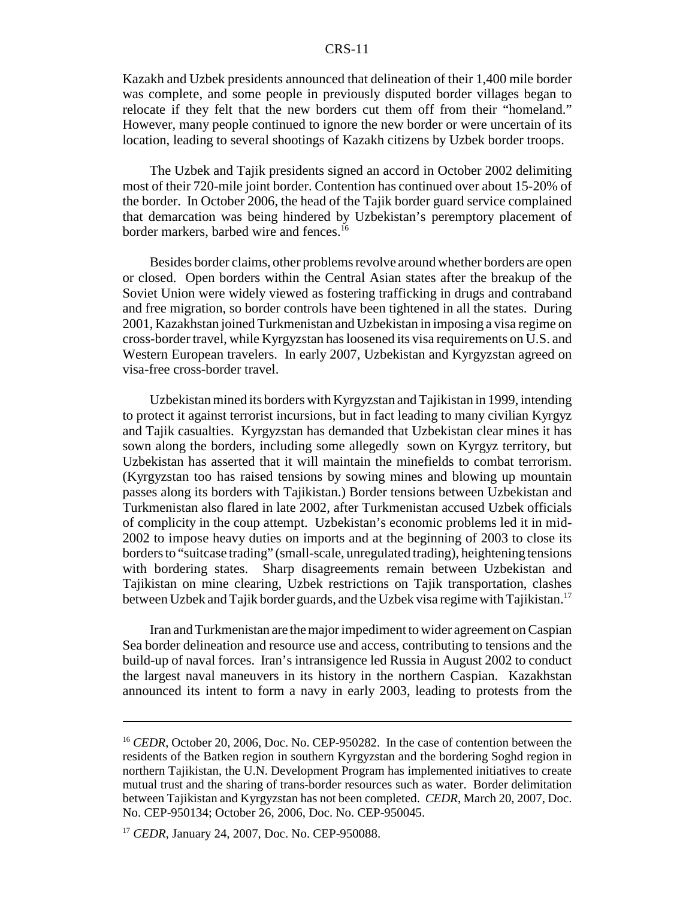Kazakh and Uzbek presidents announced that delineation of their 1,400 mile border was complete, and some people in previously disputed border villages began to relocate if they felt that the new borders cut them off from their "homeland." However, many people continued to ignore the new border or were uncertain of its location, leading to several shootings of Kazakh citizens by Uzbek border troops.

The Uzbek and Tajik presidents signed an accord in October 2002 delimiting most of their 720-mile joint border. Contention has continued over about 15-20% of the border. In October 2006, the head of the Tajik border guard service complained that demarcation was being hindered by Uzbekistan's peremptory placement of border markers, barbed wire and fences.[16]

Besides border claims, other problems revolve around whether borders are open or closed. Open borders within the Central Asian states after the breakup of the Soviet Union were widely viewed as fostering trafficking in drugs and contraband and free migration, so border controls have been tightened in all the states. During 2001, Kazakhstan joined Turkmenistan and Uzbekistan in imposing a visa regime on cross-border travel, while Kyrgyzstan has loosened its visa requirements on U.S. and Western European travelers. In early 2007, Uzbekistan and Kyrgyzstan agreed on visa-free cross-border travel.

Uzbekistan mined its borders with Kyrgyzstan and Tajikistan in 1999, intending to protect it against terrorist incursions, but in fact leading to many civilian Kyrgyz and Tajik casualties. Kyrgyzstan has demanded that Uzbekistan clear mines it has sown along the borders, including some allegedly sown on Kyrgyz territory, but Uzbekistan has asserted that it will maintain the minefields to combat terrorism. (Kyrgyzstan too has raised tensions by sowing mines and blowing up mountain passes along its borders with Tajikistan.) Border tensions between Uzbekistan and Turkmenistan also flared in late 2002, after Turkmenistan accused Uzbek officials of complicity in the coup attempt. Uzbekistan's economic problems led it in mid-2002 to impose heavy duties on imports and at the beginning of 2003 to close its borders to "suitcase trading" (small-scale, unregulated trading), heightening tensions with bordering states. Sharp disagreements remain between Uzbekistan and Tajikistan on mine clearing, Uzbek restrictions on Tajik transportation, clashes between Uzbek and Tajik border guards, and the Uzbek visa regime with Tajikistan.[17]

Iran and Turkmenistan are the major impediment to wider agreement on Caspian Sea border delineation and resource use and access, contributing to tensions and the build-up of naval forces. Iran's intransigence led Russia in August 2002 to conduct the largest naval maneuvers in its history in the northern Caspian. Kazakhstan announced its intent to form a navy in early 2003, leading to protests from the

---

[16] *CEDR*, October 20, 2006, Doc. No. CEP-950282. In the case of contention between the residents of the Batken region in southern Kyrgyzstan and the bordering Soghd region in northern Tajikistan, the U.N. Development Program has implemented initiatives to create mutual trust and the sharing of trans-border resources such as water. Border delimitation between Tajikistan and Kyrgyzstan has not been completed. *CEDR*, March 20, 2007, Doc. No. CEP-950134; October 26, 2006, Doc. No. CEP-950045.

[17] *CEDR*, January 24, 2007, Doc. No. CEP-950088.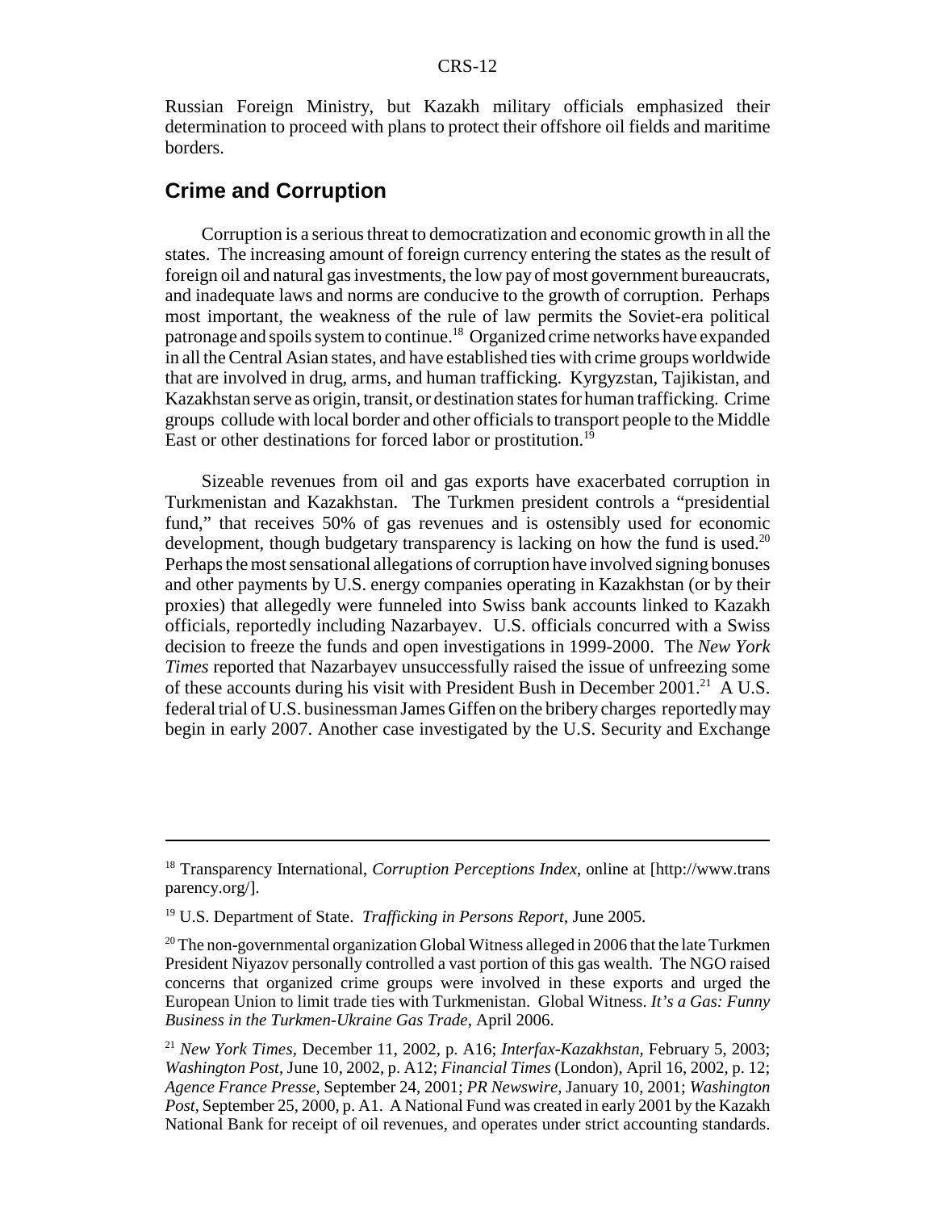Russian Foreign Ministry, but Kazakh military officials emphasized their determination to proceed with plans to protect their offshore oil fields and maritime borders.

## Crime and Corruption

Corruption is a serious threat to democratization and economic growth in all the states. The increasing amount of foreign currency entering the states as the result of foreign oil and natural gas investments, the low pay of most government bureaucrats, and inadequate laws and norms are conducive to the growth of corruption. Perhaps most important, the weakness of the rule of law permits the Soviet-era political patronage and spoils system to continue.[18] Organized crime networks have expanded in all the Central Asian states, and have established ties with crime groups worldwide that are involved in drug, arms, and human trafficking. Kyrgyzstan, Tajikistan, and Kazakhstan serve as origin, transit, or destination states for human trafficking. Crime groups collude with local border and other officials to transport people to the Middle East or other destinations for forced labor or prostitution.[19]

Sizeable revenues from oil and gas exports have exacerbated corruption in Turkmenistan and Kazakhstan. The Turkmen president controls a "presidential fund," that receives 50% of gas revenues and is ostensibly used for economic development, though budgetary transparency is lacking on how the fund is used.[20] Perhaps the most sensational allegations of corruption have involved signing bonuses and other payments by U.S. energy companies operating in Kazakhstan (or by their proxies) that allegedly were funneled into Swiss bank accounts linked to Kazakh officials, reportedly including Nazarbayev. U.S. officials concurred with a Swiss decision to freeze the funds and open investigations in 1999-2000. The *New York Times* reported that Nazarbayev unsuccessfully raised the issue of unfreezing some of these accounts during his visit with President Bush in December 2001.[21] A U.S. federal trial of U.S. businessman James Giffen on the bribery charges reportedly may begin in early 2007. Another case investigated by the U.S. Security and Exchange

---

[18] Transparency International, *Corruption Perceptions Index*, online at [http://www.transparency.org/].

[19] U.S. Department of State. *Trafficking in Persons Report*, June 2005.

[20] The non-governmental organization Global Witness alleged in 2006 that the late Turkmen President Niyazov personally controlled a vast portion of this gas wealth. The NGO raised concerns that organized crime groups were involved in these exports and urged the European Union to limit trade ties with Turkmenistan. Global Witness. *It's a Gas: Funny Business in the Turkmen-Ukraine Gas Trade*, April 2006.

[21] *New York Times*, December 11, 2002, p. A16; *Interfax-Kazakhstan*, February 5, 2003; *Washington Post*, June 10, 2002, p. A12; *Financial Times* (London), April 16, 2002, p. 12; *Agence France Presse*, September 24, 2001; *PR Newswire*, January 10, 2001; *Washington Post*, September 25, 2000, p. A1. A National Fund was created in early 2001 by the Kazakh National Bank for receipt of oil revenues, and operates under strict accounting standards.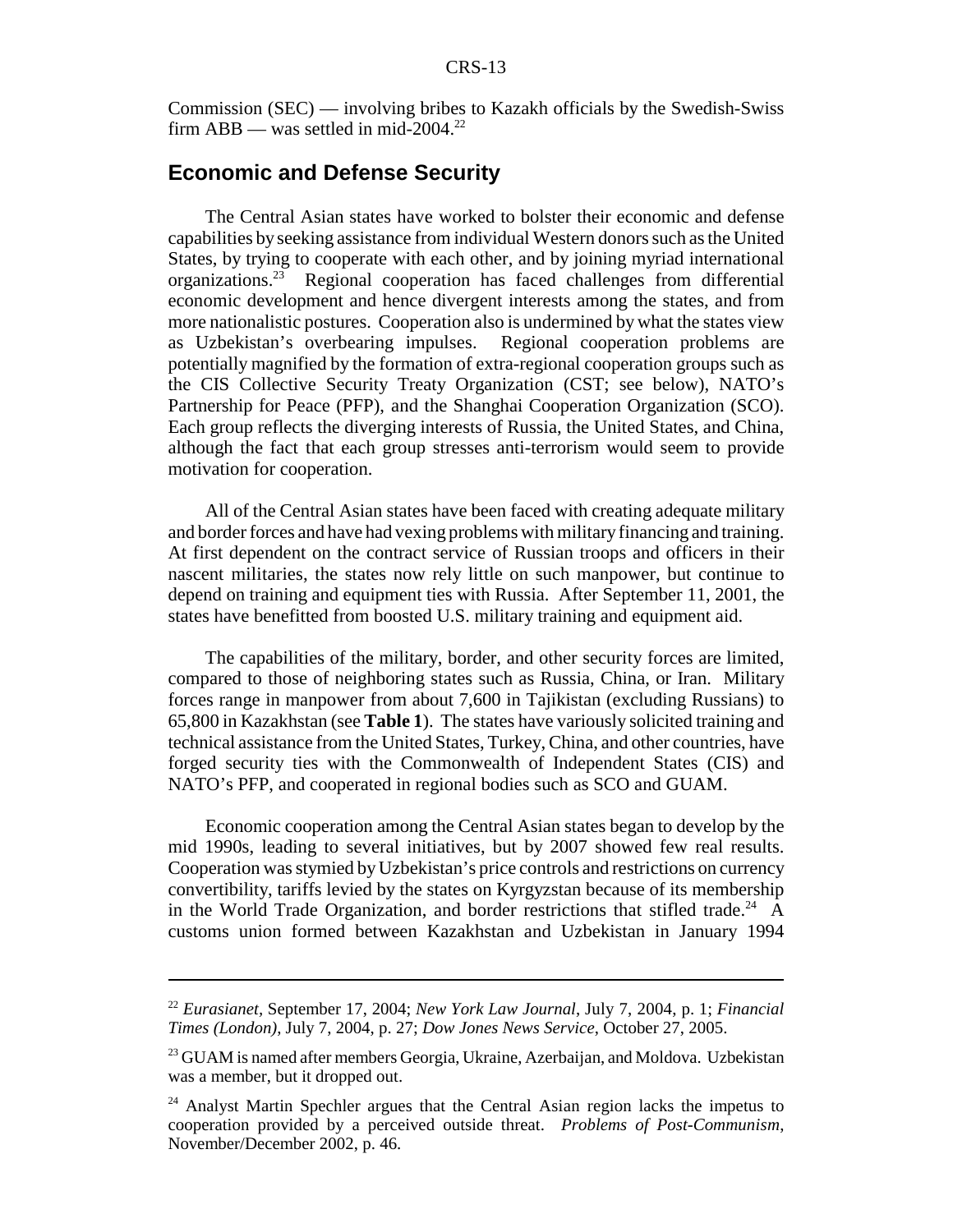Commission (SEC) — involving bribes to Kazakh officials by the Swedish-Swiss firm ABB — was settled in mid-2004.[22]

## Economic and Defense Security

The Central Asian states have worked to bolster their economic and defense capabilities by seeking assistance from individual Western donors such as the United States, by trying to cooperate with each other, and by joining myriad international organizations.[23] Regional cooperation has faced challenges from differential economic development and hence divergent interests among the states, and from more nationalistic postures. Cooperation also is undermined by what the states view as Uzbekistan's overbearing impulses. Regional cooperation problems are potentially magnified by the formation of extra-regional cooperation groups such as the CIS Collective Security Treaty Organization (CST; see below), NATO's Partnership for Peace (PFP), and the Shanghai Cooperation Organization (SCO). Each group reflects the diverging interests of Russia, the United States, and China, although the fact that each group stresses anti-terrorism would seem to provide motivation for cooperation.

All of the Central Asian states have been faced with creating adequate military and border forces and have had vexing problems with military financing and training. At first dependent on the contract service of Russian troops and officers in their nascent militaries, the states now rely little on such manpower, but continue to depend on training and equipment ties with Russia. After September 11, 2001, the states have benefitted from boosted U.S. military training and equipment aid.

The capabilities of the military, border, and other security forces are limited, compared to those of neighboring states such as Russia, China, or Iran. Military forces range in manpower from about 7,600 in Tajikistan (excluding Russians) to 65,800 in Kazakhstan (see **Table 1**). The states have variously solicited training and technical assistance from the United States, Turkey, China, and other countries, have forged security ties with the Commonwealth of Independent States (CIS) and NATO's PFP, and cooperated in regional bodies such as SCO and GUAM.

Economic cooperation among the Central Asian states began to develop by the mid 1990s, leading to several initiatives, but by 2007 showed few real results. Cooperation was stymied by Uzbekistan's price controls and restrictions on currency convertibility, tariffs levied by the states on Kyrgyzstan because of its membership in the World Trade Organization, and border restrictions that stifled trade.[24] A customs union formed between Kazakhstan and Uzbekistan in January 1994

---

[22] *Eurasianet*, September 17, 2004; *New York Law Journal*, July 7, 2004, p. 1; *Financial Times (London)*, July 7, 2004, p. 27; *Dow Jones News Service*, October 27, 2005.

[23] GUAM is named after members Georgia, Ukraine, Azerbaijan, and Moldova. Uzbekistan was a member, but it dropped out.

[24] Analyst Martin Spechler argues that the Central Asian region lacks the impetus to cooperation provided by a perceived outside threat. *Problems of Post-Communism*, November/December 2002, p. 46.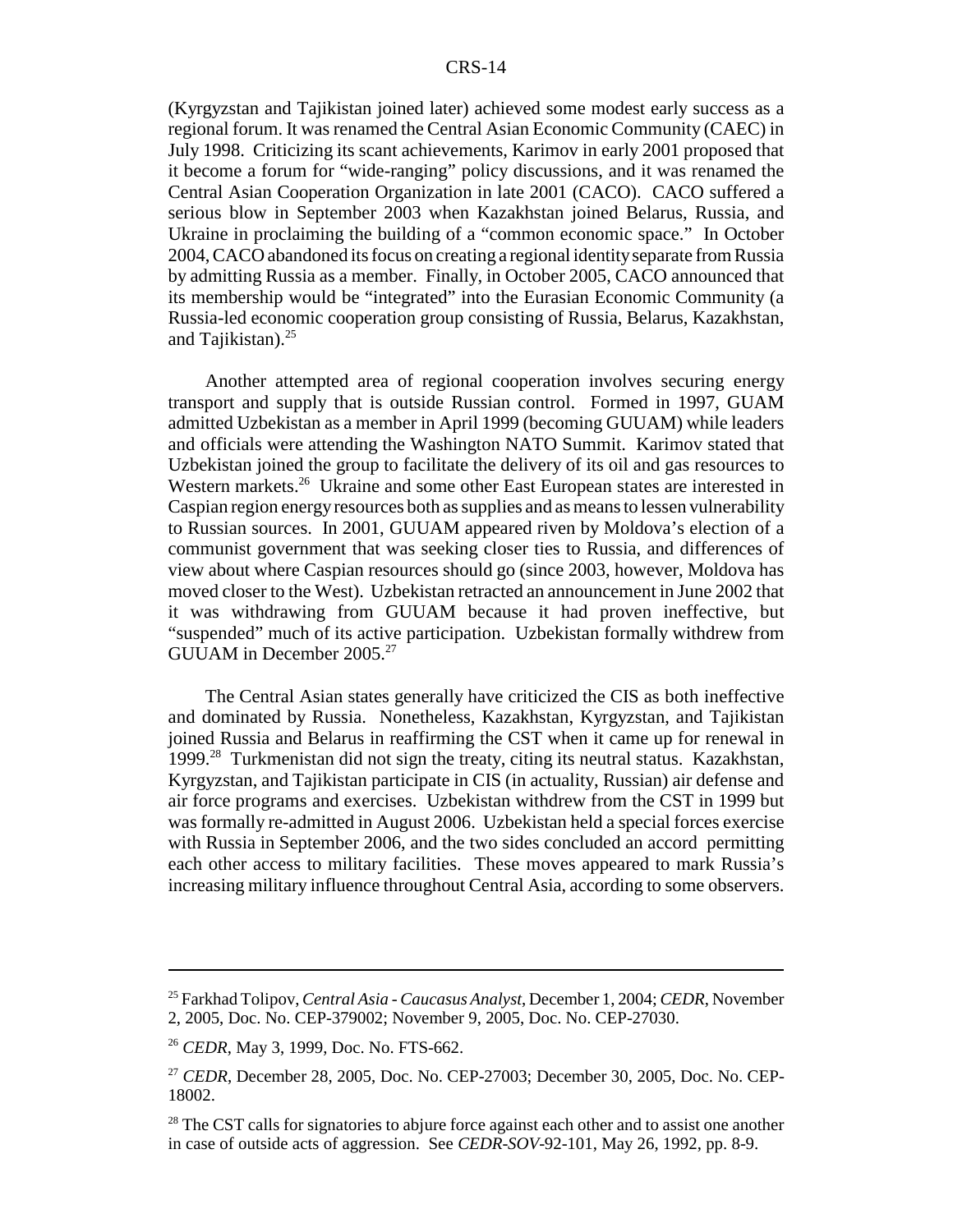(Kyrgyzstan and Tajikistan joined later) achieved some modest early success as a regional forum. It was renamed the Central Asian Economic Community (CAEC) in July 1998. Criticizing its scant achievements, Karimov in early 2001 proposed that it become a forum for "wide-ranging" policy discussions, and it was renamed the Central Asian Cooperation Organization in late 2001 (CACO). CACO suffered a serious blow in September 2003 when Kazakhstan joined Belarus, Russia, and Ukraine in proclaiming the building of a "common economic space." In October 2004, CACO abandoned its focus on creating a regional identity separate from Russia by admitting Russia as a member. Finally, in October 2005, CACO announced that its membership would be "integrated" into the Eurasian Economic Community (a Russia-led economic cooperation group consisting of Russia, Belarus, Kazakhstan, and Tajikistan).[25]

Another attempted area of regional cooperation involves securing energy transport and supply that is outside Russian control. Formed in 1997, GUAM admitted Uzbekistan as a member in April 1999 (becoming GUUAM) while leaders and officials were attending the Washington NATO Summit. Karimov stated that Uzbekistan joined the group to facilitate the delivery of its oil and gas resources to Western markets.[26] Ukraine and some other East European states are interested in Caspian region energy resources both as supplies and as means to lessen vulnerability to Russian sources. In 2001, GUUAM appeared riven by Moldova's election of a communist government that was seeking closer ties to Russia, and differences of view about where Caspian resources should go (since 2003, however, Moldova has moved closer to the West). Uzbekistan retracted an announcement in June 2002 that it was withdrawing from GUUAM because it had proven ineffective, but "suspended" much of its active participation. Uzbekistan formally withdrew from GUUAM in December 2005.[27]

The Central Asian states generally have criticized the CIS as both ineffective and dominated by Russia. Nonetheless, Kazakhstan, Kyrgyzstan, and Tajikistan joined Russia and Belarus in reaffirming the CST when it came up for renewal in 1999.[28] Turkmenistan did not sign the treaty, citing its neutral status. Kazakhstan, Kyrgyzstan, and Tajikistan participate in CIS (in actuality, Russian) air defense and air force programs and exercises. Uzbekistan withdrew from the CST in 1999 but was formally re-admitted in August 2006. Uzbekistan held a special forces exercise with Russia in September 2006, and the two sides concluded an accord permitting each other access to military facilities. These moves appeared to mark Russia's increasing military influence throughout Central Asia, according to some observers.

---

[25] Farkhad Tolipov, *Central Asia - Caucasus Analyst*, December 1, 2004; *CEDR*, November 2, 2005, Doc. No. CEP-379002; November 9, 2005, Doc. No. CEP-27030.

[26] *CEDR*, May 3, 1999, Doc. No. FTS-662.

[27] *CEDR*, December 28, 2005, Doc. No. CEP-27003; December 30, 2005, Doc. No. CEP-18002.

[28] The CST calls for signatories to abjure force against each other and to assist one another in case of outside acts of aggression. See *CEDR-SOV*-92-101, May 26, 1992, pp. 8-9.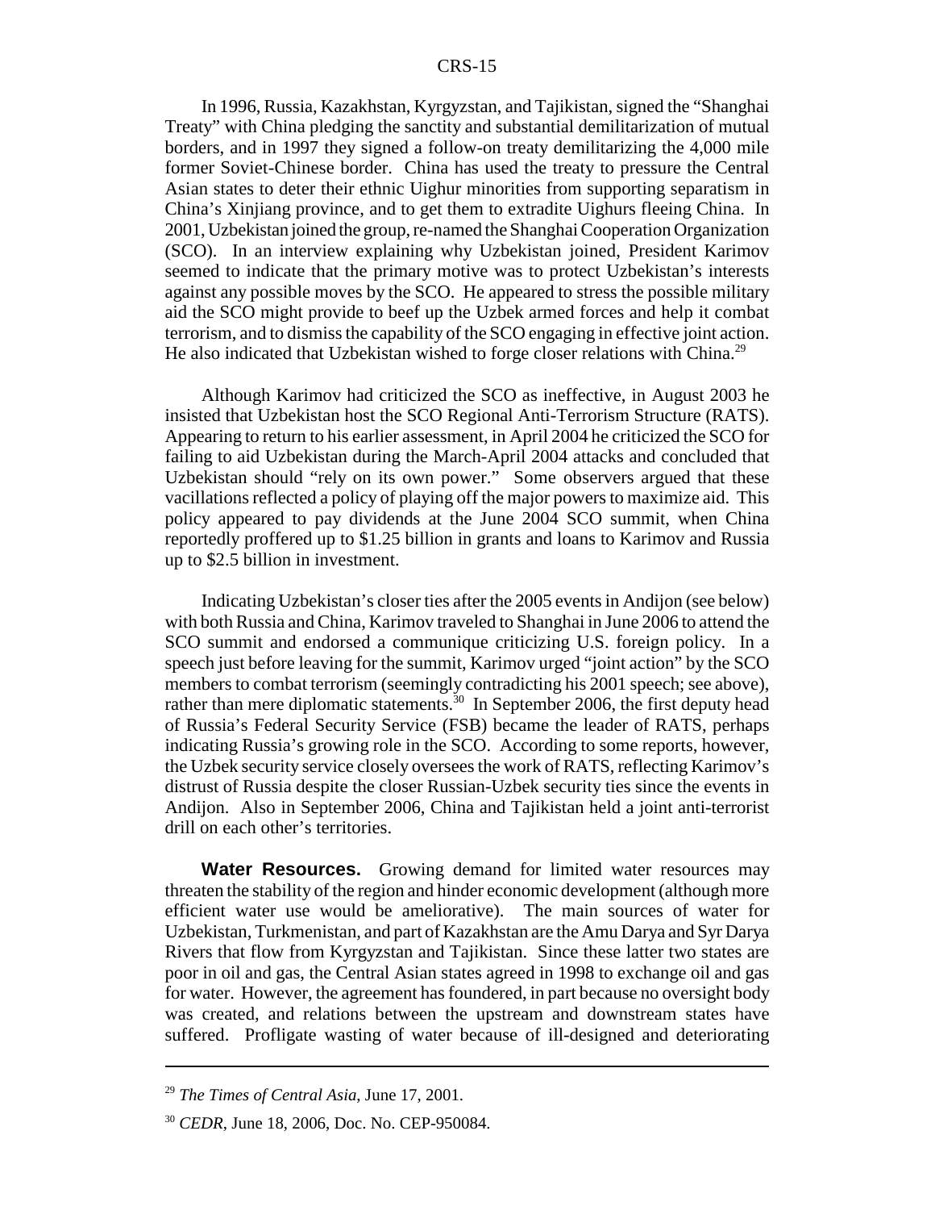In 1996, Russia, Kazakhstan, Kyrgyzstan, and Tajikistan, signed the "Shanghai Treaty" with China pledging the sanctity and substantial demilitarization of mutual borders, and in 1997 they signed a follow-on treaty demilitarizing the 4,000 mile former Soviet-Chinese border. China has used the treaty to pressure the Central Asian states to deter their ethnic Uighur minorities from supporting separatism in China's Xinjiang province, and to get them to extradite Uighurs fleeing China. In 2001, Uzbekistan joined the group, re-named the Shanghai Cooperation Organization (SCO). In an interview explaining why Uzbekistan joined, President Karimov seemed to indicate that the primary motive was to protect Uzbekistan's interests against any possible moves by the SCO. He appeared to stress the possible military aid the SCO might provide to beef up the Uzbek armed forces and help it combat terrorism, and to dismiss the capability of the SCO engaging in effective joint action. He also indicated that Uzbekistan wished to forge closer relations with China.[29]

Although Karimov had criticized the SCO as ineffective, in August 2003 he insisted that Uzbekistan host the SCO Regional Anti-Terrorism Structure (RATS). Appearing to return to his earlier assessment, in April 2004 he criticized the SCO for failing to aid Uzbekistan during the March-April 2004 attacks and concluded that Uzbekistan should "rely on its own power." Some observers argued that these vacillations reflected a policy of playing off the major powers to maximize aid. This policy appeared to pay dividends at the June 2004 SCO summit, when China reportedly proffered up to $1.25 billion in grants and loans to Karimov and Russia up to $2.5 billion in investment.

Indicating Uzbekistan's closer ties after the 2005 events in Andijon (see below) with both Russia and China, Karimov traveled to Shanghai in June 2006 to attend the SCO summit and endorsed a communique criticizing U.S. foreign policy. In a speech just before leaving for the summit, Karimov urged "joint action" by the SCO members to combat terrorism (seemingly contradicting his 2001 speech; see above), rather than mere diplomatic statements.[30] In September 2006, the first deputy head of Russia's Federal Security Service (FSB) became the leader of RATS, perhaps indicating Russia's growing role in the SCO. According to some reports, however, the Uzbek security service closely oversees the work of RATS, reflecting Karimov's distrust of Russia despite the closer Russian-Uzbek security ties since the events in Andijon. Also in September 2006, China and Tajikistan held a joint anti-terrorist drill on each other's territories.

**Water Resources.** Growing demand for limited water resources may threaten the stability of the region and hinder economic development (although more efficient water use would be ameliorative). The main sources of water for Uzbekistan, Turkmenistan, and part of Kazakhstan are the Amu Darya and Syr Darya Rivers that flow from Kyrgyzstan and Tajikistan. Since these latter two states are poor in oil and gas, the Central Asian states agreed in 1998 to exchange oil and gas for water. However, the agreement has foundered, in part because no oversight body was created, and relations between the upstream and downstream states have suffered. Profligate wasting of water because of ill-designed and deteriorating

---

[29] *The Times of Central Asia*, June 17, 2001.

[30] *CEDR*, June 18, 2006, Doc. No. CEP-950084.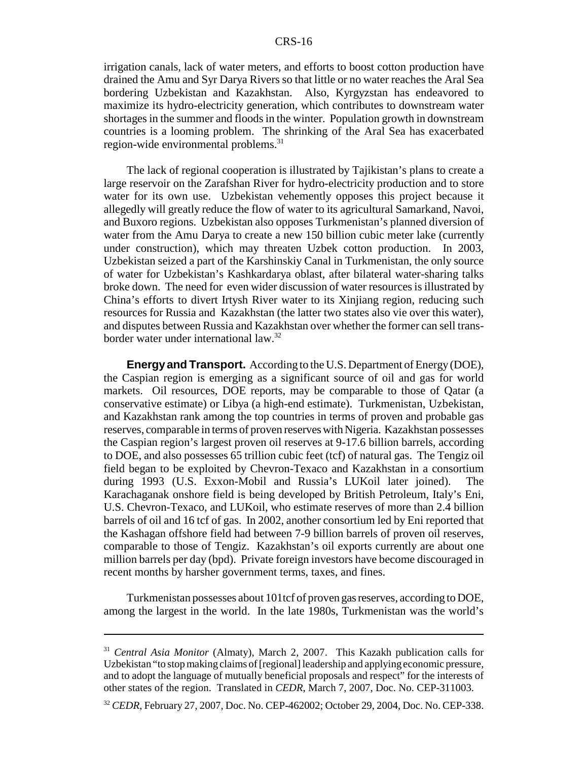irrigation canals, lack of water meters, and efforts to boost cotton production have drained the Amu and Syr Darya Rivers so that little or no water reaches the Aral Sea bordering Uzbekistan and Kazakhstan. Also, Kyrgyzstan has endeavored to maximize its hydro-electricity generation, which contributes to downstream water shortages in the summer and floods in the winter. Population growth in downstream countries is a looming problem. The shrinking of the Aral Sea has exacerbated region-wide environmental problems.[31]

The lack of regional cooperation is illustrated by Tajikistan's plans to create a large reservoir on the Zarafshan River for hydro-electricity production and to store water for its own use. Uzbekistan vehemently opposes this project because it allegedly will greatly reduce the flow of water to its agricultural Samarkand, Navoi, and Buxoro regions. Uzbekistan also opposes Turkmenistan's planned diversion of water from the Amu Darya to create a new 150 billion cubic meter lake (currently under construction), which may threaten Uzbek cotton production. In 2003, Uzbekistan seized a part of the Karshinskiy Canal in Turkmenistan, the only source of water for Uzbekistan's Kashkardarya oblast, after bilateral water-sharing talks broke down. The need for even wider discussion of water resources is illustrated by China's efforts to divert Irtysh River water to its Xinjiang region, reducing such resources for Russia and Kazakhstan (the latter two states also vie over this water), and disputes between Russia and Kazakhstan over whether the former can sell trans-border water under international law.[32]

**Energy and Transport.** According to the U.S. Department of Energy (DOE), the Caspian region is emerging as a significant source of oil and gas for world markets. Oil resources, DOE reports, may be comparable to those of Qatar (a conservative estimate) or Libya (a high-end estimate). Turkmenistan, Uzbekistan, and Kazakhstan rank among the top countries in terms of proven and probable gas reserves, comparable in terms of proven reserves with Nigeria. Kazakhstan possesses the Caspian region's largest proven oil reserves at 9-17.6 billion barrels, according to DOE, and also possesses 65 trillion cubic feet (tcf) of natural gas. The Tengiz oil field began to be exploited by Chevron-Texaco and Kazakhstan in a consortium during 1993 (U.S. Exxon-Mobil and Russia's LUKoil later joined). The Karachaganak onshore field is being developed by British Petroleum, Italy's Eni, U.S. Chevron-Texaco, and LUKoil, who estimate reserves of more than 2.4 billion barrels of oil and 16 tcf of gas. In 2002, another consortium led by Eni reported that the Kashagan offshore field had between 7-9 billion barrels of proven oil reserves, comparable to those of Tengiz. Kazakhstan's oil exports currently are about one million barrels per day (bpd). Private foreign investors have become discouraged in recent months by harsher government terms, taxes, and fines.

Turkmenistan possesses about 101tcf of proven gas reserves, according to DOE, among the largest in the world. In the late 1980s, Turkmenistan was the world's

---

[31] *Central Asia Monitor* (Almaty), March 2, 2007. This Kazakh publication calls for Uzbekistan "to stop making claims of [regional] leadership and applying economic pressure, and to adopt the language of mutually beneficial proposals and respect" for the interests of other states of the region. Translated in *CEDR*, March 7, 2007, Doc. No. CEP-311003.

[32] *CEDR*, February 27, 2007, Doc. No. CEP-462002; October 29, 2004, Doc. No. CEP-338.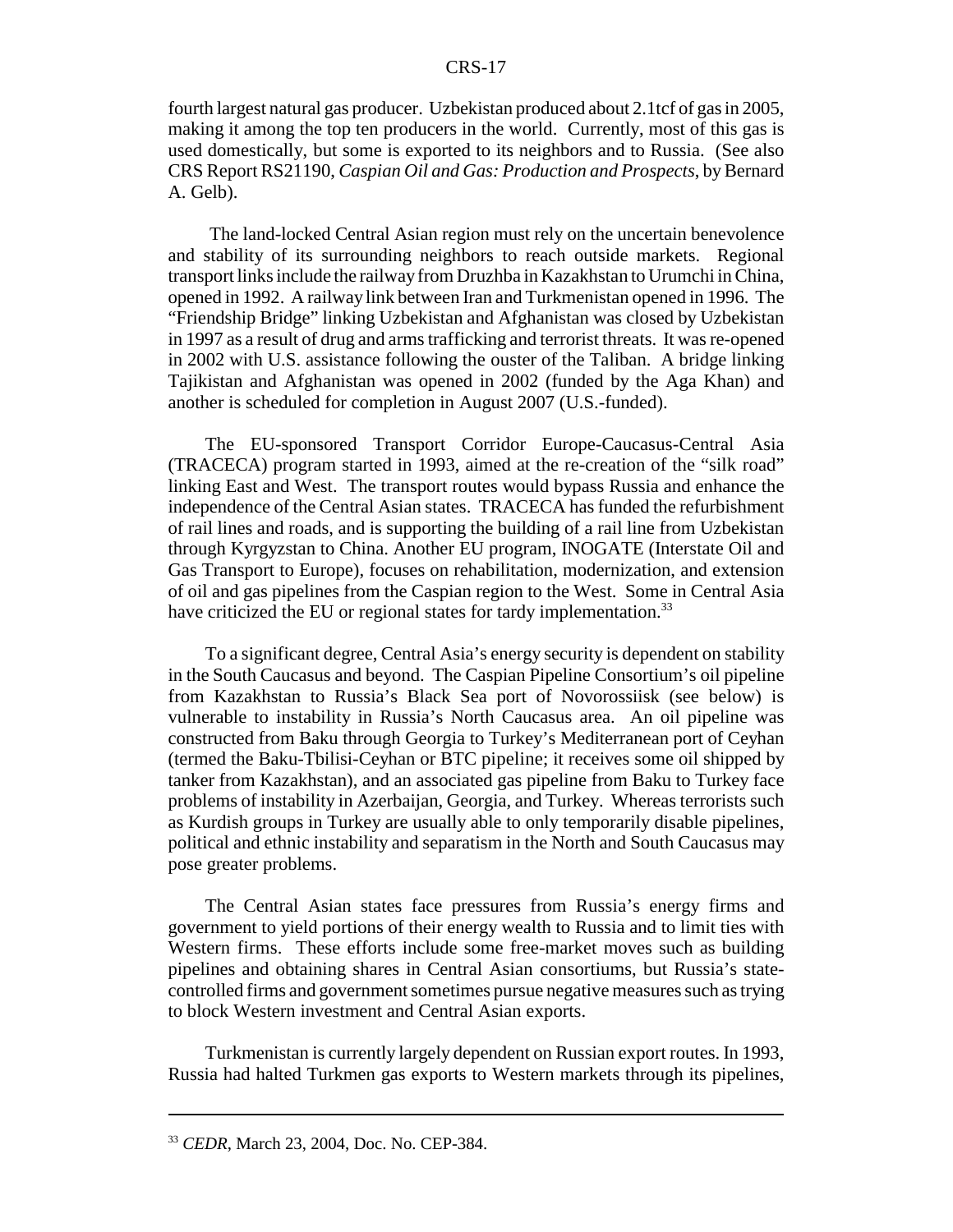fourth largest natural gas producer. Uzbekistan produced about 2.1tcf of gas in 2005, making it among the top ten producers in the world. Currently, most of this gas is used domestically, but some is exported to its neighbors and to Russia. (See also CRS Report RS21190, *Caspian Oil and Gas: Production and Prospects*, by Bernard A. Gelb).

The land-locked Central Asian region must rely on the uncertain benevolence and stability of its surrounding neighbors to reach outside markets. Regional transport links include the railway from Druzhba in Kazakhstan to Urumchi in China, opened in 1992. A railway link between Iran and Turkmenistan opened in 1996. The "Friendship Bridge" linking Uzbekistan and Afghanistan was closed by Uzbekistan in 1997 as a result of drug and arms trafficking and terrorist threats. It was re-opened in 2002 with U.S. assistance following the ouster of the Taliban. A bridge linking Tajikistan and Afghanistan was opened in 2002 (funded by the Aga Khan) and another is scheduled for completion in August 2007 (U.S.-funded).

The EU-sponsored Transport Corridor Europe-Caucasus-Central Asia (TRACECA) program started in 1993, aimed at the re-creation of the "silk road" linking East and West. The transport routes would bypass Russia and enhance the independence of the Central Asian states. TRACECA has funded the refurbishment of rail lines and roads, and is supporting the building of a rail line from Uzbekistan through Kyrgyzstan to China. Another EU program, INOGATE (Interstate Oil and Gas Transport to Europe), focuses on rehabilitation, modernization, and extension of oil and gas pipelines from the Caspian region to the West. Some in Central Asia have criticized the EU or regional states for tardy implementation.[33]

To a significant degree, Central Asia's energy security is dependent on stability in the South Caucasus and beyond. The Caspian Pipeline Consortium's oil pipeline from Kazakhstan to Russia's Black Sea port of Novorossiisk (see below) is vulnerable to instability in Russia's North Caucasus area. An oil pipeline was constructed from Baku through Georgia to Turkey's Mediterranean port of Ceyhan (termed the Baku-Tbilisi-Ceyhan or BTC pipeline; it receives some oil shipped by tanker from Kazakhstan), and an associated gas pipeline from Baku to Turkey face problems of instability in Azerbaijan, Georgia, and Turkey. Whereas terrorists such as Kurdish groups in Turkey are usually able to only temporarily disable pipelines, political and ethnic instability and separatism in the North and South Caucasus may pose greater problems.

The Central Asian states face pressures from Russia's energy firms and government to yield portions of their energy wealth to Russia and to limit ties with Western firms. These efforts include some free-market moves such as building pipelines and obtaining shares in Central Asian consortiums, but Russia's state-controlled firms and government sometimes pursue negative measures such as trying to block Western investment and Central Asian exports.

Turkmenistan is currently largely dependent on Russian export routes. In 1993, Russia had halted Turkmen gas exports to Western markets through its pipelines,

---

[33] *CEDR*, March 23, 2004, Doc. No. CEP-384.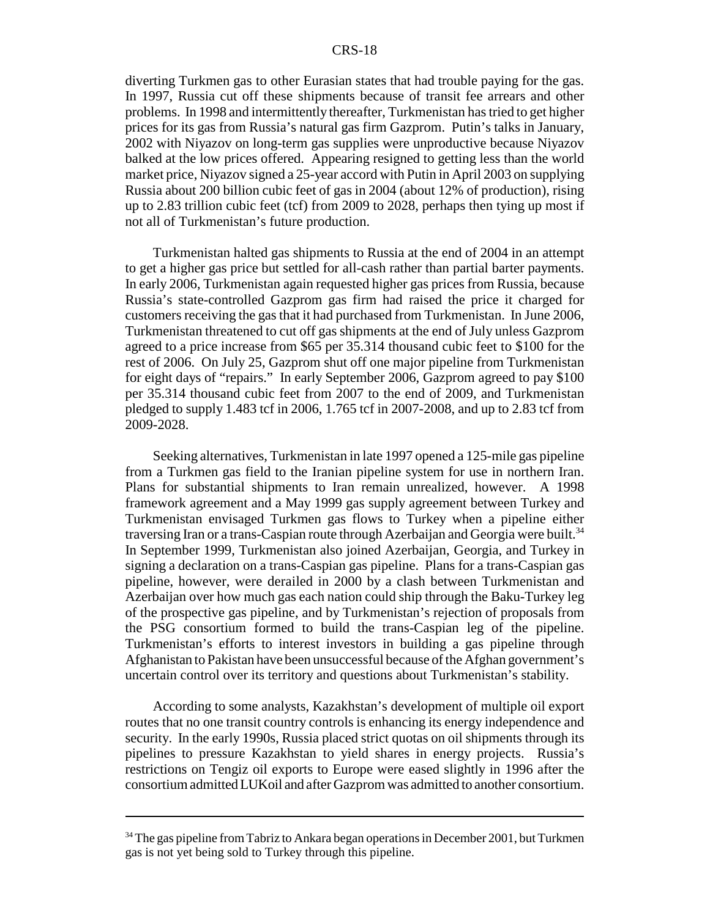diverting Turkmen gas to other Eurasian states that had trouble paying for the gas. In 1997, Russia cut off these shipments because of transit fee arrears and other problems. In 1998 and intermittently thereafter, Turkmenistan has tried to get higher prices for its gas from Russia's natural gas firm Gazprom. Putin's talks in January, 2002 with Niyazov on long-term gas supplies were unproductive because Niyazov balked at the low prices offered. Appearing resigned to getting less than the world market price, Niyazov signed a 25-year accord with Putin in April 2003 on supplying Russia about 200 billion cubic feet of gas in 2004 (about 12% of production), rising up to 2.83 trillion cubic feet (tcf) from 2009 to 2028, perhaps then tying up most if not all of Turkmenistan's future production.

Turkmenistan halted gas shipments to Russia at the end of 2004 in an attempt to get a higher gas price but settled for all-cash rather than partial barter payments. In early 2006, Turkmenistan again requested higher gas prices from Russia, because Russia's state-controlled Gazprom gas firm had raised the price it charged for customers receiving the gas that it had purchased from Turkmenistan. In June 2006, Turkmenistan threatened to cut off gas shipments at the end of July unless Gazprom agreed to a price increase from $65 per 35.314 thousand cubic feet to $100 for the rest of 2006. On July 25, Gazprom shut off one major pipeline from Turkmenistan for eight days of "repairs." In early September 2006, Gazprom agreed to pay $100 per 35.314 thousand cubic feet from 2007 to the end of 2009, and Turkmenistan pledged to supply 1.483 tcf in 2006, 1.765 tcf in 2007-2008, and up to 2.83 tcf from 2009-2028.

Seeking alternatives, Turkmenistan in late 1997 opened a 125-mile gas pipeline from a Turkmen gas field to the Iranian pipeline system for use in northern Iran. Plans for substantial shipments to Iran remain unrealized, however. A 1998 framework agreement and a May 1999 gas supply agreement between Turkey and Turkmenistan envisaged Turkmen gas flows to Turkey when a pipeline either traversing Iran or a trans-Caspian route through Azerbaijan and Georgia were built.[34] In September 1999, Turkmenistan also joined Azerbaijan, Georgia, and Turkey in signing a declaration on a trans-Caspian gas pipeline. Plans for a trans-Caspian gas pipeline, however, were derailed in 2000 by a clash between Turkmenistan and Azerbaijan over how much gas each nation could ship through the Baku-Turkey leg of the prospective gas pipeline, and by Turkmenistan's rejection of proposals from the PSG consortium formed to build the trans-Caspian leg of the pipeline. Turkmenistan's efforts to interest investors in building a gas pipeline through Afghanistan to Pakistan have been unsuccessful because of the Afghan government's uncertain control over its territory and questions about Turkmenistan's stability.

According to some analysts, Kazakhstan's development of multiple oil export routes that no one transit country controls is enhancing its energy independence and security. In the early 1990s, Russia placed strict quotas on oil shipments through its pipelines to pressure Kazakhstan to yield shares in energy projects. Russia's restrictions on Tengiz oil exports to Europe were eased slightly in 1996 after the consortium admitted LUKoil and after Gazprom was admitted to another consortium.

---

[34] The gas pipeline from Tabriz to Ankara began operations in December 2001, but Turkmen gas is not yet being sold to Turkey through this pipeline.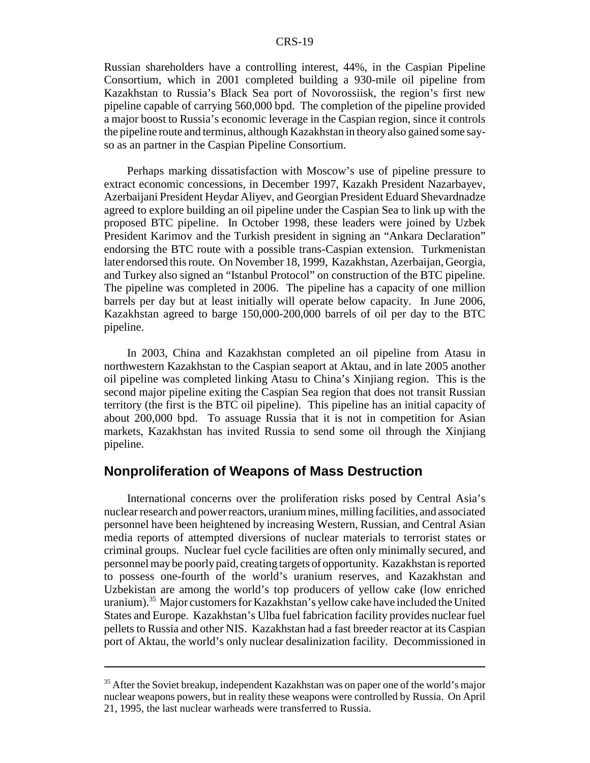Russian shareholders have a controlling interest, 44%, in the Caspian Pipeline Consortium, which in 2001 completed building a 930-mile oil pipeline from Kazakhstan to Russia's Black Sea port of Novorossiisk, the region's first new pipeline capable of carrying 560,000 bpd. The completion of the pipeline provided a major boost to Russia's economic leverage in the Caspian region, since it controls the pipeline route and terminus, although Kazakhstan in theory also gained some say-so as an partner in the Caspian Pipeline Consortium.

Perhaps marking dissatisfaction with Moscow's use of pipeline pressure to extract economic concessions, in December 1997, Kazakh President Nazarbayev, Azerbaijani President Heydar Aliyev, and Georgian President Eduard Shevardnadze agreed to explore building an oil pipeline under the Caspian Sea to link up with the proposed BTC pipeline. In October 1998, these leaders were joined by Uzbek President Karimov and the Turkish president in signing an "Ankara Declaration" endorsing the BTC route with a possible trans-Caspian extension. Turkmenistan later endorsed this route. On November 18, 1999, Kazakhstan, Azerbaijan, Georgia, and Turkey also signed an "Istanbul Protocol" on construction of the BTC pipeline. The pipeline was completed in 2006. The pipeline has a capacity of one million barrels per day but at least initially will operate below capacity. In June 2006, Kazakhstan agreed to barge 150,000-200,000 barrels of oil per day to the BTC pipeline.

In 2003, China and Kazakhstan completed an oil pipeline from Atasu in northwestern Kazakhstan to the Caspian seaport at Aktau, and in late 2005 another oil pipeline was completed linking Atasu to China's Xinjiang region. This is the second major pipeline exiting the Caspian Sea region that does not transit Russian territory (the first is the BTC oil pipeline). This pipeline has an initial capacity of about 200,000 bpd. To assuage Russia that it is not in competition for Asian markets, Kazakhstan has invited Russia to send some oil through the Xinjiang pipeline.

## Nonproliferation of Weapons of Mass Destruction

International concerns over the proliferation risks posed by Central Asia's nuclear research and power reactors, uranium mines, milling facilities, and associated personnel have been heightened by increasing Western, Russian, and Central Asian media reports of attempted diversions of nuclear materials to terrorist states or criminal groups. Nuclear fuel cycle facilities are often only minimally secured, and personnel may be poorly paid, creating targets of opportunity. Kazakhstan is reported to possess one-fourth of the world's uranium reserves, and Kazakhstan and Uzbekistan are among the world's top producers of yellow cake (low enriched uranium).[35] Major customers for Kazakhstan's yellow cake have included the United States and Europe. Kazakhstan's Ulba fuel fabrication facility provides nuclear fuel pellets to Russia and other NIS. Kazakhstan had a fast breeder reactor at its Caspian port of Aktau, the world's only nuclear desalinization facility. Decommissioned in

---

[35] After the Soviet breakup, independent Kazakhstan was on paper one of the world's major nuclear weapons powers, but in reality these weapons were controlled by Russia. On April 21, 1995, the last nuclear warheads were transferred to Russia.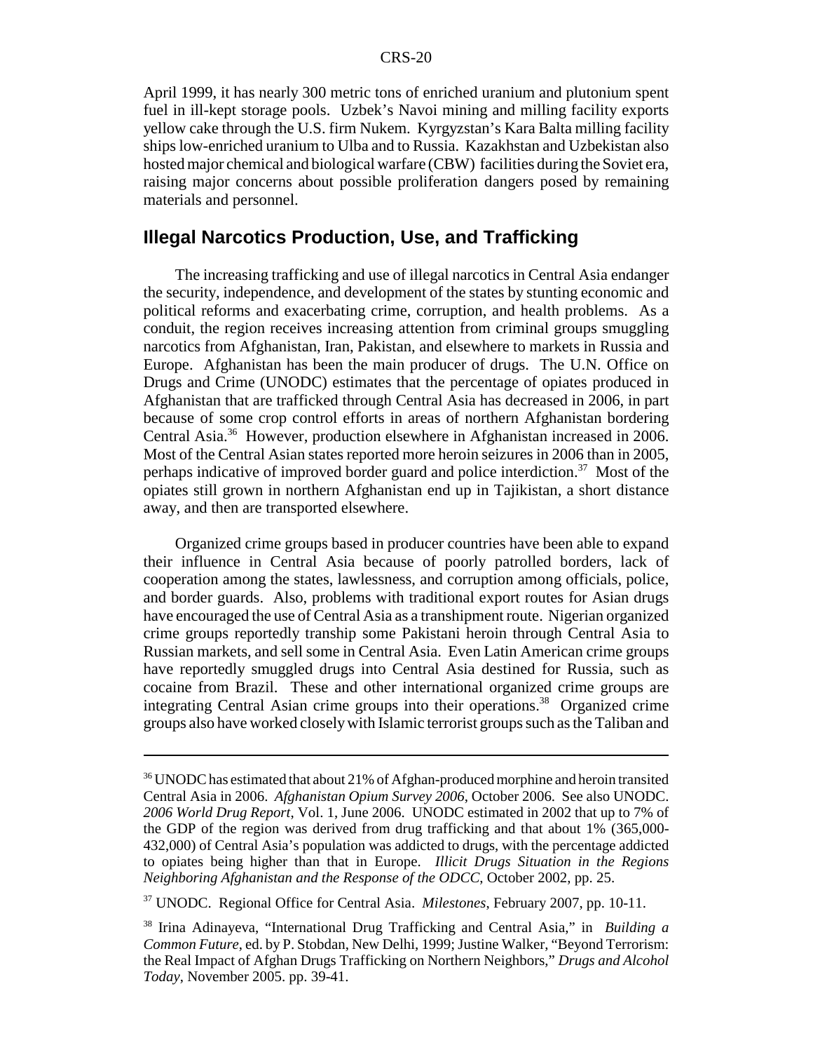April 1999, it has nearly 300 metric tons of enriched uranium and plutonium spent fuel in ill-kept storage pools. Uzbek's Navoi mining and milling facility exports yellow cake through the U.S. firm Nukem. Kyrgyzstan's Kara Balta milling facility ships low-enriched uranium to Ulba and to Russia. Kazakhstan and Uzbekistan also hosted major chemical and biological warfare (CBW) facilities during the Soviet era, raising major concerns about possible proliferation dangers posed by remaining materials and personnel.

## Illegal Narcotics Production, Use, and Trafficking

The increasing trafficking and use of illegal narcotics in Central Asia endanger the security, independence, and development of the states by stunting economic and political reforms and exacerbating crime, corruption, and health problems. As a conduit, the region receives increasing attention from criminal groups smuggling narcotics from Afghanistan, Iran, Pakistan, and elsewhere to markets in Russia and Europe. Afghanistan has been the main producer of drugs. The U.N. Office on Drugs and Crime (UNODC) estimates that the percentage of opiates produced in Afghanistan that are trafficked through Central Asia has decreased in 2006, in part because of some crop control efforts in areas of northern Afghanistan bordering Central Asia.[36] However, production elsewhere in Afghanistan increased in 2006. Most of the Central Asian states reported more heroin seizures in 2006 than in 2005, perhaps indicative of improved border guard and police interdiction.[37] Most of the opiates still grown in northern Afghanistan end up in Tajikistan, a short distance away, and then are transported elsewhere.

Organized crime groups based in producer countries have been able to expand their influence in Central Asia because of poorly patrolled borders, lack of cooperation among the states, lawlessness, and corruption among officials, police, and border guards. Also, problems with traditional export routes for Asian drugs have encouraged the use of Central Asia as a transhipment route. Nigerian organized crime groups reportedly tranship some Pakistani heroin through Central Asia to Russian markets, and sell some in Central Asia. Even Latin American crime groups have reportedly smuggled drugs into Central Asia destined for Russia, such as cocaine from Brazil. These and other international organized crime groups are integrating Central Asian crime groups into their operations.[38] Organized crime groups also have worked closely with Islamic terrorist groups such as the Taliban and

---

[36] UNODC has estimated that about 21% of Afghan-produced morphine and heroin transited Central Asia in 2006. *Afghanistan Opium Survey 2006*, October 2006. See also UNODC. *2006 World Drug Report*, Vol. 1, June 2006. UNODC estimated in 2002 that up to 7% of the GDP of the region was derived from drug trafficking and that about 1% (365,000-432,000) of Central Asia's population was addicted to drugs, with the percentage addicted to opiates being higher than that in Europe. *Illicit Drugs Situation in the Regions Neighboring Afghanistan and the Response of the ODCC*, October 2002, pp. 25.

[37] UNODC. Regional Office for Central Asia. *Milestones*, February 2007, pp. 10-11.

[38] Irina Adinayeva, "International Drug Trafficking and Central Asia," in *Building a Common Future*, ed. by P. Stobdan, New Delhi, 1999; Justine Walker, "Beyond Terrorism: the Real Impact of Afghan Drugs Trafficking on Northern Neighbors," *Drugs and Alcohol Today*, November 2005. pp. 39-41.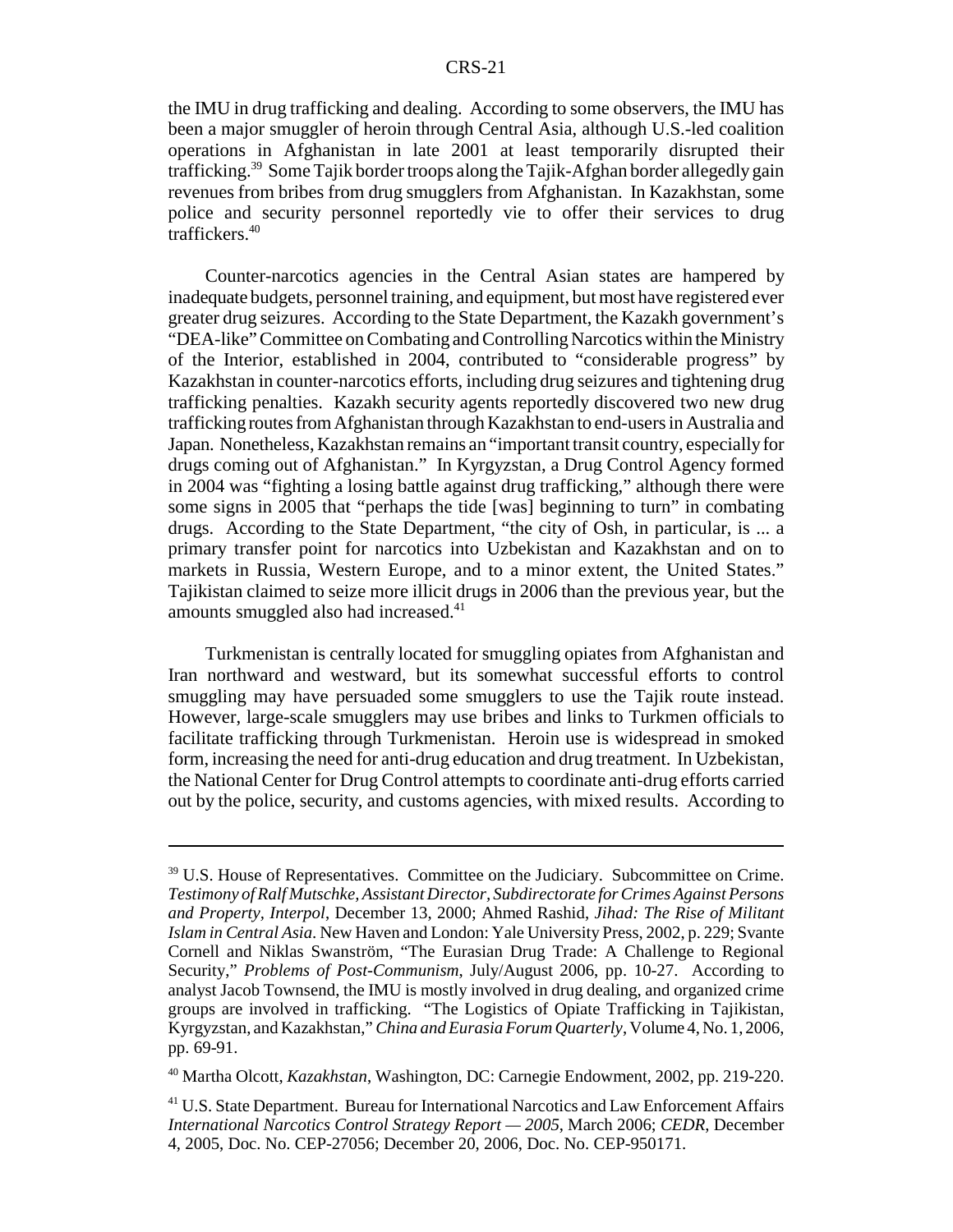the IMU in drug trafficking and dealing. According to some observers, the IMU has been a major smuggler of heroin through Central Asia, although U.S.-led coalition operations in Afghanistan in late 2001 at least temporarily disrupted their trafficking.[39] Some Tajik border troops along the Tajik-Afghan border allegedly gain revenues from bribes from drug smugglers from Afghanistan. In Kazakhstan, some police and security personnel reportedly vie to offer their services to drug traffickers.[40]

Counter-narcotics agencies in the Central Asian states are hampered by inadequate budgets, personnel training, and equipment, but most have registered ever greater drug seizures. According to the State Department, the Kazakh government's "DEA-like" Committee on Combating and Controlling Narcotics within the Ministry of the Interior, established in 2004, contributed to "considerable progress" by Kazakhstan in counter-narcotics efforts, including drug seizures and tightening drug trafficking penalties. Kazakh security agents reportedly discovered two new drug trafficking routes from Afghanistan through Kazakhstan to end-users in Australia and Japan. Nonetheless, Kazakhstan remains an "important transit country, especially for drugs coming out of Afghanistan." In Kyrgyzstan, a Drug Control Agency formed in 2004 was "fighting a losing battle against drug trafficking," although there were some signs in 2005 that "perhaps the tide [was] beginning to turn" in combating drugs. According to the State Department, "the city of Osh, in particular, is ... a primary transfer point for narcotics into Uzbekistan and Kazakhstan and on to markets in Russia, Western Europe, and to a minor extent, the United States." Tajikistan claimed to seize more illicit drugs in 2006 than the previous year, but the amounts smuggled also had increased.[41]

Turkmenistan is centrally located for smuggling opiates from Afghanistan and Iran northward and westward, but its somewhat successful efforts to control smuggling may have persuaded some smugglers to use the Tajik route instead. However, large-scale smugglers may use bribes and links to Turkmen officials to facilitate trafficking through Turkmenistan. Heroin use is widespread in smoked form, increasing the need for anti-drug education and drug treatment. In Uzbekistan, the National Center for Drug Control attempts to coordinate anti-drug efforts carried out by the police, security, and customs agencies, with mixed results. According to

---

[39] U.S. House of Representatives. Committee on the Judiciary. Subcommittee on Crime. *Testimony of Ralf Mutschke, Assistant Director, Subdirectorate for Crimes Against Persons and Property, Interpol*, December 13, 2000; Ahmed Rashid, *Jihad: The Rise of Militant Islam in Central Asia*. New Haven and London: Yale University Press, 2002, p. 229; Svante Cornell and Niklas Swanström, "The Eurasian Drug Trade: A Challenge to Regional Security," *Problems of Post-Communism*, July/August 2006, pp. 10-27. According to analyst Jacob Townsend, the IMU is mostly involved in drug dealing, and organized crime groups are involved in trafficking. "The Logistics of Opiate Trafficking in Tajikistan, Kyrgyzstan, and Kazakhstan," *China and Eurasia Forum Quarterly*, Volume 4, No. 1, 2006, pp. 69-91.

[40] Martha Olcott, *Kazakhstan*, Washington, DC: Carnegie Endowment, 2002, pp. 219-220.

[41] U.S. State Department. Bureau for International Narcotics and Law Enforcement Affairs *International Narcotics Control Strategy Report — 2005*, March 2006; *CEDR*, December 4, 2005, Doc. No. CEP-27056; December 20, 2006, Doc. No. CEP-950171.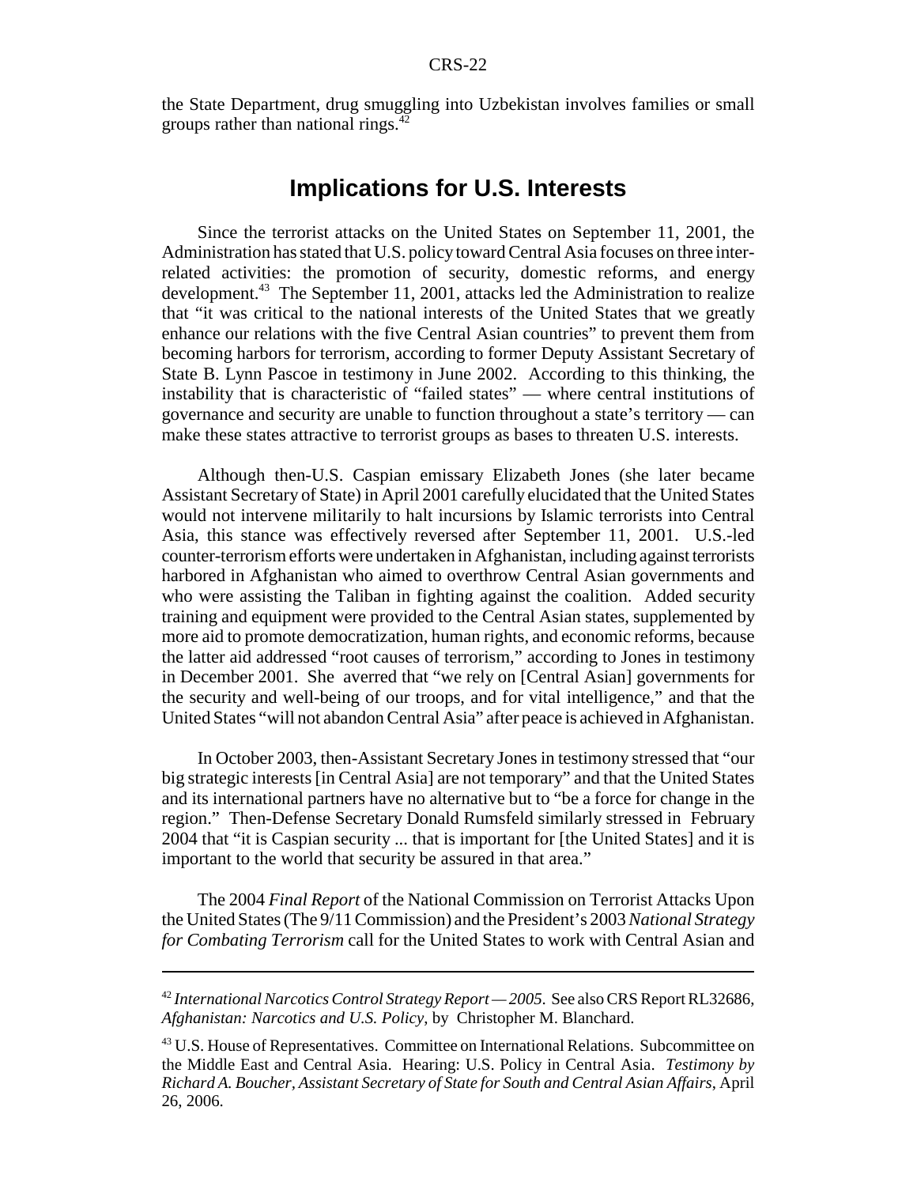the State Department, drug smuggling into Uzbekistan involves families or small groups rather than national rings.[42]

## Implications for U.S. Interests

Since the terrorist attacks on the United States on September 11, 2001, the Administration has stated that U.S. policy toward Central Asia focuses on three inter-related activities: the promotion of security, domestic reforms, and energy development.[43] The September 11, 2001, attacks led the Administration to realize that "it was critical to the national interests of the United States that we greatly enhance our relations with the five Central Asian countries" to prevent them from becoming harbors for terrorism, according to former Deputy Assistant Secretary of State B. Lynn Pascoe in testimony in June 2002. According to this thinking, the instability that is characteristic of "failed states" — where central institutions of governance and security are unable to function throughout a state's territory — can make these states attractive to terrorist groups as bases to threaten U.S. interests.

Although then-U.S. Caspian emissary Elizabeth Jones (she later became Assistant Secretary of State) in April 2001 carefully elucidated that the United States would not intervene militarily to halt incursions by Islamic terrorists into Central Asia, this stance was effectively reversed after September 11, 2001. U.S.-led counter-terrorism efforts were undertaken in Afghanistan, including against terrorists harbored in Afghanistan who aimed to overthrow Central Asian governments and who were assisting the Taliban in fighting against the coalition. Added security training and equipment were provided to the Central Asian states, supplemented by more aid to promote democratization, human rights, and economic reforms, because the latter aid addressed "root causes of terrorism," according to Jones in testimony in December 2001. She averred that "we rely on [Central Asian] governments for the security and well-being of our troops, and for vital intelligence," and that the United States "will not abandon Central Asia" after peace is achieved in Afghanistan.

In October 2003, then-Assistant Secretary Jones in testimony stressed that "our big strategic interests [in Central Asia] are not temporary" and that the United States and its international partners have no alternative but to "be a force for change in the region." Then-Defense Secretary Donald Rumsfeld similarly stressed in February 2004 that "it is Caspian security ... that is important for [the United States] and it is important to the world that security be assured in that area."

The 2004 *Final Report* of the National Commission on Terrorist Attacks Upon the United States (The 9/11 Commission) and the President's 2003 *National Strategy for Combating Terrorism* call for the United States to work with Central Asian and

---

[42] *International Narcotics Control Strategy Report — 2005*. See also CRS Report RL32686, *Afghanistan: Narcotics and U.S. Policy*, by Christopher M. Blanchard.

[43] U.S. House of Representatives. Committee on International Relations. Subcommittee on the Middle East and Central Asia. Hearing: U.S. Policy in Central Asia. *Testimony by Richard A. Boucher, Assistant Secretary of State for South and Central Asian Affairs*, April 26, 2006.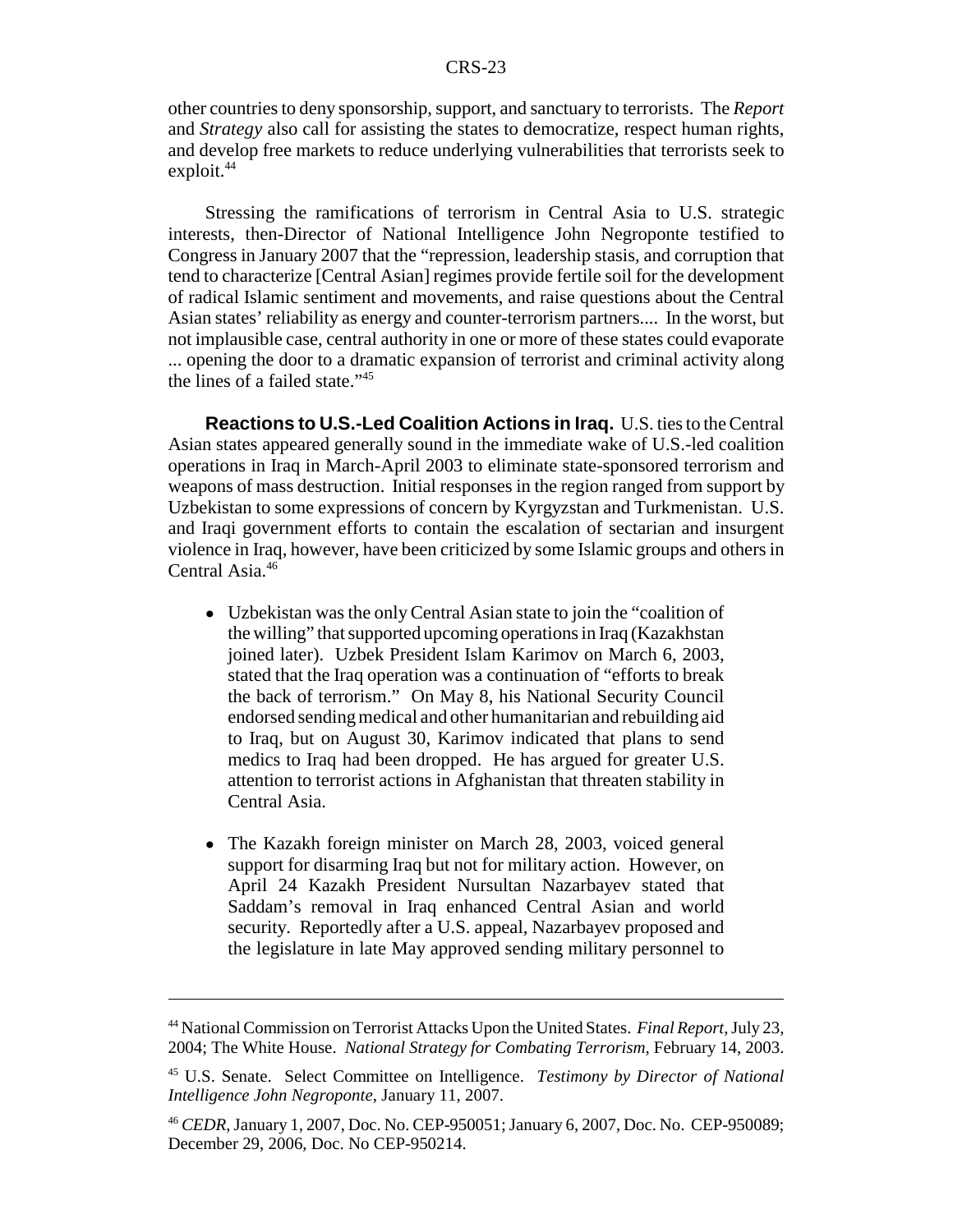other countries to deny sponsorship, support, and sanctuary to terrorists. The *Report* and *Strategy* also call for assisting the states to democratize, respect human rights, and develop free markets to reduce underlying vulnerabilities that terrorists seek to exploit.[44]

Stressing the ramifications of terrorism in Central Asia to U.S. strategic interests, then-Director of National Intelligence John Negroponte testified to Congress in January 2007 that the "repression, leadership stasis, and corruption that tend to characterize [Central Asian] regimes provide fertile soil for the development of radical Islamic sentiment and movements, and raise questions about the Central Asian states' reliability as energy and counter-terrorism partners.... In the worst, but not implausible case, central authority in one or more of these states could evaporate ... opening the door to a dramatic expansion of terrorist and criminal activity along the lines of a failed state."[45]

**Reactions to U.S.-Led Coalition Actions in Iraq.** U.S. ties to the Central Asian states appeared generally sound in the immediate wake of U.S.-led coalition operations in Iraq in March-April 2003 to eliminate state-sponsored terrorism and weapons of mass destruction. Initial responses in the region ranged from support by Uzbekistan to some expressions of concern by Kyrgyzstan and Turkmenistan. U.S. and Iraqi government efforts to contain the escalation of sectarian and insurgent violence in Iraq, however, have been criticized by some Islamic groups and others in Central Asia.[46]

- Uzbekistan was the only Central Asian state to join the "coalition of the willing" that supported upcoming operations in Iraq (Kazakhstan joined later). Uzbek President Islam Karimov on March 6, 2003, stated that the Iraq operation was a continuation of "efforts to break the back of terrorism." On May 8, his National Security Council endorsed sending medical and other humanitarian and rebuilding aid to Iraq, but on August 30, Karimov indicated that plans to send medics to Iraq had been dropped. He has argued for greater U.S. attention to terrorist actions in Afghanistan that threaten stability in Central Asia.
- The Kazakh foreign minister on March 28, 2003, voiced general support for disarming Iraq but not for military action. However, on April 24 Kazakh President Nursultan Nazarbayev stated that Saddam's removal in Iraq enhanced Central Asian and world security. Reportedly after a U.S. appeal, Nazarbayev proposed and the legislature in late May approved sending military personnel to

---

[44] National Commission on Terrorist Attacks Upon the United States. *Final Report*, July 23, 2004; The White House. *National Strategy for Combating Terrorism*, February 14, 2003.

[45] U.S. Senate. Select Committee on Intelligence. *Testimony by Director of National Intelligence John Negroponte*, January 11, 2007.

[46] *CEDR*, January 1, 2007, Doc. No. CEP-950051; January 6, 2007, Doc. No. CEP-950089; December 29, 2006, Doc. No CEP-950214.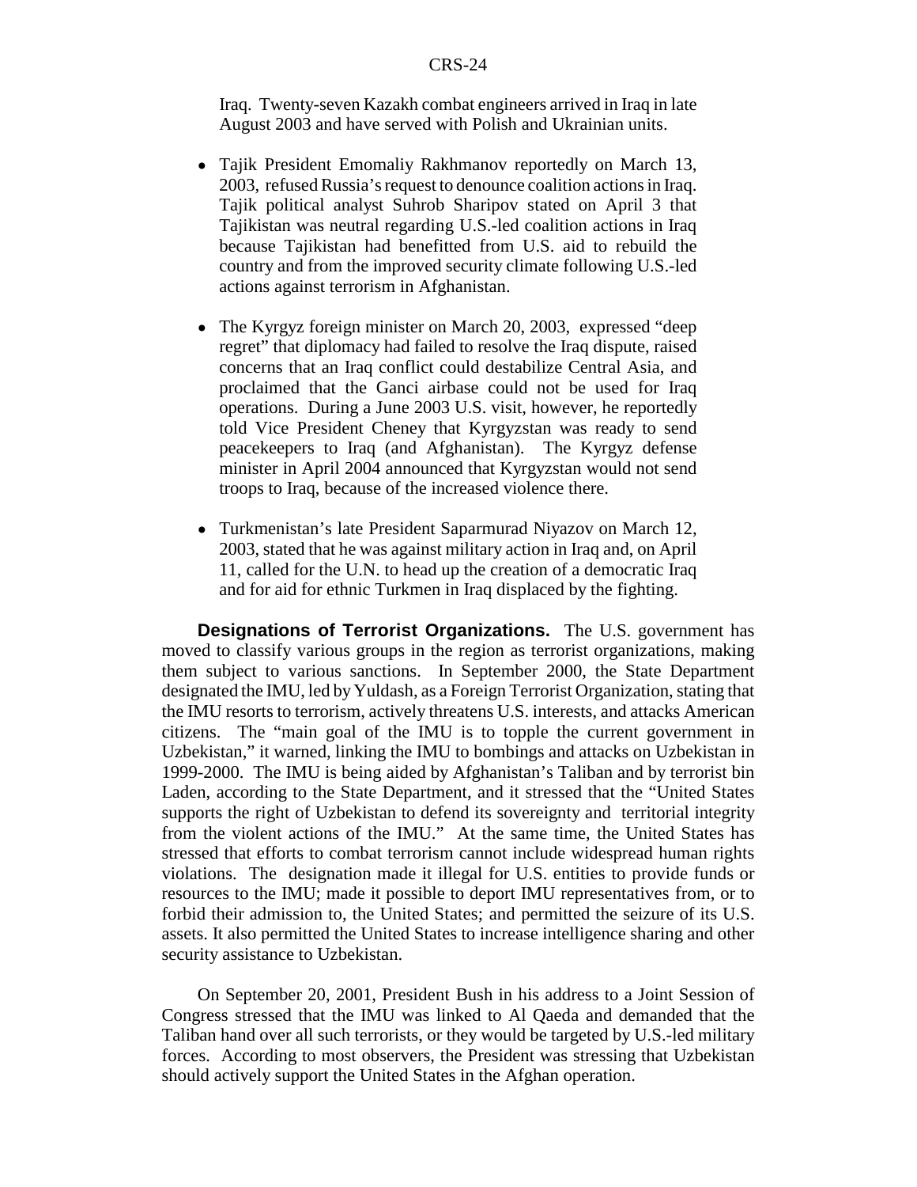Iraq. Twenty-seven Kazakh combat engineers arrived in Iraq in late August 2003 and have served with Polish and Ukrainian units.

- Tajik President Emomaliy Rakhmanov reportedly on March 13, 2003, refused Russia's request to denounce coalition actions in Iraq. Tajik political analyst Suhrob Sharipov stated on April 3 that Tajikistan was neutral regarding U.S.-led coalition actions in Iraq because Tajikistan had benefitted from U.S. aid to rebuild the country and from the improved security climate following U.S.-led actions against terrorism in Afghanistan.

- The Kyrgyz foreign minister on March 20, 2003, expressed "deep regret" that diplomacy had failed to resolve the Iraq dispute, raised concerns that an Iraq conflict could destabilize Central Asia, and proclaimed that the Ganci airbase could not be used for Iraq operations. During a June 2003 U.S. visit, however, he reportedly told Vice President Cheney that Kyrgyzstan was ready to send peacekeepers to Iraq (and Afghanistan). The Kyrgyz defense minister in April 2004 announced that Kyrgyzstan would not send troops to Iraq, because of the increased violence there.

- Turkmenistan's late President Saparmurad Niyazov on March 12, 2003, stated that he was against military action in Iraq and, on April 11, called for the U.N. to head up the creation of a democratic Iraq and for aid for ethnic Turkmen in Iraq displaced by the fighting.

**Designations of Terrorist Organizations.** The U.S. government has moved to classify various groups in the region as terrorist organizations, making them subject to various sanctions. In September 2000, the State Department designated the IMU, led by Yuldash, as a Foreign Terrorist Organization, stating that the IMU resorts to terrorism, actively threatens U.S. interests, and attacks American citizens. The "main goal of the IMU is to topple the current government in Uzbekistan," it warned, linking the IMU to bombings and attacks on Uzbekistan in 1999-2000. The IMU is being aided by Afghanistan's Taliban and by terrorist bin Laden, according to the State Department, and it stressed that the "United States supports the right of Uzbekistan to defend its sovereignty and territorial integrity from the violent actions of the IMU." At the same time, the United States has stressed that efforts to combat terrorism cannot include widespread human rights violations. The designation made it illegal for U.S. entities to provide funds or resources to the IMU; made it possible to deport IMU representatives from, or to forbid their admission to, the United States; and permitted the seizure of its U.S. assets. It also permitted the United States to increase intelligence sharing and other security assistance to Uzbekistan.

On September 20, 2001, President Bush in his address to a Joint Session of Congress stressed that the IMU was linked to Al Qaeda and demanded that the Taliban hand over all such terrorists, or they would be targeted by U.S.-led military forces. According to most observers, the President was stressing that Uzbekistan should actively support the United States in the Afghan operation.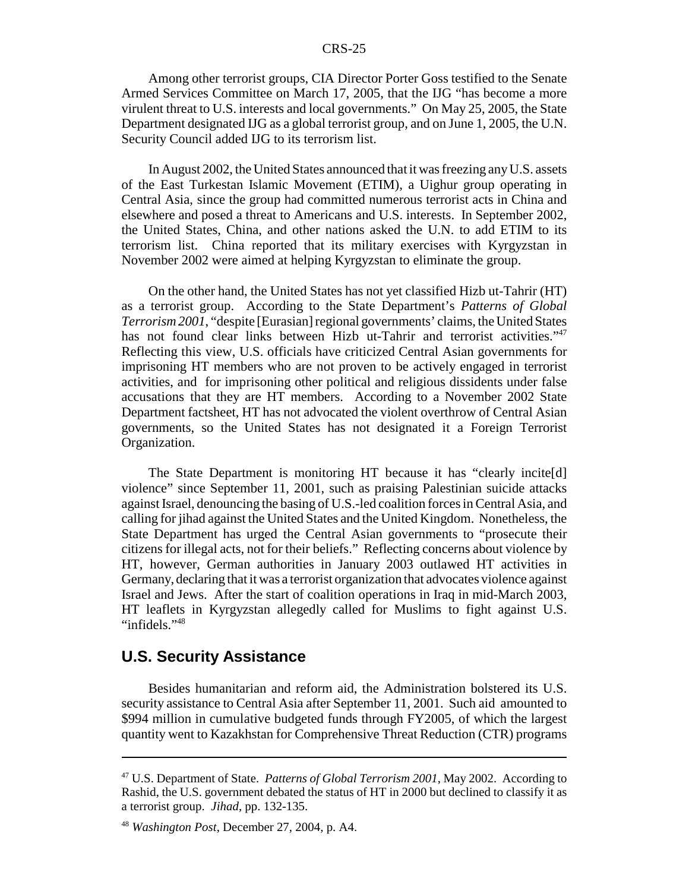Among other terrorist groups, CIA Director Porter Goss testified to the Senate Armed Services Committee on March 17, 2005, that the IJG "has become a more virulent threat to U.S. interests and local governments." On May 25, 2005, the State Department designated IJG as a global terrorist group, and on June 1, 2005, the U.N. Security Council added IJG to its terrorism list.

In August 2002, the United States announced that it was freezing any U.S. assets of the East Turkestan Islamic Movement (ETIM), a Uighur group operating in Central Asia, since the group had committed numerous terrorist acts in China and elsewhere and posed a threat to Americans and U.S. interests. In September 2002, the United States, China, and other nations asked the U.N. to add ETIM to its terrorism list. China reported that its military exercises with Kyrgyzstan in November 2002 were aimed at helping Kyrgyzstan to eliminate the group.

On the other hand, the United States has not yet classified Hizb ut-Tahrir (HT) as a terrorist group. According to the State Department's *Patterns of Global Terrorism 2001*, "despite [Eurasian] regional governments' claims, the United States has not found clear links between Hizb ut-Tahrir and terrorist activities."[47] Reflecting this view, U.S. officials have criticized Central Asian governments for imprisoning HT members who are not proven to be actively engaged in terrorist activities, and for imprisoning other political and religious dissidents under false accusations that they are HT members. According to a November 2002 State Department factsheet, HT has not advocated the violent overthrow of Central Asian governments, so the United States has not designated it a Foreign Terrorist Organization.

The State Department is monitoring HT because it has "clearly incite[d] violence" since September 11, 2001, such as praising Palestinian suicide attacks against Israel, denouncing the basing of U.S.-led coalition forces in Central Asia, and calling for jihad against the United States and the United Kingdom. Nonetheless, the State Department has urged the Central Asian governments to "prosecute their citizens for illegal acts, not for their beliefs." Reflecting concerns about violence by HT, however, German authorities in January 2003 outlawed HT activities in Germany, declaring that it was a terrorist organization that advocates violence against Israel and Jews. After the start of coalition operations in Iraq in mid-March 2003, HT leaflets in Kyrgyzstan allegedly called for Muslims to fight against U.S. "infidels."[48]

## U.S. Security Assistance

Besides humanitarian and reform aid, the Administration bolstered its U.S. security assistance to Central Asia after September 11, 2001. Such aid amounted to $994 million in cumulative budgeted funds through FY2005, of which the largest quantity went to Kazakhstan for Comprehensive Threat Reduction (CTR) programs

---

[47] U.S. Department of State. *Patterns of Global Terrorism 2001*, May 2002. According to Rashid, the U.S. government debated the status of HT in 2000 but declined to classify it as a terrorist group. *Jihad*, pp. 132-135.

[48] *Washington Post*, December 27, 2004, p. A4.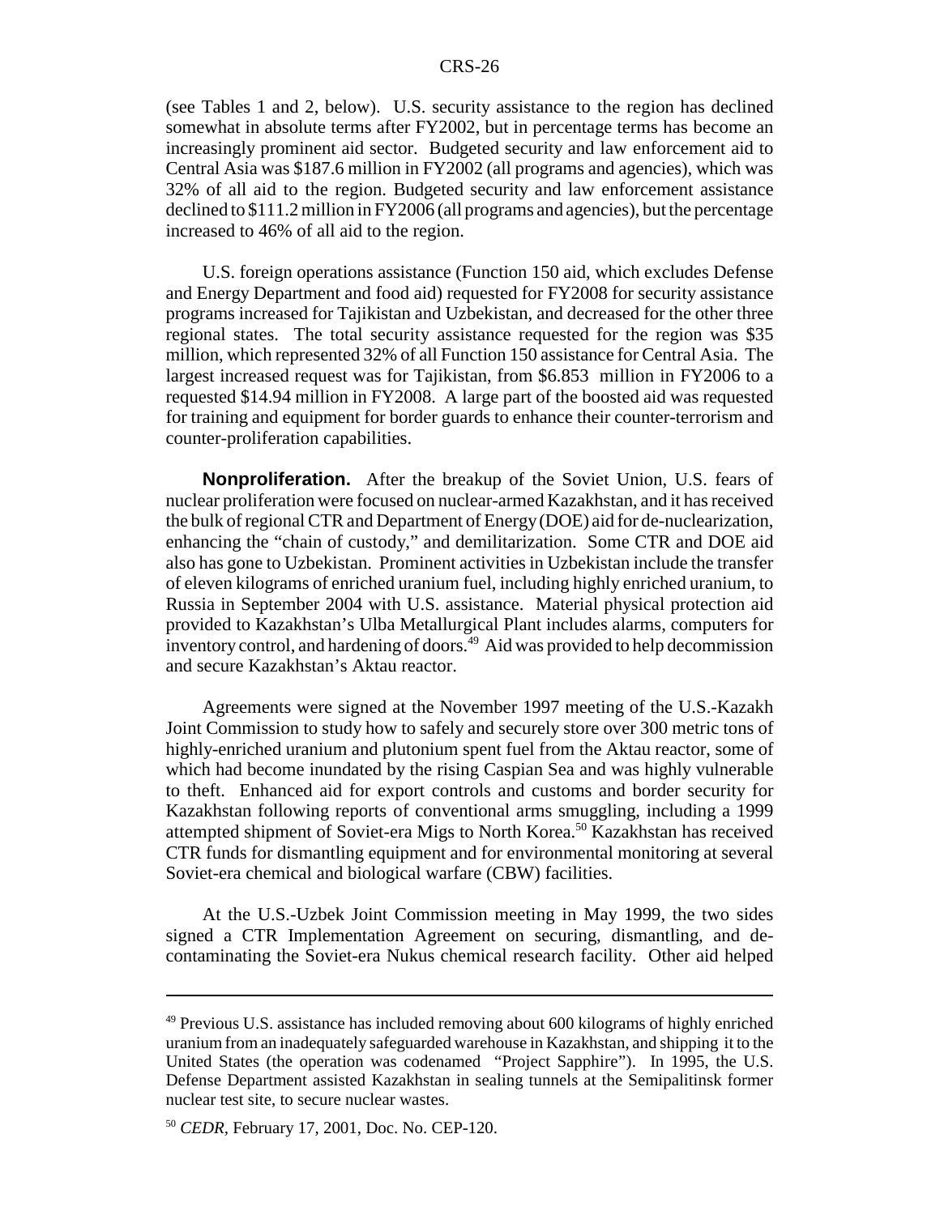(see Tables 1 and 2, below). U.S. security assistance to the region has declined somewhat in absolute terms after FY2002, but in percentage terms has become an increasingly prominent aid sector. Budgeted security and law enforcement aid to Central Asia was $187.6 million in FY2002 (all programs and agencies), which was 32% of all aid to the region. Budgeted security and law enforcement assistance declined to $111.2 million in FY2006 (all programs and agencies), but the percentage increased to 46% of all aid to the region.

U.S. foreign operations assistance (Function 150 aid, which excludes Defense and Energy Department and food aid) requested for FY2008 for security assistance programs increased for Tajikistan and Uzbekistan, and decreased for the other three regional states. The total security assistance requested for the region was $35 million, which represented 32% of all Function 150 assistance for Central Asia. The largest increased request was for Tajikistan, from $6.853 million in FY2006 to a requested $14.94 million in FY2008. A large part of the boosted aid was requested for training and equipment for border guards to enhance their counter-terrorism and counter-proliferation capabilities.

**Nonproliferation.** After the breakup of the Soviet Union, U.S. fears of nuclear proliferation were focused on nuclear-armed Kazakhstan, and it has received the bulk of regional CTR and Department of Energy (DOE) aid for de-nuclearization, enhancing the "chain of custody," and demilitarization. Some CTR and DOE aid also has gone to Uzbekistan. Prominent activities in Uzbekistan include the transfer of eleven kilograms of enriched uranium fuel, including highly enriched uranium, to Russia in September 2004 with U.S. assistance. Material physical protection aid provided to Kazakhstan's Ulba Metallurgical Plant includes alarms, computers for inventory control, and hardening of doors.[49] Aid was provided to help decommission and secure Kazakhstan's Aktau reactor.

Agreements were signed at the November 1997 meeting of the U.S.-Kazakh Joint Commission to study how to safely and securely store over 300 metric tons of highly-enriched uranium and plutonium spent fuel from the Aktau reactor, some of which had become inundated by the rising Caspian Sea and was highly vulnerable to theft. Enhanced aid for export controls and customs and border security for Kazakhstan following reports of conventional arms smuggling, including a 1999 attempted shipment of Soviet-era Migs to North Korea.[50] Kazakhstan has received CTR funds for dismantling equipment and for environmental monitoring at several Soviet-era chemical and biological warfare (CBW) facilities.

At the U.S.-Uzbek Joint Commission meeting in May 1999, the two sides signed a CTR Implementation Agreement on securing, dismantling, and de-contaminating the Soviet-era Nukus chemical research facility. Other aid helped

---

[49] Previous U.S. assistance has included removing about 600 kilograms of highly enriched uranium from an inadequately safeguarded warehouse in Kazakhstan, and shipping it to the United States (the operation was codenamed "Project Sapphire"). In 1995, the U.S. Defense Department assisted Kazakhstan in sealing tunnels at the Semipalitinsk former nuclear test site, to secure nuclear wastes.

[50] *CEDR*, February 17, 2001, Doc. No. CEP-120.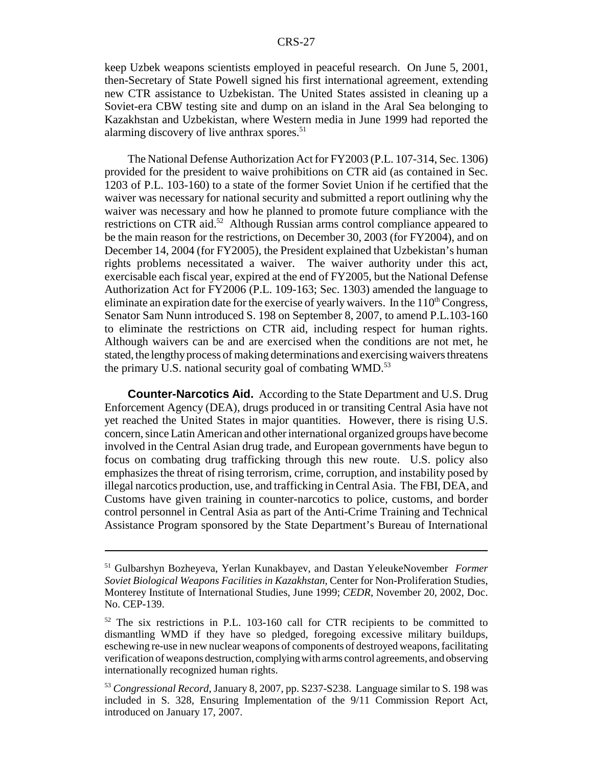keep Uzbek weapons scientists employed in peaceful research. On June 5, 2001, then-Secretary of State Powell signed his first international agreement, extending new CTR assistance to Uzbekistan. The United States assisted in cleaning up a Soviet-era CBW testing site and dump on an island in the Aral Sea belonging to Kazakhstan and Uzbekistan, where Western media in June 1999 had reported the alarming discovery of live anthrax spores.[51]

The National Defense Authorization Act for FY2003 (P.L. 107-314, Sec. 1306) provided for the president to waive prohibitions on CTR aid (as contained in Sec. 1203 of P.L. 103-160) to a state of the former Soviet Union if he certified that the waiver was necessary for national security and submitted a report outlining why the waiver was necessary and how he planned to promote future compliance with the restrictions on CTR aid.[52] Although Russian arms control compliance appeared to be the main reason for the restrictions, on December 30, 2003 (for FY2004), and on December 14, 2004 (for FY2005), the President explained that Uzbekistan's human rights problems necessitated a waiver. The waiver authority under this act, exercisable each fiscal year, expired at the end of FY2005, but the National Defense Authorization Act for FY2006 (P.L. 109-163; Sec. 1303) amended the language to eliminate an expiration date for the exercise of yearly waivers. In the 110th Congress, Senator Sam Nunn introduced S. 198 on September 8, 2007, to amend P.L.103-160 to eliminate the restrictions on CTR aid, including respect for human rights. Although waivers can be and are exercised when the conditions are not met, he stated, the lengthy process of making determinations and exercising waivers threatens the primary U.S. national security goal of combating WMD.[53]

**Counter-Narcotics Aid.** According to the State Department and U.S. Drug Enforcement Agency (DEA), drugs produced in or transiting Central Asia have not yet reached the United States in major quantities. However, there is rising U.S. concern, since Latin American and other international organized groups have become involved in the Central Asian drug trade, and European governments have begun to focus on combating drug trafficking through this new route. U.S. policy also emphasizes the threat of rising terrorism, crime, corruption, and instability posed by illegal narcotics production, use, and trafficking in Central Asia. The FBI, DEA, and Customs have given training in counter-narcotics to police, customs, and border control personnel in Central Asia as part of the Anti-Crime Training and Technical Assistance Program sponsored by the State Department's Bureau of International

---

[51] Gulbarshyn Bozheyeva, Yerlan Kunakbayev, and Dastan YeleukeNovember *Former Soviet Biological Weapons Facilities in Kazakhstan,* Center for Non-Proliferation Studies, Monterey Institute of International Studies, June 1999; *CEDR*, November 20, 2002, Doc. No. CEP-139.

[52] The six restrictions in P.L. 103-160 call for CTR recipients to be committed to dismantling WMD if they have so pledged, foregoing excessive military buildups, eschewing re-use in new nuclear weapons of components of destroyed weapons, facilitating verification of weapons destruction, complying with arms control agreements, and observing internationally recognized human rights.

[53] *Congressional Record*, January 8, 2007, pp. S237-S238. Language similar to S. 198 was included in S. 328, Ensuring Implementation of the 9/11 Commission Report Act, introduced on January 17, 2007.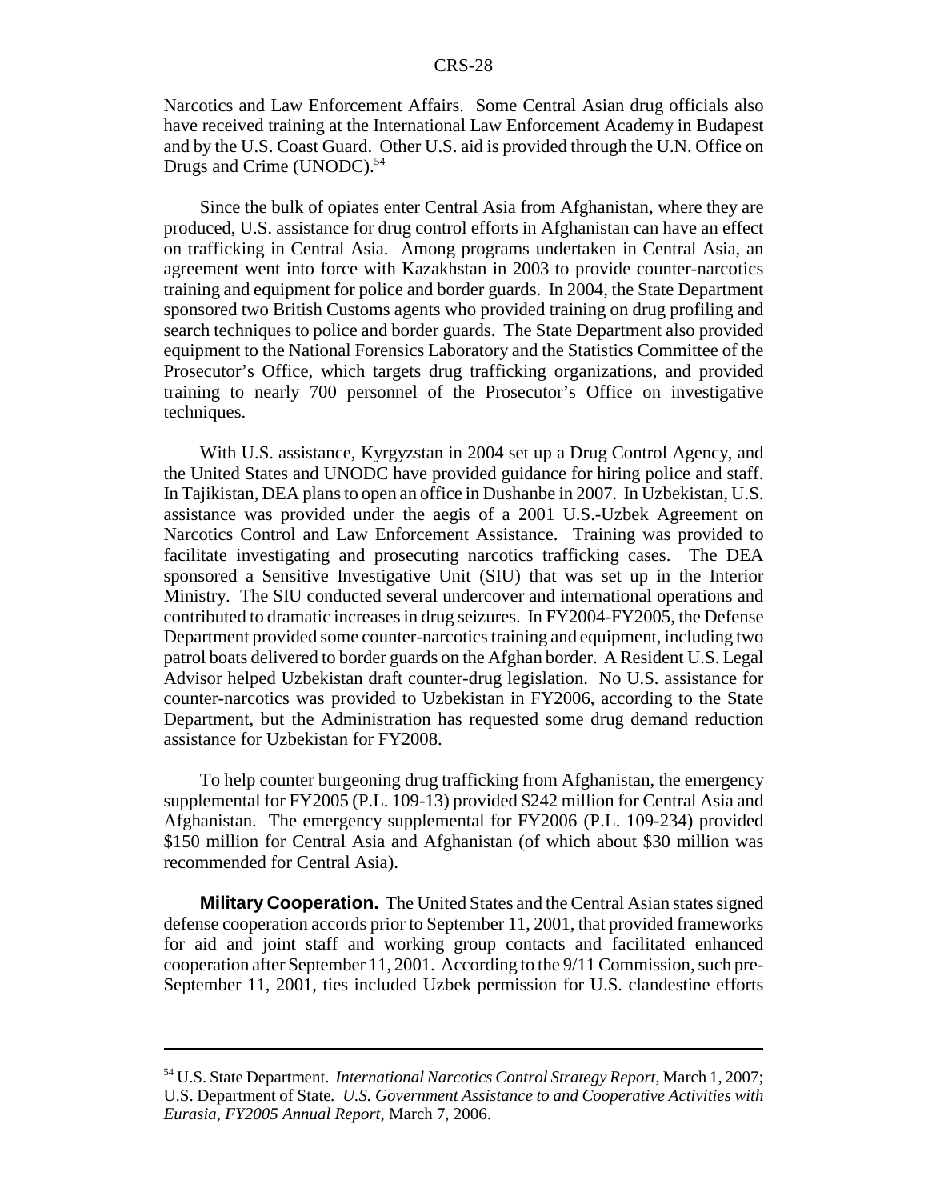Narcotics and Law Enforcement Affairs. Some Central Asian drug officials also have received training at the International Law Enforcement Academy in Budapest and by the U.S. Coast Guard. Other U.S. aid is provided through the U.N. Office on Drugs and Crime (UNODC).[54]

Since the bulk of opiates enter Central Asia from Afghanistan, where they are produced, U.S. assistance for drug control efforts in Afghanistan can have an effect on trafficking in Central Asia. Among programs undertaken in Central Asia, an agreement went into force with Kazakhstan in 2003 to provide counter-narcotics training and equipment for police and border guards. In 2004, the State Department sponsored two British Customs agents who provided training on drug profiling and search techniques to police and border guards. The State Department also provided equipment to the National Forensics Laboratory and the Statistics Committee of the Prosecutor's Office, which targets drug trafficking organizations, and provided training to nearly 700 personnel of the Prosecutor's Office on investigative techniques.

With U.S. assistance, Kyrgyzstan in 2004 set up a Drug Control Agency, and the United States and UNODC have provided guidance for hiring police and staff. In Tajikistan, DEA plans to open an office in Dushanbe in 2007. In Uzbekistan, U.S. assistance was provided under the aegis of a 2001 U.S.-Uzbek Agreement on Narcotics Control and Law Enforcement Assistance. Training was provided to facilitate investigating and prosecuting narcotics trafficking cases. The DEA sponsored a Sensitive Investigative Unit (SIU) that was set up in the Interior Ministry. The SIU conducted several undercover and international operations and contributed to dramatic increases in drug seizures. In FY2004-FY2005, the Defense Department provided some counter-narcotics training and equipment, including two patrol boats delivered to border guards on the Afghan border. A Resident U.S. Legal Advisor helped Uzbekistan draft counter-drug legislation. No U.S. assistance for counter-narcotics was provided to Uzbekistan in FY2006, according to the State Department, but the Administration has requested some drug demand reduction assistance for Uzbekistan for FY2008.

To help counter burgeoning drug trafficking from Afghanistan, the emergency supplemental for FY2005 (P.L. 109-13) provided $242 million for Central Asia and Afghanistan. The emergency supplemental for FY2006 (P.L. 109-234) provided $150 million for Central Asia and Afghanistan (of which about $30 million was recommended for Central Asia).

**Military Cooperation.** The United States and the Central Asian states signed defense cooperation accords prior to September 11, 2001, that provided frameworks for aid and joint staff and working group contacts and facilitated enhanced cooperation after September 11, 2001. According to the 9/11 Commission, such pre-September 11, 2001, ties included Uzbek permission for U.S. clandestine efforts

---

[54] U.S. State Department. *International Narcotics Control Strategy Report*, March 1, 2007; U.S. Department of State. *U.S. Government Assistance to and Cooperative Activities with Eurasia, FY2005 Annual Report*, March 7, 2006.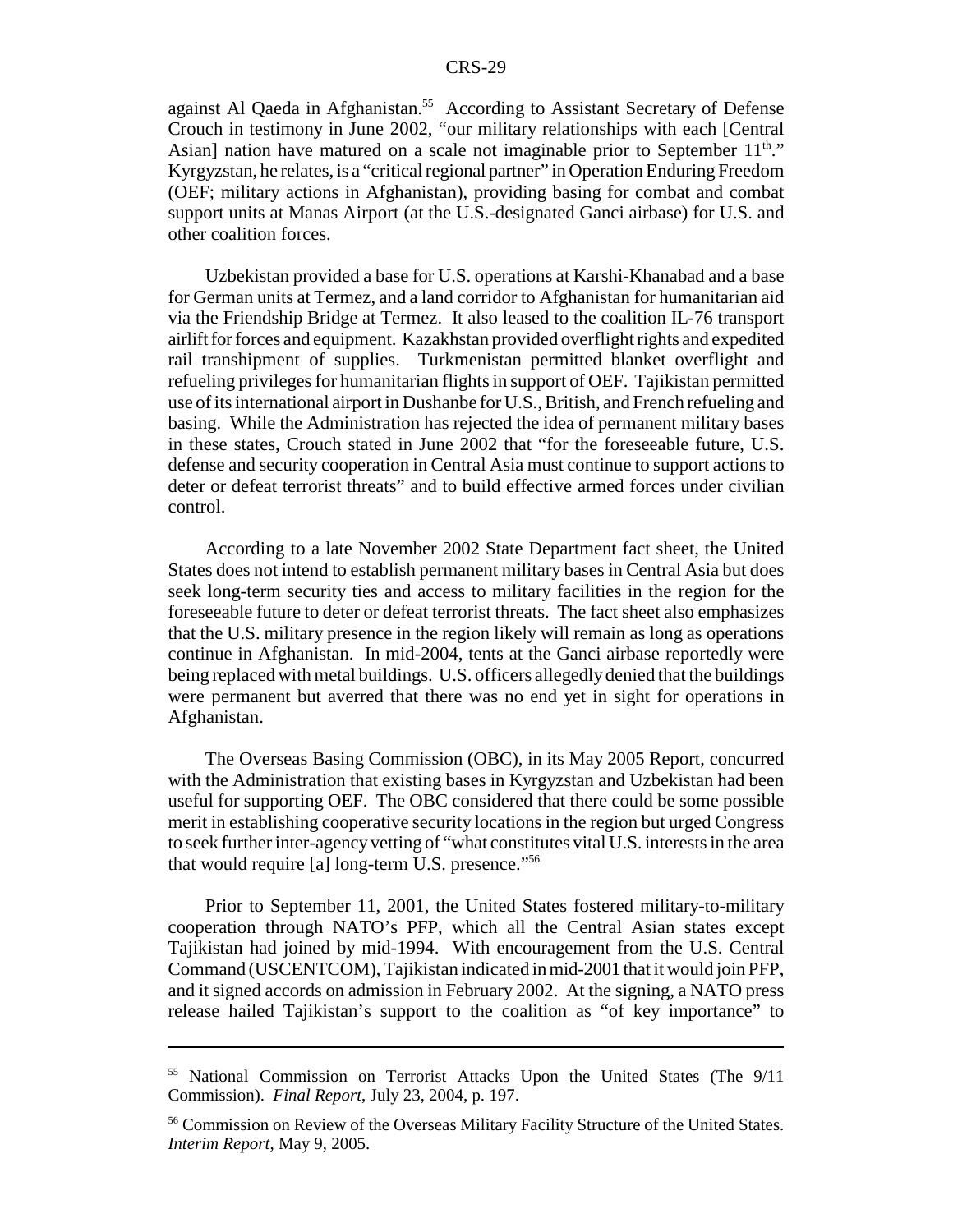against Al Qaeda in Afghanistan.[55] According to Assistant Secretary of Defense Crouch in testimony in June 2002, "our military relationships with each [Central Asian] nation have matured on a scale not imaginable prior to September 11th." Kyrgyzstan, he relates, is a "critical regional partner" in Operation Enduring Freedom (OEF; military actions in Afghanistan), providing basing for combat and combat support units at Manas Airport (at the U.S.-designated Ganci airbase) for U.S. and other coalition forces.

Uzbekistan provided a base for U.S. operations at Karshi-Khanabad and a base for German units at Termez, and a land corridor to Afghanistan for humanitarian aid via the Friendship Bridge at Termez. It also leased to the coalition IL-76 transport airlift for forces and equipment. Kazakhstan provided overflight rights and expedited rail transhipment of supplies. Turkmenistan permitted blanket overflight and refueling privileges for humanitarian flights in support of OEF. Tajikistan permitted use of its international airport in Dushanbe for U.S., British, and French refueling and basing. While the Administration has rejected the idea of permanent military bases in these states, Crouch stated in June 2002 that "for the foreseeable future, U.S. defense and security cooperation in Central Asia must continue to support actions to deter or defeat terrorist threats" and to build effective armed forces under civilian control.

According to a late November 2002 State Department fact sheet, the United States does not intend to establish permanent military bases in Central Asia but does seek long-term security ties and access to military facilities in the region for the foreseeable future to deter or defeat terrorist threats. The fact sheet also emphasizes that the U.S. military presence in the region likely will remain as long as operations continue in Afghanistan. In mid-2004, tents at the Ganci airbase reportedly were being replaced with metal buildings. U.S. officers allegedly denied that the buildings were permanent but averred that there was no end yet in sight for operations in Afghanistan.

The Overseas Basing Commission (OBC), in its May 2005 Report, concurred with the Administration that existing bases in Kyrgyzstan and Uzbekistan had been useful for supporting OEF. The OBC considered that there could be some possible merit in establishing cooperative security locations in the region but urged Congress to seek further inter-agency vetting of "what constitutes vital U.S. interests in the area that would require [a] long-term U.S. presence."[56]

Prior to September 11, 2001, the United States fostered military-to-military cooperation through NATO's PFP, which all the Central Asian states except Tajikistan had joined by mid-1994. With encouragement from the U.S. Central Command (USCENTCOM), Tajikistan indicated in mid-2001 that it would join PFP, and it signed accords on admission in February 2002. At the signing, a NATO press release hailed Tajikistan's support to the coalition as "of key importance" to

---

[55] National Commission on Terrorist Attacks Upon the United States (The 9/11 Commission). *Final Report*, July 23, 2004, p. 197.

[56] Commission on Review of the Overseas Military Facility Structure of the United States. *Interim Report*, May 9, 2005.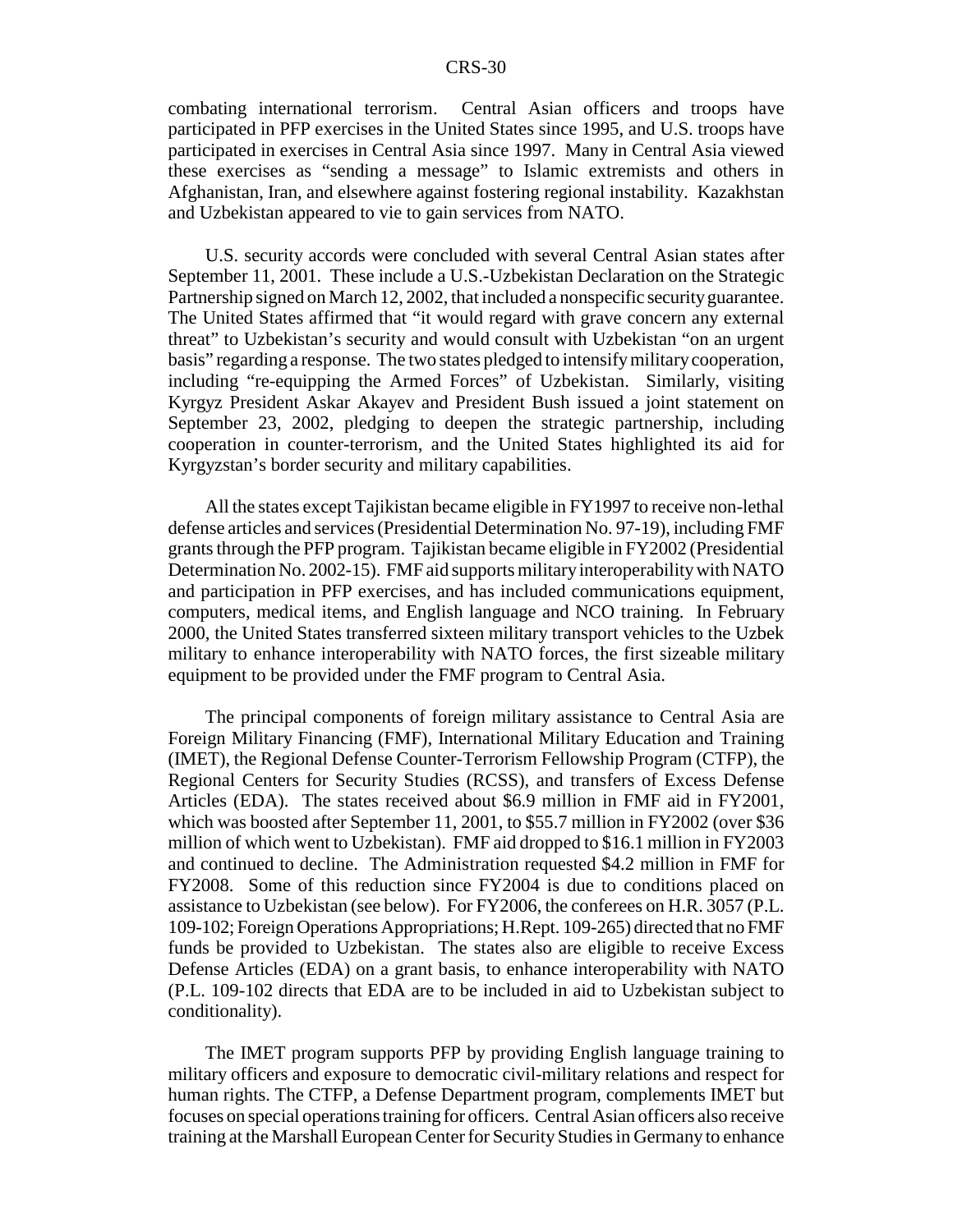combating international terrorism. Central Asian officers and troops have participated in PFP exercises in the United States since 1995, and U.S. troops have participated in exercises in Central Asia since 1997. Many in Central Asia viewed these exercises as "sending a message" to Islamic extremists and others in Afghanistan, Iran, and elsewhere against fostering regional instability. Kazakhstan and Uzbekistan appeared to vie to gain services from NATO.

U.S. security accords were concluded with several Central Asian states after September 11, 2001. These include a U.S.-Uzbekistan Declaration on the Strategic Partnership signed on March 12, 2002, that included a nonspecific security guarantee. The United States affirmed that "it would regard with grave concern any external threat" to Uzbekistan's security and would consult with Uzbekistan "on an urgent basis" regarding a response. The two states pledged to intensify military cooperation, including "re-equipping the Armed Forces" of Uzbekistan. Similarly, visiting Kyrgyz President Askar Akayev and President Bush issued a joint statement on September 23, 2002, pledging to deepen the strategic partnership, including cooperation in counter-terrorism, and the United States highlighted its aid for Kyrgyzstan's border security and military capabilities.

All the states except Tajikistan became eligible in FY1997 to receive non-lethal defense articles and services (Presidential Determination No. 97-19), including FMF grants through the PFP program. Tajikistan became eligible in FY2002 (Presidential Determination No. 2002-15). FMF aid supports military interoperability with NATO and participation in PFP exercises, and has included communications equipment, computers, medical items, and English language and NCO training. In February 2000, the United States transferred sixteen military transport vehicles to the Uzbek military to enhance interoperability with NATO forces, the first sizeable military equipment to be provided under the FMF program to Central Asia.

The principal components of foreign military assistance to Central Asia are Foreign Military Financing (FMF), International Military Education and Training (IMET), the Regional Defense Counter-Terrorism Fellowship Program (CTFP), the Regional Centers for Security Studies (RCSS), and transfers of Excess Defense Articles (EDA). The states received about $6.9 million in FMF aid in FY2001, which was boosted after September 11, 2001, to $55.7 million in FY2002 (over $36 million of which went to Uzbekistan). FMF aid dropped to $16.1 million in FY2003 and continued to decline. The Administration requested $4.2 million in FMF for FY2008. Some of this reduction since FY2004 is due to conditions placed on assistance to Uzbekistan (see below). For FY2006, the conferees on H.R. 3057 (P.L. 109-102; Foreign Operations Appropriations; H.Rept. 109-265) directed that no FMF funds be provided to Uzbekistan. The states also are eligible to receive Excess Defense Articles (EDA) on a grant basis, to enhance interoperability with NATO (P.L. 109-102 directs that EDA are to be included in aid to Uzbekistan subject to conditionality).

The IMET program supports PFP by providing English language training to military officers and exposure to democratic civil-military relations and respect for human rights. The CTFP, a Defense Department program, complements IMET but focuses on special operations training for officers. Central Asian officers also receive training at the Marshall European Center for Security Studies in Germany to enhance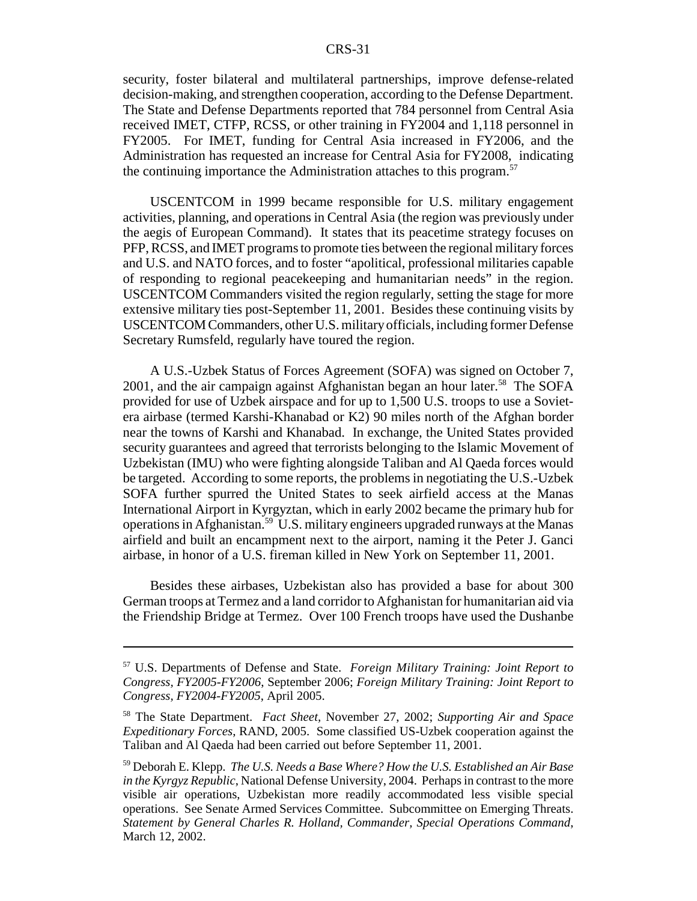security, foster bilateral and multilateral partnerships, improve defense-related decision-making, and strengthen cooperation, according to the Defense Department. The State and Defense Departments reported that 784 personnel from Central Asia received IMET, CTFP, RCSS, or other training in FY2004 and 1,118 personnel in FY2005. For IMET, funding for Central Asia increased in FY2006, and the Administration has requested an increase for Central Asia for FY2008, indicating the continuing importance the Administration attaches to this program.[57]

USCENTCOM in 1999 became responsible for U.S. military engagement activities, planning, and operations in Central Asia (the region was previously under the aegis of European Command). It states that its peacetime strategy focuses on PFP, RCSS, and IMET programs to promote ties between the regional military forces and U.S. and NATO forces, and to foster "apolitical, professional militaries capable of responding to regional peacekeeping and humanitarian needs" in the region. USCENTCOM Commanders visited the region regularly, setting the stage for more extensive military ties post-September 11, 2001. Besides these continuing visits by USCENTCOM Commanders, other U.S. military officials, including former Defense Secretary Rumsfeld, regularly have toured the region.

A U.S.-Uzbek Status of Forces Agreement (SOFA) was signed on October 7, 2001, and the air campaign against Afghanistan began an hour later.[58] The SOFA provided for use of Uzbek airspace and for up to 1,500 U.S. troops to use a Soviet-era airbase (termed Karshi-Khanabad or K2) 90 miles north of the Afghan border near the towns of Karshi and Khanabad. In exchange, the United States provided security guarantees and agreed that terrorists belonging to the Islamic Movement of Uzbekistan (IMU) who were fighting alongside Taliban and Al Qaeda forces would be targeted. According to some reports, the problems in negotiating the U.S.-Uzbek SOFA further spurred the United States to seek airfield access at the Manas International Airport in Kyrgyztan, which in early 2002 became the primary hub for operations in Afghanistan.[59] U.S. military engineers upgraded runways at the Manas airfield and built an encampment next to the airport, naming it the Peter J. Ganci airbase, in honor of a U.S. fireman killed in New York on September 11, 2001.

Besides these airbases, Uzbekistan also has provided a base for about 300 German troops at Termez and a land corridor to Afghanistan for humanitarian aid via the Friendship Bridge at Termez. Over 100 French troops have used the Dushanbe

---

[57] U.S. Departments of Defense and State. *Foreign Military Training: Joint Report to Congress, FY2005-FY2006*, September 2006; *Foreign Military Training: Joint Report to Congress, FY2004-FY2005*, April 2005.

[58] The State Department. *Fact Sheet*, November 27, 2002; *Supporting Air and Space Expeditionary Forces*, RAND, 2005. Some classified US-Uzbek cooperation against the Taliban and Al Qaeda had been carried out before September 11, 2001.

[59] Deborah E. Klepp. *The U.S. Needs a Base Where? How the U.S. Established an Air Base in the Kyrgyz Republic*, National Defense University, 2004. Perhaps in contrast to the more visible air operations, Uzbekistan more readily accommodated less visible special operations. See Senate Armed Services Committee. Subcommittee on Emerging Threats. *Statement by General Charles R. Holland, Commander, Special Operations Command*, March 12, 2002.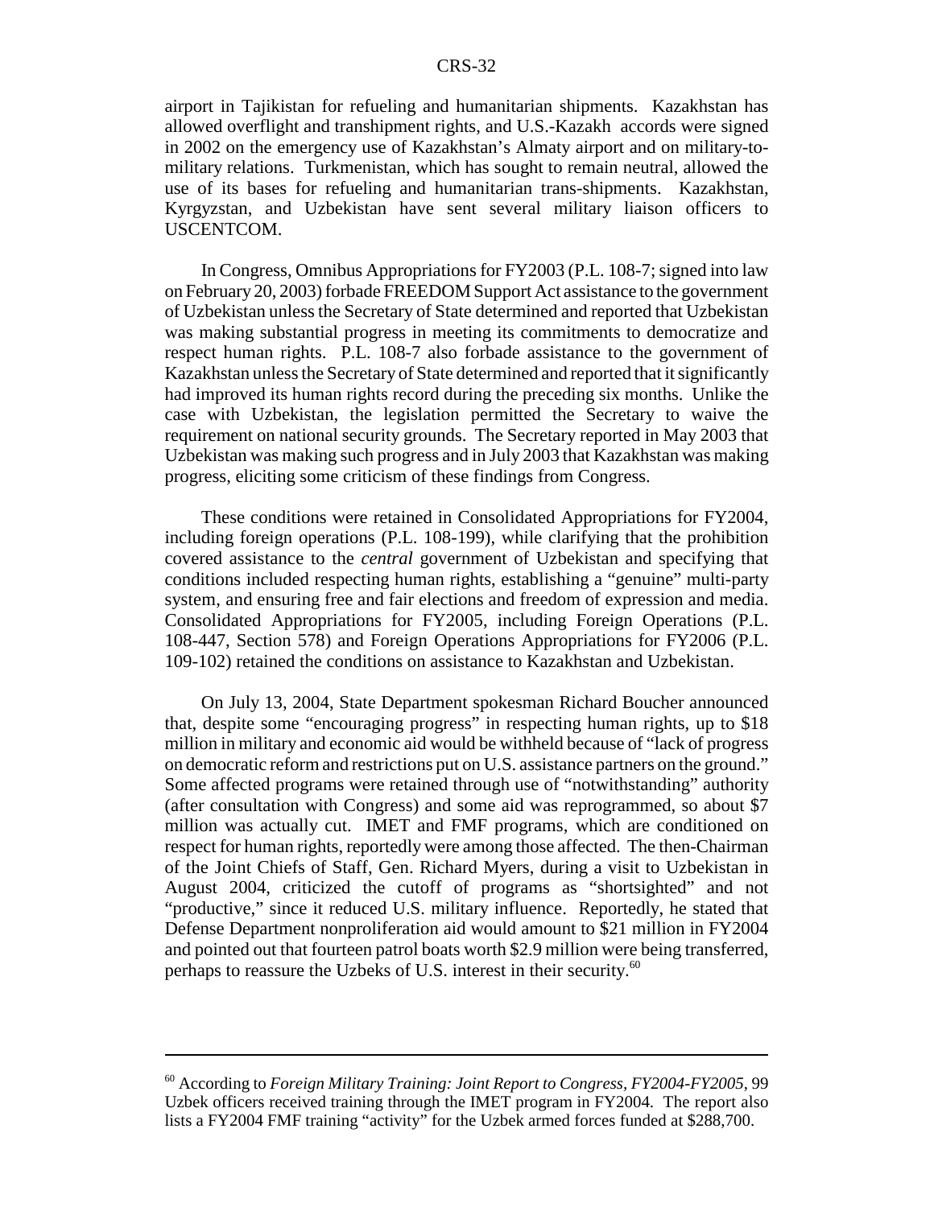airport in Tajikistan for refueling and humanitarian shipments. Kazakhstan has allowed overflight and transhipment rights, and U.S.-Kazakh accords were signed in 2002 on the emergency use of Kazakhstan's Almaty airport and on military-to-military relations. Turkmenistan, which has sought to remain neutral, allowed the use of its bases for refueling and humanitarian trans-shipments. Kazakhstan, Kyrgyzstan, and Uzbekistan have sent several military liaison officers to USCENTCOM.

In Congress, Omnibus Appropriations for FY2003 (P.L. 108-7; signed into law on February 20, 2003) forbade FREEDOM Support Act assistance to the government of Uzbekistan unless the Secretary of State determined and reported that Uzbekistan was making substantial progress in meeting its commitments to democratize and respect human rights. P.L. 108-7 also forbade assistance to the government of Kazakhstan unless the Secretary of State determined and reported that it significantly had improved its human rights record during the preceding six months. Unlike the case with Uzbekistan, the legislation permitted the Secretary to waive the requirement on national security grounds. The Secretary reported in May 2003 that Uzbekistan was making such progress and in July 2003 that Kazakhstan was making progress, eliciting some criticism of these findings from Congress.

These conditions were retained in Consolidated Appropriations for FY2004, including foreign operations (P.L. 108-199), while clarifying that the prohibition covered assistance to the *central* government of Uzbekistan and specifying that conditions included respecting human rights, establishing a "genuine" multi-party system, and ensuring free and fair elections and freedom of expression and media. Consolidated Appropriations for FY2005, including Foreign Operations (P.L. 108-447, Section 578) and Foreign Operations Appropriations for FY2006 (P.L. 109-102) retained the conditions on assistance to Kazakhstan and Uzbekistan.

On July 13, 2004, State Department spokesman Richard Boucher announced that, despite some "encouraging progress" in respecting human rights, up to $18 million in military and economic aid would be withheld because of "lack of progress on democratic reform and restrictions put on U.S. assistance partners on the ground." Some affected programs were retained through use of "notwithstanding" authority (after consultation with Congress) and some aid was reprogrammed, so about $7 million was actually cut. IMET and FMF programs, which are conditioned on respect for human rights, reportedly were among those affected. The then-Chairman of the Joint Chiefs of Staff, Gen. Richard Myers, during a visit to Uzbekistan in August 2004, criticized the cutoff of programs as "shortsighted" and not "productive," since it reduced U.S. military influence. Reportedly, he stated that Defense Department nonproliferation aid would amount to $21 million in FY2004 and pointed out that fourteen patrol boats worth $2.9 million were being transferred, perhaps to reassure the Uzbeks of U.S. interest in their security.[60]

---

[60] According to *Foreign Military Training: Joint Report to Congress, FY2004-FY2005*, 99 Uzbek officers received training through the IMET program in FY2004. The report also lists a FY2004 FMF training "activity" for the Uzbek armed forces funded at $288,700.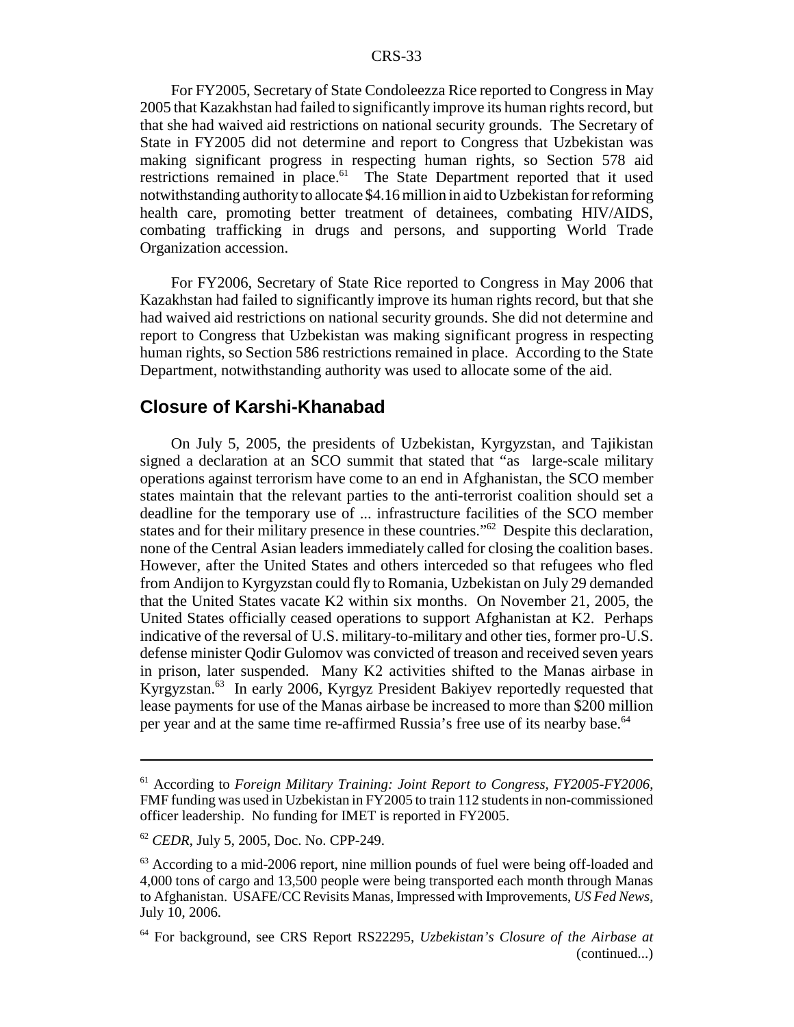For FY2005, Secretary of State Condoleezza Rice reported to Congress in May 2005 that Kazakhstan had failed to significantly improve its human rights record, but that she had waived aid restrictions on national security grounds. The Secretary of State in FY2005 did not determine and report to Congress that Uzbekistan was making significant progress in respecting human rights, so Section 578 aid restrictions remained in place.[61] The State Department reported that it used notwithstanding authority to allocate $4.16 million in aid to Uzbekistan for reforming health care, promoting better treatment of detainees, combating HIV/AIDS, combating trafficking in drugs and persons, and supporting World Trade Organization accession.

For FY2006, Secretary of State Rice reported to Congress in May 2006 that Kazakhstan had failed to significantly improve its human rights record, but that she had waived aid restrictions on national security grounds. She did not determine and report to Congress that Uzbekistan was making significant progress in respecting human rights, so Section 586 restrictions remained in place. According to the State Department, notwithstanding authority was used to allocate some of the aid.

## Closure of Karshi-Khanabad

On July 5, 2005, the presidents of Uzbekistan, Kyrgyzstan, and Tajikistan signed a declaration at an SCO summit that stated that "as large-scale military operations against terrorism have come to an end in Afghanistan, the SCO member states maintain that the relevant parties to the anti-terrorist coalition should set a deadline for the temporary use of ... infrastructure facilities of the SCO member states and for their military presence in these countries."[62] Despite this declaration, none of the Central Asian leaders immediately called for closing the coalition bases. However, after the United States and others interceded so that refugees who fled from Andijon to Kyrgyzstan could fly to Romania, Uzbekistan on July 29 demanded that the United States vacate K2 within six months. On November 21, 2005, the United States officially ceased operations to support Afghanistan at K2. Perhaps indicative of the reversal of U.S. military-to-military and other ties, former pro-U.S. defense minister Qodir Gulomov was convicted of treason and received seven years in prison, later suspended. Many K2 activities shifted to the Manas airbase in Kyrgyzstan.[63] In early 2006, Kyrgyz President Bakiyev reportedly requested that lease payments for use of the Manas airbase be increased to more than $200 million per year and at the same time re-affirmed Russia's free use of its nearby base.[64]

---

[61] According to *Foreign Military Training: Joint Report to Congress, FY2005-FY2006*, FMF funding was used in Uzbekistan in FY2005 to train 112 students in non-commissioned officer leadership. No funding for IMET is reported in FY2005.

[62] *CEDR*, July 5, 2005, Doc. No. CPP-249.

[63] According to a mid-2006 report, nine million pounds of fuel were being off-loaded and 4,000 tons of cargo and 13,500 people were being transported each month through Manas to Afghanistan. USAFE/CC Revisits Manas, Impressed with Improvements, *US Fed News*, July 10, 2006.

[64] For background, see CRS Report RS22295, *Uzbekistan's Closure of the Airbase at* (continued...)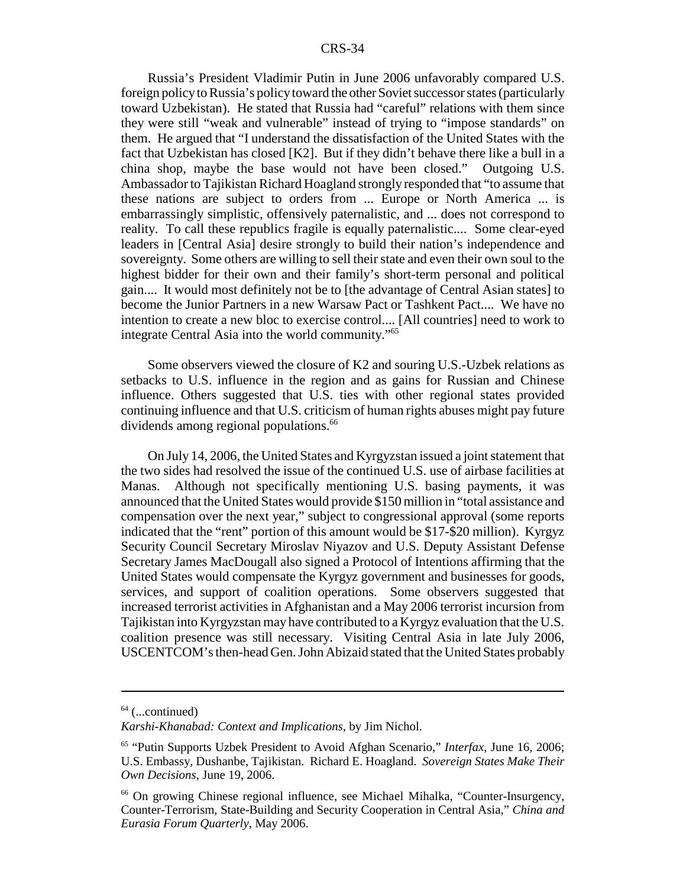Russia's President Vladimir Putin in June 2006 unfavorably compared U.S. foreign policy to Russia's policy toward the other Soviet successor states (particularly toward Uzbekistan). He stated that Russia had "careful" relations with them since they were still "weak and vulnerable" instead of trying to "impose standards" on them. He argued that "I understand the dissatisfaction of the United States with the fact that Uzbekistan has closed [K2]. But if they didn't behave there like a bull in a china shop, maybe the base would not have been closed." Outgoing U.S. Ambassador to Tajikistan Richard Hoagland strongly responded that "to assume that these nations are subject to orders from ... Europe or North America ... is embarrassingly simplistic, offensively paternalistic, and ... does not correspond to reality. To call these republics fragile is equally paternalistic.... Some clear-eyed leaders in [Central Asia] desire strongly to build their nation's independence and sovereignty. Some others are willing to sell their state and even their own soul to the highest bidder for their own and their family's short-term personal and political gain.... It would most definitely not be to [the advantage of Central Asian states] to become the Junior Partners in a new Warsaw Pact or Tashkent Pact.... We have no intention to create a new bloc to exercise control.... [All countries] need to work to integrate Central Asia into the world community."[65]

Some observers viewed the closure of K2 and souring U.S.-Uzbek relations as setbacks to U.S. influence in the region and as gains for Russian and Chinese influence. Others suggested that U.S. ties with other regional states provided continuing influence and that U.S. criticism of human rights abuses might pay future dividends among regional populations.[66]

On July 14, 2006, the United States and Kyrgyzstan issued a joint statement that the two sides had resolved the issue of the continued U.S. use of airbase facilities at Manas. Although not specifically mentioning U.S. basing payments, it was announced that the United States would provide $150 million in "total assistance and compensation over the next year," subject to congressional approval (some reports indicated that the "rent" portion of this amount would be $17-$20 million). Kyrgyz Security Council Secretary Miroslav Niyazov and U.S. Deputy Assistant Defense Secretary James MacDougall also signed a Protocol of Intentions affirming that the United States would compensate the Kyrgyz government and businesses for goods, services, and support of coalition operations. Some observers suggested that increased terrorist activities in Afghanistan and a May 2006 terrorist incursion from Tajikistan into Kyrgyzstan may have contributed to a Kyrgyz evaluation that the U.S. coalition presence was still necessary. Visiting Central Asia in late July 2006, USCENTCOM's then-head Gen. John Abizaid stated that the United States probably

---

[64] (...continued)
*Karshi-Khanabad: Context and Implications*, by Jim Nichol.

[65] "Putin Supports Uzbek President to Avoid Afghan Scenario," *Interfax*, June 16, 2006; U.S. Embassy, Dushanbe, Tajikistan. Richard E. Hoagland. *Sovereign States Make Their Own Decisions*, June 19, 2006.

[66] On growing Chinese regional influence, see Michael Mihalka, "Counter-Insurgency, Counter-Terrorism, State-Building and Security Cooperation in Central Asia," *China and Eurasia Forum Quarterly*, May 2006.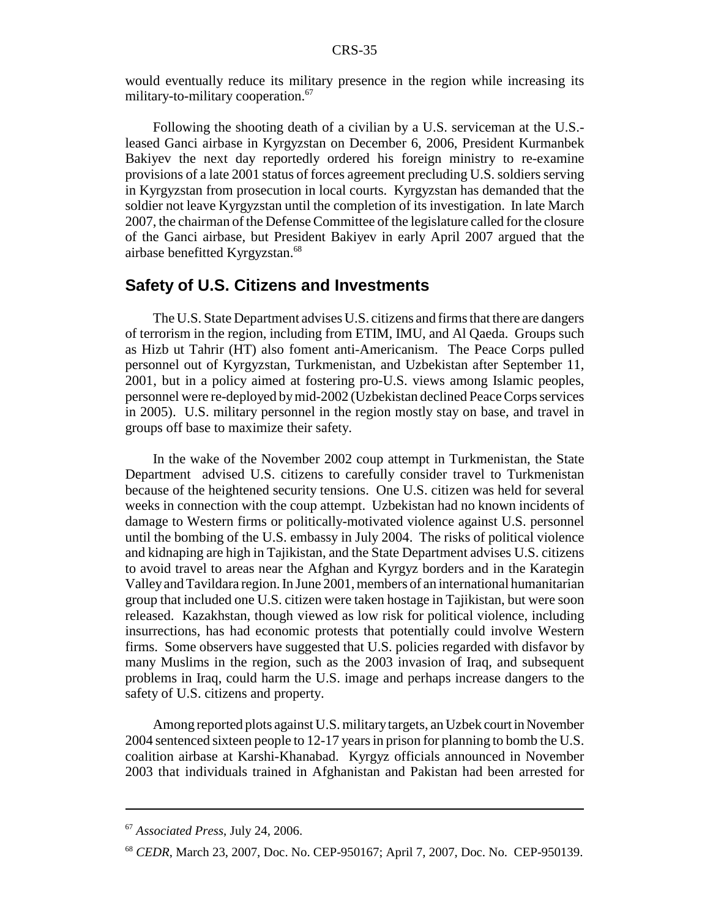would eventually reduce its military presence in the region while increasing its military-to-military cooperation.[67]

Following the shooting death of a civilian by a U.S. serviceman at the U.S.-leased Ganci airbase in Kyrgyzstan on December 6, 2006, President Kurmanbek Bakiyev the next day reportedly ordered his foreign ministry to re-examine provisions of a late 2001 status of forces agreement precluding U.S. soldiers serving in Kyrgyzstan from prosecution in local courts. Kyrgyzstan has demanded that the soldier not leave Kyrgyzstan until the completion of its investigation. In late March 2007, the chairman of the Defense Committee of the legislature called for the closure of the Ganci airbase, but President Bakiyev in early April 2007 argued that the airbase benefitted Kyrgyzstan.[68]

## Safety of U.S. Citizens and Investments

The U.S. State Department advises U.S. citizens and firms that there are dangers of terrorism in the region, including from ETIM, IMU, and Al Qaeda. Groups such as Hizb ut Tahrir (HT) also foment anti-Americanism. The Peace Corps pulled personnel out of Kyrgyzstan, Turkmenistan, and Uzbekistan after September 11, 2001, but in a policy aimed at fostering pro-U.S. views among Islamic peoples, personnel were re-deployed by mid-2002 (Uzbekistan declined Peace Corps services in 2005). U.S. military personnel in the region mostly stay on base, and travel in groups off base to maximize their safety.

In the wake of the November 2002 coup attempt in Turkmenistan, the State Department advised U.S. citizens to carefully consider travel to Turkmenistan because of the heightened security tensions. One U.S. citizen was held for several weeks in connection with the coup attempt. Uzbekistan had no known incidents of damage to Western firms or politically-motivated violence against U.S. personnel until the bombing of the U.S. embassy in July 2004. The risks of political violence and kidnaping are high in Tajikistan, and the State Department advises U.S. citizens to avoid travel to areas near the Afghan and Kyrgyz borders and in the Karategin Valley and Tavildara region. In June 2001, members of an international humanitarian group that included one U.S. citizen were taken hostage in Tajikistan, but were soon released. Kazakhstan, though viewed as low risk for political violence, including insurrections, has had economic protests that potentially could involve Western firms. Some observers have suggested that U.S. policies regarded with disfavor by many Muslims in the region, such as the 2003 invasion of Iraq, and subsequent problems in Iraq, could harm the U.S. image and perhaps increase dangers to the safety of U.S. citizens and property.

Among reported plots against U.S. military targets, an Uzbek court in November 2004 sentenced sixteen people to 12-17 years in prison for planning to bomb the U.S. coalition airbase at Karshi-Khanabad. Kyrgyz officials announced in November 2003 that individuals trained in Afghanistan and Pakistan had been arrested for

---

[67] *Associated Press*, July 24, 2006.

[68] *CEDR*, March 23, 2007, Doc. No. CEP-950167; April 7, 2007, Doc. No. CEP-950139.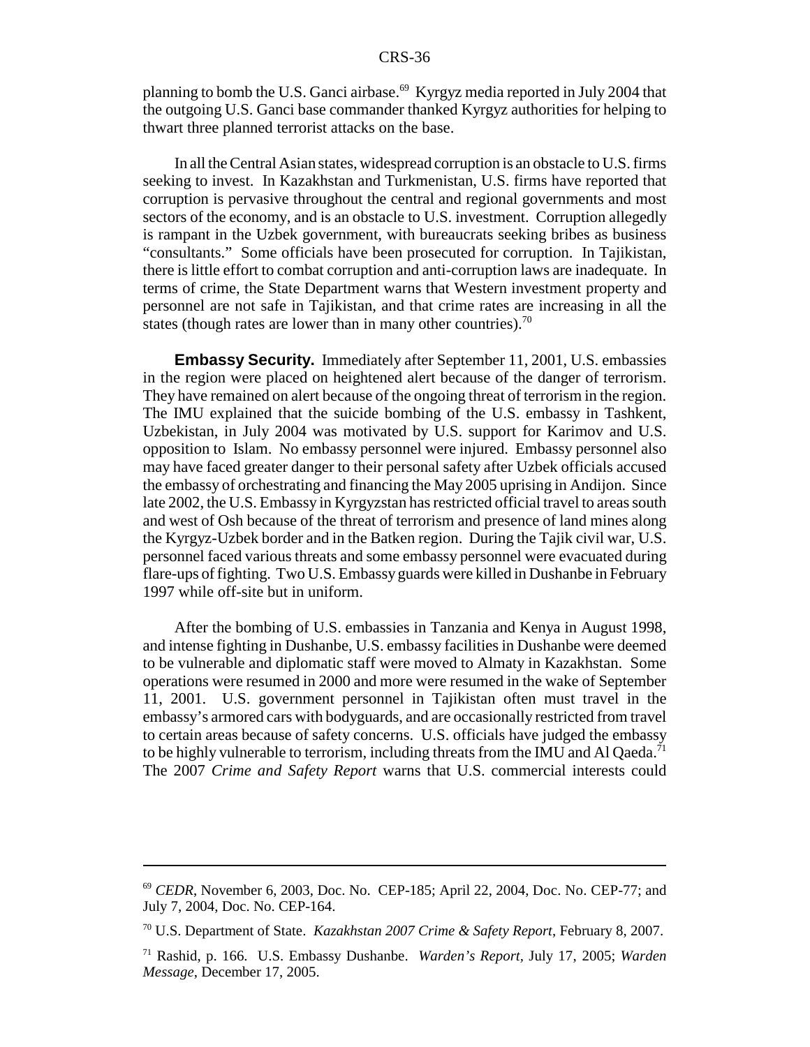planning to bomb the U.S. Ganci airbase.[69] Kyrgyz media reported in July 2004 that the outgoing U.S. Ganci base commander thanked Kyrgyz authorities for helping to thwart three planned terrorist attacks on the base.

In all the Central Asian states, widespread corruption is an obstacle to U.S. firms seeking to invest. In Kazakhstan and Turkmenistan, U.S. firms have reported that corruption is pervasive throughout the central and regional governments and most sectors of the economy, and is an obstacle to U.S. investment. Corruption allegedly is rampant in the Uzbek government, with bureaucrats seeking bribes as business "consultants." Some officials have been prosecuted for corruption. In Tajikistan, there is little effort to combat corruption and anti-corruption laws are inadequate. In terms of crime, the State Department warns that Western investment property and personnel are not safe in Tajikistan, and that crime rates are increasing in all the states (though rates are lower than in many other countries).[70]

**Embassy Security.** Immediately after September 11, 2001, U.S. embassies in the region were placed on heightened alert because of the danger of terrorism. They have remained on alert because of the ongoing threat of terrorism in the region. The IMU explained that the suicide bombing of the U.S. embassy in Tashkent, Uzbekistan, in July 2004 was motivated by U.S. support for Karimov and U.S. opposition to Islam. No embassy personnel were injured. Embassy personnel also may have faced greater danger to their personal safety after Uzbek officials accused the embassy of orchestrating and financing the May 2005 uprising in Andijon. Since late 2002, the U.S. Embassy in Kyrgyzstan has restricted official travel to areas south and west of Osh because of the threat of terrorism and presence of land mines along the Kyrgyz-Uzbek border and in the Batken region. During the Tajik civil war, U.S. personnel faced various threats and some embassy personnel were evacuated during flare-ups of fighting. Two U.S. Embassy guards were killed in Dushanbe in February 1997 while off-site but in uniform.

After the bombing of U.S. embassies in Tanzania and Kenya in August 1998, and intense fighting in Dushanbe, U.S. embassy facilities in Dushanbe were deemed to be vulnerable and diplomatic staff were moved to Almaty in Kazakhstan. Some operations were resumed in 2000 and more were resumed in the wake of September 11, 2001. U.S. government personnel in Tajikistan often must travel in the embassy's armored cars with bodyguards, and are occasionally restricted from travel to certain areas because of safety concerns. U.S. officials have judged the embassy to be highly vulnerable to terrorism, including threats from the IMU and Al Qaeda.[71] The 2007 *Crime and Safety Report* warns that U.S. commercial interests could

---

[69] *CEDR*, November 6, 2003, Doc. No. CEP-185; April 22, 2004, Doc. No. CEP-77; and July 7, 2004, Doc. No. CEP-164.

[70] U.S. Department of State. *Kazakhstan 2007 Crime & Safety Report*, February 8, 2007.

[71] Rashid, p. 166. U.S. Embassy Dushanbe. *Warden's Report*, July 17, 2005; *Warden Message*, December 17, 2005.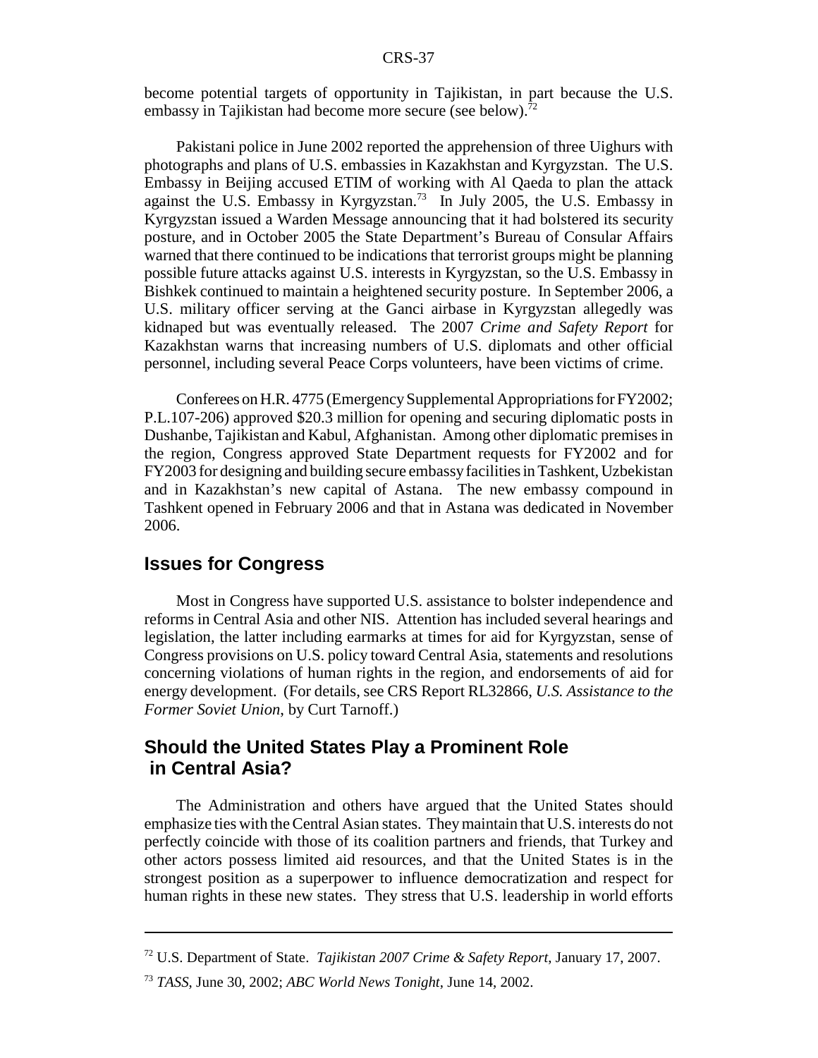become potential targets of opportunity in Tajikistan, in part because the U.S. embassy in Tajikistan had become more secure (see below).[72]

Pakistani police in June 2002 reported the apprehension of three Uighurs with photographs and plans of U.S. embassies in Kazakhstan and Kyrgyzstan. The U.S. Embassy in Beijing accused ETIM of working with Al Qaeda to plan the attack against the U.S. Embassy in Kyrgyzstan.[73] In July 2005, the U.S. Embassy in Kyrgyzstan issued a Warden Message announcing that it had bolstered its security posture, and in October 2005 the State Department's Bureau of Consular Affairs warned that there continued to be indications that terrorist groups might be planning possible future attacks against U.S. interests in Kyrgyzstan, so the U.S. Embassy in Bishkek continued to maintain a heightened security posture. In September 2006, a U.S. military officer serving at the Ganci airbase in Kyrgyzstan allegedly was kidnaped but was eventually released. The 2007 *Crime and Safety Report* for Kazakhstan warns that increasing numbers of U.S. diplomats and other official personnel, including several Peace Corps volunteers, have been victims of crime.

Conferees on H.R. 4775 (Emergency Supplemental Appropriations for FY2002; P.L.107-206) approved $20.3 million for opening and securing diplomatic posts in Dushanbe, Tajikistan and Kabul, Afghanistan. Among other diplomatic premises in the region, Congress approved State Department requests for FY2002 and for FY2003 for designing and building secure embassy facilities in Tashkent, Uzbekistan and in Kazakhstan's new capital of Astana. The new embassy compound in Tashkent opened in February 2006 and that in Astana was dedicated in November 2006.

## Issues for Congress

Most in Congress have supported U.S. assistance to bolster independence and reforms in Central Asia and other NIS. Attention has included several hearings and legislation, the latter including earmarks at times for aid for Kyrgyzstan, sense of Congress provisions on U.S. policy toward Central Asia, statements and resolutions concerning violations of human rights in the region, and endorsements of aid for energy development. (For details, see CRS Report RL32866, *U.S. Assistance to the Former Soviet Union*, by Curt Tarnoff.)

## Should the United States Play a Prominent Role in Central Asia?

The Administration and others have argued that the United States should emphasize ties with the Central Asian states. They maintain that U.S. interests do not perfectly coincide with those of its coalition partners and friends, that Turkey and other actors possess limited aid resources, and that the United States is in the strongest position as a superpower to influence democratization and respect for human rights in these new states. They stress that U.S. leadership in world efforts

---

[72] U.S. Department of State. *Tajikistan 2007 Crime & Safety Report*, January 17, 2007.

[73] *TASS*, June 30, 2002; *ABC World News Tonight*, June 14, 2002.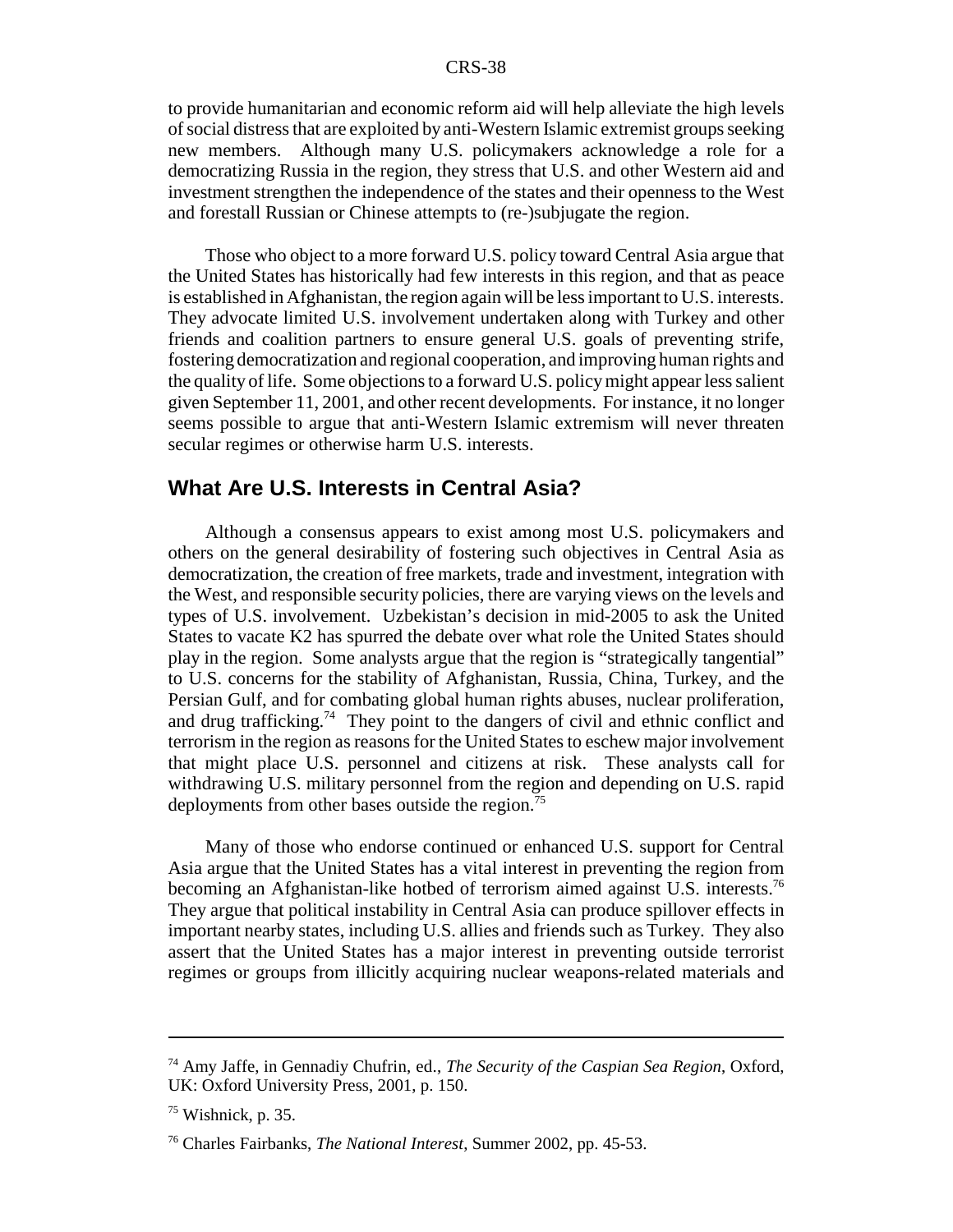to provide humanitarian and economic reform aid will help alleviate the high levels of social distress that are exploited by anti-Western Islamic extremist groups seeking new members. Although many U.S. policymakers acknowledge a role for a democratizing Russia in the region, they stress that U.S. and other Western aid and investment strengthen the independence of the states and their openness to the West and forestall Russian or Chinese attempts to (re-)subjugate the region.

Those who object to a more forward U.S. policy toward Central Asia argue that the United States has historically had few interests in this region, and that as peace is established in Afghanistan, the region again will be less important to U.S. interests. They advocate limited U.S. involvement undertaken along with Turkey and other friends and coalition partners to ensure general U.S. goals of preventing strife, fostering democratization and regional cooperation, and improving human rights and the quality of life. Some objections to a forward U.S. policy might appear less salient given September 11, 2001, and other recent developments. For instance, it no longer seems possible to argue that anti-Western Islamic extremism will never threaten secular regimes or otherwise harm U.S. interests.

## What Are U.S. Interests in Central Asia?

Although a consensus appears to exist among most U.S. policymakers and others on the general desirability of fostering such objectives in Central Asia as democratization, the creation of free markets, trade and investment, integration with the West, and responsible security policies, there are varying views on the levels and types of U.S. involvement. Uzbekistan's decision in mid-2005 to ask the United States to vacate K2 has spurred the debate over what role the United States should play in the region. Some analysts argue that the region is "strategically tangential" to U.S. concerns for the stability of Afghanistan, Russia, China, Turkey, and the Persian Gulf, and for combating global human rights abuses, nuclear proliferation, and drug trafficking.[74] They point to the dangers of civil and ethnic conflict and terrorism in the region as reasons for the United States to eschew major involvement that might place U.S. personnel and citizens at risk. These analysts call for withdrawing U.S. military personnel from the region and depending on U.S. rapid deployments from other bases outside the region.[75]

Many of those who endorse continued or enhanced U.S. support for Central Asia argue that the United States has a vital interest in preventing the region from becoming an Afghanistan-like hotbed of terrorism aimed against U.S. interests.[76] They argue that political instability in Central Asia can produce spillover effects in important nearby states, including U.S. allies and friends such as Turkey. They also assert that the United States has a major interest in preventing outside terrorist regimes or groups from illicitly acquiring nuclear weapons-related materials and

---

[74] Amy Jaffe, in Gennadiy Chufrin, ed., *The Security of the Caspian Sea Region*, Oxford, UK: Oxford University Press, 2001, p. 150.

[75] Wishnick, p. 35.

[76] Charles Fairbanks, *The National Interest*, Summer 2002, pp. 45-53.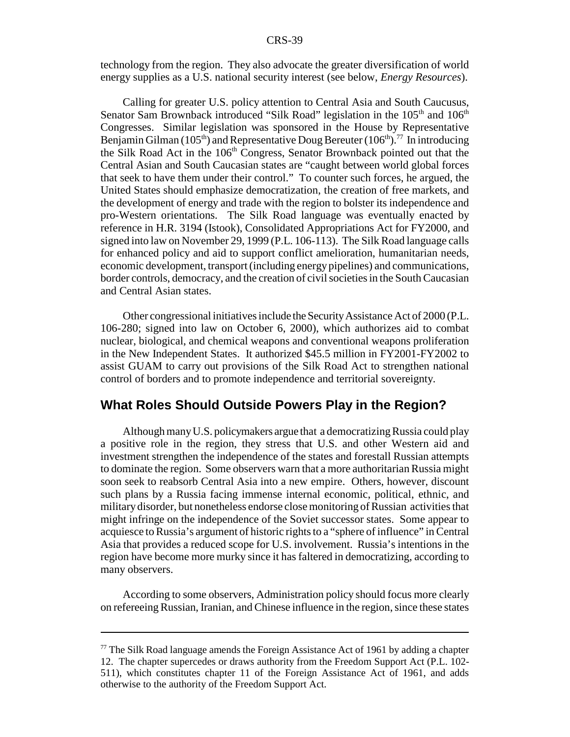technology from the region. They also advocate the greater diversification of world energy supplies as a U.S. national security interest (see below, *Energy Resources*).

Calling for greater U.S. policy attention to Central Asia and South Caucusus, Senator Sam Brownback introduced "Silk Road" legislation in the 105th and 106th Congresses. Similar legislation was sponsored in the House by Representative Benjamin Gilman (105th) and Representative Doug Bereuter (106th).[77] In introducing the Silk Road Act in the 106th Congress, Senator Brownback pointed out that the Central Asian and South Caucasian states are "caught between world global forces that seek to have them under their control." To counter such forces, he argued, the United States should emphasize democratization, the creation of free markets, and the development of energy and trade with the region to bolster its independence and pro-Western orientations. The Silk Road language was eventually enacted by reference in H.R. 3194 (Istook), Consolidated Appropriations Act for FY2000, and signed into law on November 29, 1999 (P.L. 106-113). The Silk Road language calls for enhanced policy and aid to support conflict amelioration, humanitarian needs, economic development, transport (including energy pipelines) and communications, border controls, democracy, and the creation of civil societies in the South Caucasian and Central Asian states.

Other congressional initiatives include the Security Assistance Act of 2000 (P.L. 106-280; signed into law on October 6, 2000), which authorizes aid to combat nuclear, biological, and chemical weapons and conventional weapons proliferation in the New Independent States. It authorized $45.5 million in FY2001-FY2002 to assist GUAM to carry out provisions of the Silk Road Act to strengthen national control of borders and to promote independence and territorial sovereignty.

## What Roles Should Outside Powers Play in the Region?

Although many U.S. policymakers argue that a democratizing Russia could play a positive role in the region, they stress that U.S. and other Western aid and investment strengthen the independence of the states and forestall Russian attempts to dominate the region. Some observers warn that a more authoritarian Russia might soon seek to reabsorb Central Asia into a new empire. Others, however, discount such plans by a Russia facing immense internal economic, political, ethnic, and military disorder, but nonetheless endorse close monitoring of Russian activities that might infringe on the independence of the Soviet successor states. Some appear to acquiesce to Russia's argument of historic rights to a "sphere of influence" in Central Asia that provides a reduced scope for U.S. involvement. Russia's intentions in the region have become more murky since it has faltered in democratizing, according to many observers.

According to some observers, Administration policy should focus more clearly on refereeing Russian, Iranian, and Chinese influence in the region, since these states

---

[77] The Silk Road language amends the Foreign Assistance Act of 1961 by adding a chapter 12. The chapter supercedes or draws authority from the Freedom Support Act (P.L. 102-511), which constitutes chapter 11 of the Foreign Assistance Act of 1961, and adds otherwise to the authority of the Freedom Support Act.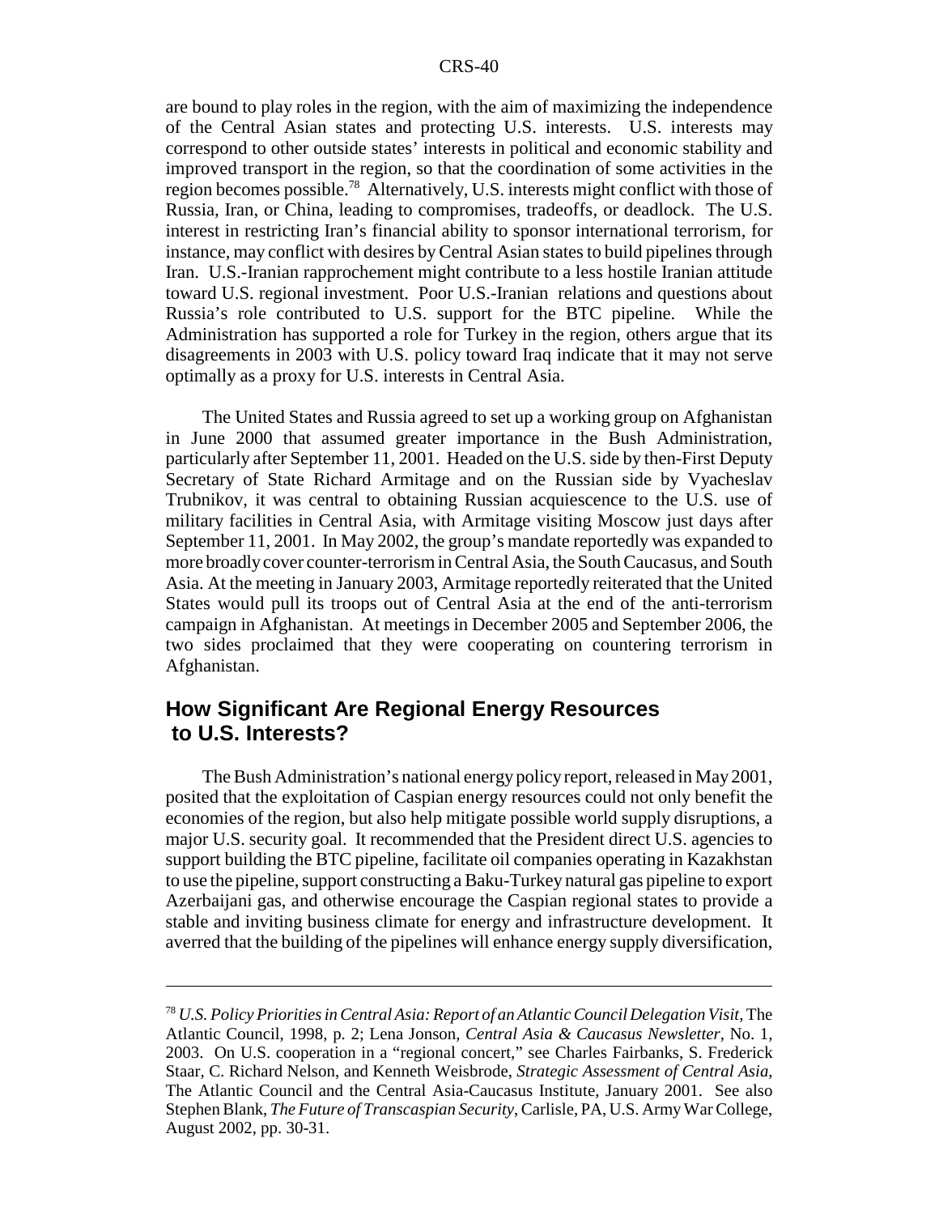are bound to play roles in the region, with the aim of maximizing the independence of the Central Asian states and protecting U.S. interests. U.S. interests may correspond to other outside states' interests in political and economic stability and improved transport in the region, so that the coordination of some activities in the region becomes possible.[78] Alternatively, U.S. interests might conflict with those of Russia, Iran, or China, leading to compromises, tradeoffs, or deadlock. The U.S. interest in restricting Iran's financial ability to sponsor international terrorism, for instance, may conflict with desires by Central Asian states to build pipelines through Iran. U.S.-Iranian rapprochement might contribute to a less hostile Iranian attitude toward U.S. regional investment. Poor U.S.-Iranian relations and questions about Russia's role contributed to U.S. support for the BTC pipeline. While the Administration has supported a role for Turkey in the region, others argue that its disagreements in 2003 with U.S. policy toward Iraq indicate that it may not serve optimally as a proxy for U.S. interests in Central Asia.

The United States and Russia agreed to set up a working group on Afghanistan in June 2000 that assumed greater importance in the Bush Administration, particularly after September 11, 2001. Headed on the U.S. side by then-First Deputy Secretary of State Richard Armitage and on the Russian side by Vyacheslav Trubnikov, it was central to obtaining Russian acquiescence to the U.S. use of military facilities in Central Asia, with Armitage visiting Moscow just days after September 11, 2001. In May 2002, the group's mandate reportedly was expanded to more broadly cover counter-terrorism in Central Asia, the South Caucasus, and South Asia. At the meeting in January 2003, Armitage reportedly reiterated that the United States would pull its troops out of Central Asia at the end of the anti-terrorism campaign in Afghanistan. At meetings in December 2005 and September 2006, the two sides proclaimed that they were cooperating on countering terrorism in Afghanistan.

## How Significant Are Regional Energy Resources to U.S. Interests?

The Bush Administration's national energy policy report, released in May 2001, posited that the exploitation of Caspian energy resources could not only benefit the economies of the region, but also help mitigate possible world supply disruptions, a major U.S. security goal. It recommended that the President direct U.S. agencies to support building the BTC pipeline, facilitate oil companies operating in Kazakhstan to use the pipeline, support constructing a Baku-Turkey natural gas pipeline to export Azerbaijani gas, and otherwise encourage the Caspian regional states to provide a stable and inviting business climate for energy and infrastructure development. It averred that the building of the pipelines will enhance energy supply diversification,

---

[78] *U.S. Policy Priorities in Central Asia: Report of an Atlantic Council Delegation Visit*, The Atlantic Council, 1998, p. 2; Lena Jonson, *Central Asia & Caucasus Newsletter*, No. 1, 2003. On U.S. cooperation in a "regional concert," see Charles Fairbanks, S. Frederick Staar, C. Richard Nelson, and Kenneth Weisbrode, *Strategic Assessment of Central Asia*, The Atlantic Council and the Central Asia-Caucasus Institute, January 2001. See also Stephen Blank, *The Future of Transcaspian Security*, Carlisle, PA, U.S. Army War College, August 2002, pp. 30-31.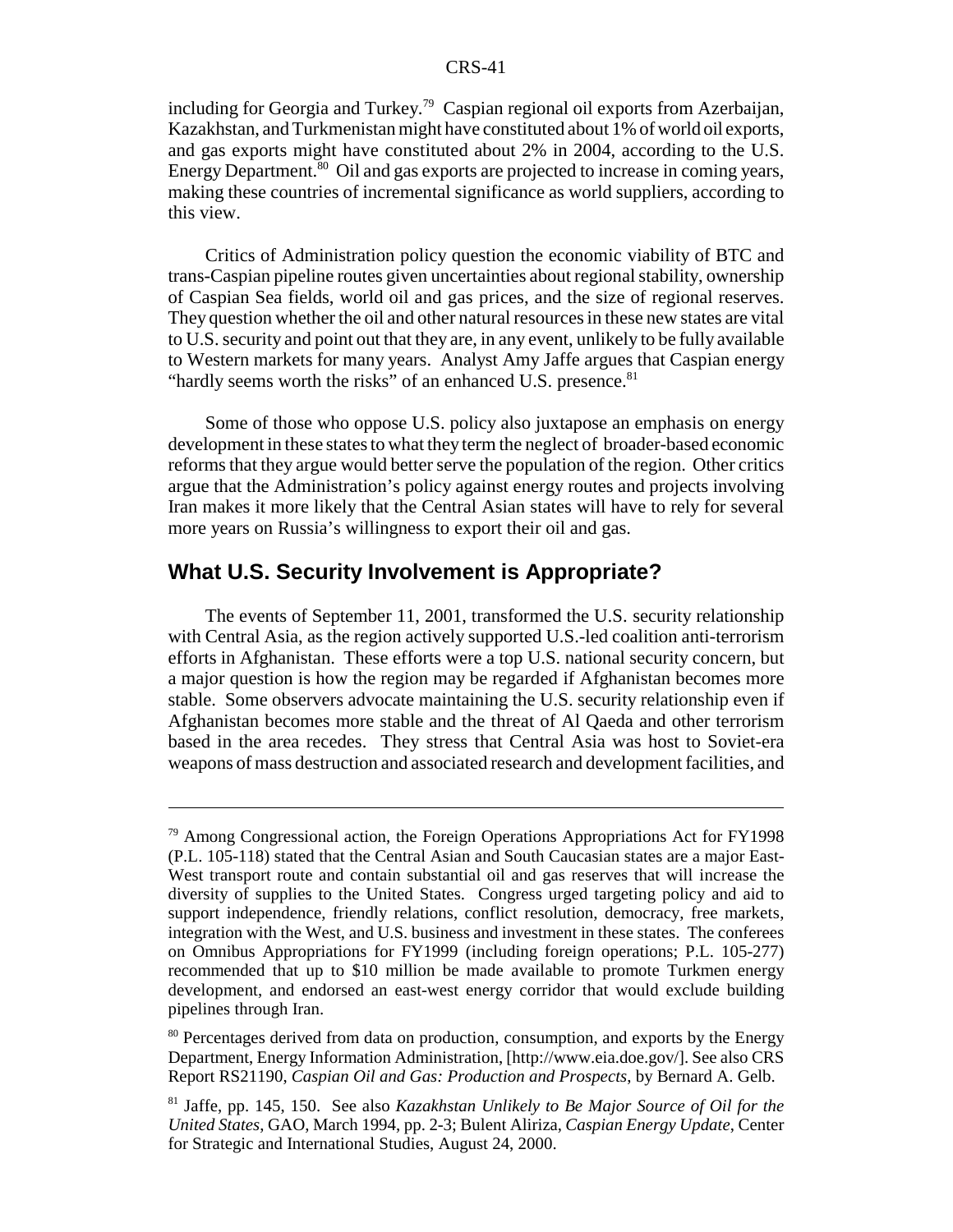including for Georgia and Turkey.[79] Caspian regional oil exports from Azerbaijan, Kazakhstan, and Turkmenistan might have constituted about 1% of world oil exports, and gas exports might have constituted about 2% in 2004, according to the U.S. Energy Department.[80] Oil and gas exports are projected to increase in coming years, making these countries of incremental significance as world suppliers, according to this view.

Critics of Administration policy question the economic viability of BTC and trans-Caspian pipeline routes given uncertainties about regional stability, ownership of Caspian Sea fields, world oil and gas prices, and the size of regional reserves. They question whether the oil and other natural resources in these new states are vital to U.S. security and point out that they are, in any event, unlikely to be fully available to Western markets for many years. Analyst Amy Jaffe argues that Caspian energy "hardly seems worth the risks" of an enhanced U.S. presence.[81]

Some of those who oppose U.S. policy also juxtapose an emphasis on energy development in these states to what they term the neglect of broader-based economic reforms that they argue would better serve the population of the region. Other critics argue that the Administration's policy against energy routes and projects involving Iran makes it more likely that the Central Asian states will have to rely for several more years on Russia's willingness to export their oil and gas.

## What U.S. Security Involvement is Appropriate?

The events of September 11, 2001, transformed the U.S. security relationship with Central Asia, as the region actively supported U.S.-led coalition anti-terrorism efforts in Afghanistan. These efforts were a top U.S. national security concern, but a major question is how the region may be regarded if Afghanistan becomes more stable. Some observers advocate maintaining the U.S. security relationship even if Afghanistan becomes more stable and the threat of Al Qaeda and other terrorism based in the area recedes. They stress that Central Asia was host to Soviet-era weapons of mass destruction and associated research and development facilities, and

---

[79] Among Congressional action, the Foreign Operations Appropriations Act for FY1998 (P.L. 105-118) stated that the Central Asian and South Caucasian states are a major East-West transport route and contain substantial oil and gas reserves that will increase the diversity of supplies to the United States. Congress urged targeting policy and aid to support independence, friendly relations, conflict resolution, democracy, free markets, integration with the West, and U.S. business and investment in these states. The conferees on Omnibus Appropriations for FY1999 (including foreign operations; P.L. 105-277) recommended that up to $10 million be made available to promote Turkmen energy development, and endorsed an east-west energy corridor that would exclude building pipelines through Iran.

[80] Percentages derived from data on production, consumption, and exports by the Energy Department, Energy Information Administration, [http://www.eia.doe.gov/]. See also CRS Report RS21190, *Caspian Oil and Gas: Production and Prospects*, by Bernard A. Gelb.

[81] Jaffe, pp. 145, 150. See also *Kazakhstan Unlikely to Be Major Source of Oil for the United States*, GAO, March 1994, pp. 2-3; Bulent Aliriza, *Caspian Energy Update*, Center for Strategic and International Studies, August 24, 2000.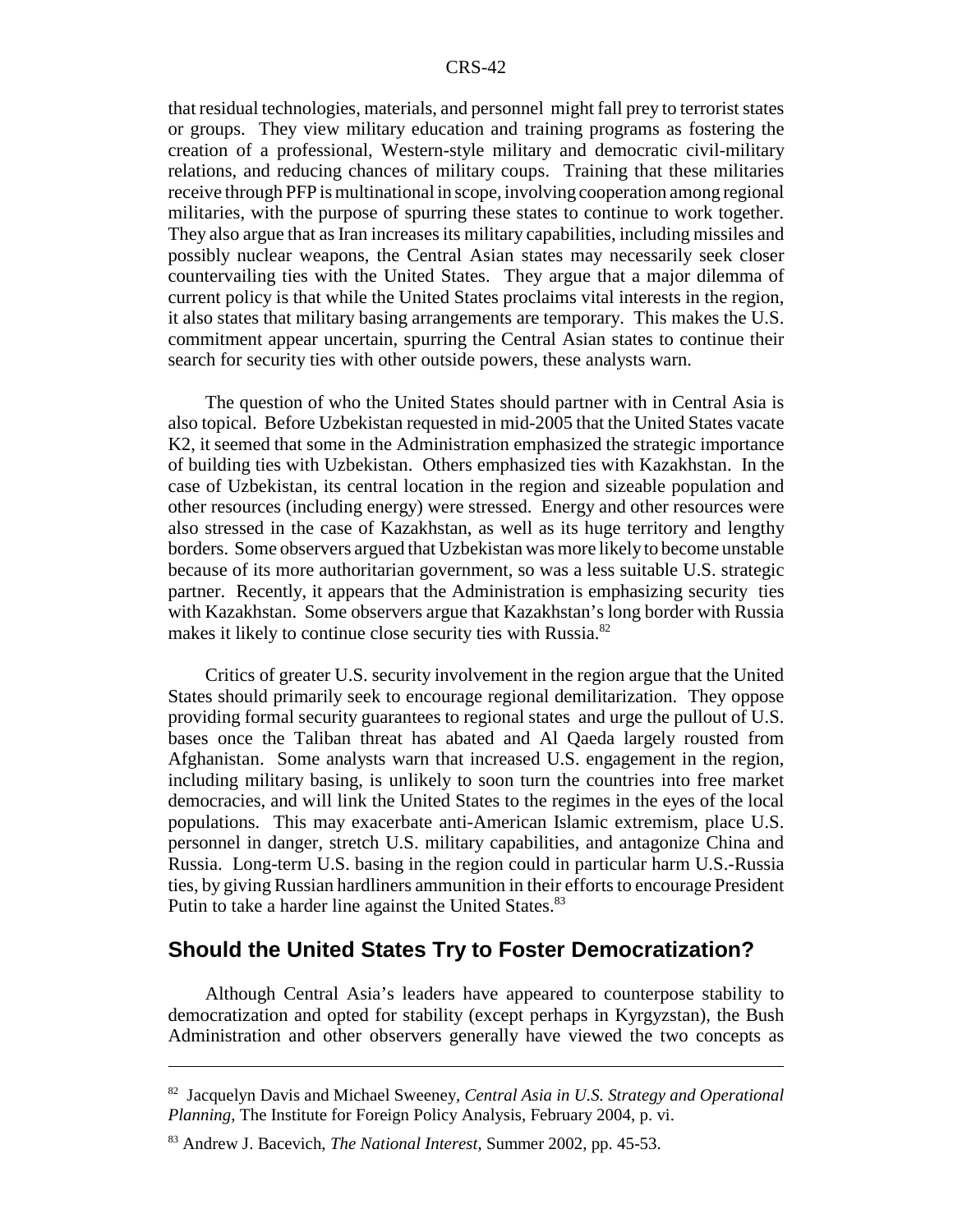that residual technologies, materials, and personnel might fall prey to terrorist states or groups. They view military education and training programs as fostering the creation of a professional, Western-style military and democratic civil-military relations, and reducing chances of military coups. Training that these militaries receive through PFP is multinational in scope, involving cooperation among regional militaries, with the purpose of spurring these states to continue to work together. They also argue that as Iran increases its military capabilities, including missiles and possibly nuclear weapons, the Central Asian states may necessarily seek closer countervailing ties with the United States. They argue that a major dilemma of current policy is that while the United States proclaims vital interests in the region, it also states that military basing arrangements are temporary. This makes the U.S. commitment appear uncertain, spurring the Central Asian states to continue their search for security ties with other outside powers, these analysts warn.

The question of who the United States should partner with in Central Asia is also topical. Before Uzbekistan requested in mid-2005 that the United States vacate K2, it seemed that some in the Administration emphasized the strategic importance of building ties with Uzbekistan. Others emphasized ties with Kazakhstan. In the case of Uzbekistan, its central location in the region and sizeable population and other resources (including energy) were stressed. Energy and other resources were also stressed in the case of Kazakhstan, as well as its huge territory and lengthy borders. Some observers argued that Uzbekistan was more likely to become unstable because of its more authoritarian government, so was a less suitable U.S. strategic partner. Recently, it appears that the Administration is emphasizing security ties with Kazakhstan. Some observers argue that Kazakhstan's long border with Russia makes it likely to continue close security ties with Russia.[82]

Critics of greater U.S. security involvement in the region argue that the United States should primarily seek to encourage regional demilitarization. They oppose providing formal security guarantees to regional states and urge the pullout of U.S. bases once the Taliban threat has abated and Al Qaeda largely rousted from Afghanistan. Some analysts warn that increased U.S. engagement in the region, including military basing, is unlikely to soon turn the countries into free market democracies, and will link the United States to the regimes in the eyes of the local populations. This may exacerbate anti-American Islamic extremism, place U.S. personnel in danger, stretch U.S. military capabilities, and antagonize China and Russia. Long-term U.S. basing in the region could in particular harm U.S.-Russia ties, by giving Russian hardliners ammunition in their efforts to encourage President Putin to take a harder line against the United States.[83]

## Should the United States Try to Foster Democratization?

Although Central Asia's leaders have appeared to counterpose stability to democratization and opted for stability (except perhaps in Kyrgyzstan), the Bush Administration and other observers generally have viewed the two concepts as

---

[82] Jacquelyn Davis and Michael Sweeney, *Central Asia in U.S. Strategy and Operational Planning*, The Institute for Foreign Policy Analysis, February 2004, p. vi.

[83] Andrew J. Bacevich, *The National Interest*, Summer 2002, pp. 45-53.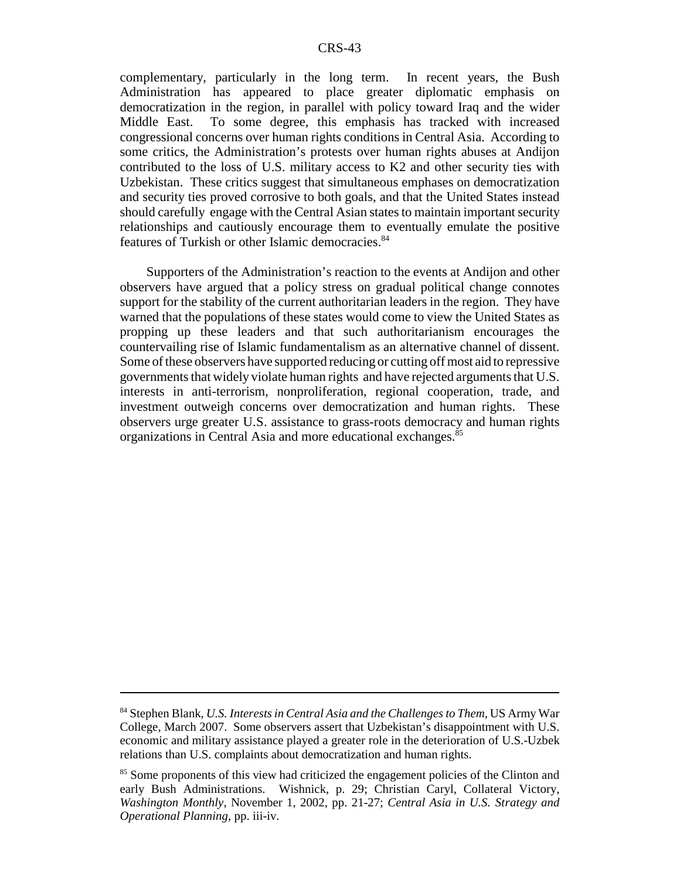complementary, particularly in the long term. In recent years, the Bush Administration has appeared to place greater diplomatic emphasis on democratization in the region, in parallel with policy toward Iraq and the wider Middle East. To some degree, this emphasis has tracked with increased congressional concerns over human rights conditions in Central Asia. According to some critics, the Administration's protests over human rights abuses at Andijon contributed to the loss of U.S. military access to K2 and other security ties with Uzbekistan. These critics suggest that simultaneous emphases on democratization and security ties proved corrosive to both goals, and that the United States instead should carefully engage with the Central Asian states to maintain important security relationships and cautiously encourage them to eventually emulate the positive features of Turkish or other Islamic democracies.[84]

Supporters of the Administration's reaction to the events at Andijon and other observers have argued that a policy stress on gradual political change connotes support for the stability of the current authoritarian leaders in the region. They have warned that the populations of these states would come to view the United States as propping up these leaders and that such authoritarianism encourages the countervailing rise of Islamic fundamentalism as an alternative channel of dissent. Some of these observers have supported reducing or cutting off most aid to repressive governments that widely violate human rights and have rejected arguments that U.S. interests in anti-terrorism, nonproliferation, regional cooperation, trade, and investment outweigh concerns over democratization and human rights. These observers urge greater U.S. assistance to grass-roots democracy and human rights organizations in Central Asia and more educational exchanges.[85]

---

[84] Stephen Blank, *U.S. Interests in Central Asia and the Challenges to Them*, US Army War College, March 2007. Some observers assert that Uzbekistan's disappointment with U.S. economic and military assistance played a greater role in the deterioration of U.S.-Uzbek relations than U.S. complaints about democratization and human rights.

[85] Some proponents of this view had criticized the engagement policies of the Clinton and early Bush Administrations. Wishnick, p. 29; Christian Caryl, Collateral Victory, *Washington Monthly*, November 1, 2002, pp. 21-27; *Central Asia in U.S. Strategy and Operational Planning*, pp. iii-iv.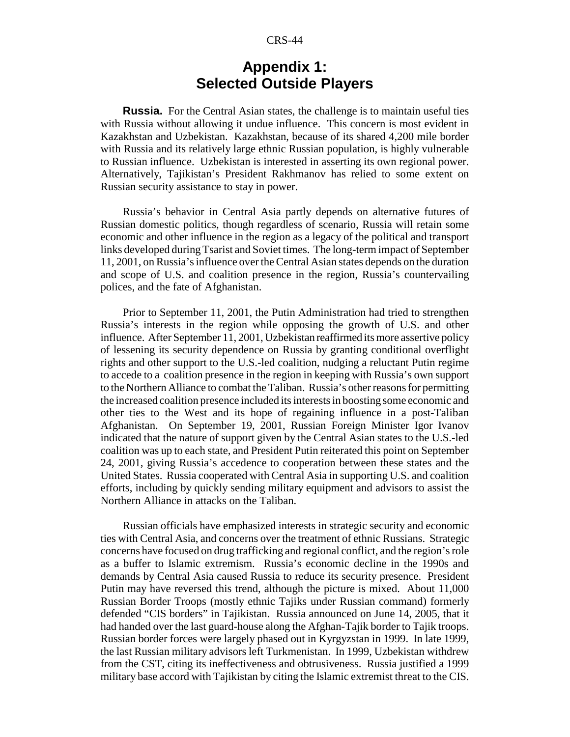# Appendix 1: Selected Outside Players

**Russia.** For the Central Asian states, the challenge is to maintain useful ties with Russia without allowing it undue influence. This concern is most evident in Kazakhstan and Uzbekistan. Kazakhstan, because of its shared 4,200 mile border with Russia and its relatively large ethnic Russian population, is highly vulnerable to Russian influence. Uzbekistan is interested in asserting its own regional power. Alternatively, Tajikistan's President Rakhmanov has relied to some extent on Russian security assistance to stay in power.

Russia's behavior in Central Asia partly depends on alternative futures of Russian domestic politics, though regardless of scenario, Russia will retain some economic and other influence in the region as a legacy of the political and transport links developed during Tsarist and Soviet times. The long-term impact of September 11, 2001, on Russia's influence over the Central Asian states depends on the duration and scope of U.S. and coalition presence in the region, Russia's countervailing polices, and the fate of Afghanistan.

Prior to September 11, 2001, the Putin Administration had tried to strengthen Russia's interests in the region while opposing the growth of U.S. and other influence. After September 11, 2001, Uzbekistan reaffirmed its more assertive policy of lessening its security dependence on Russia by granting conditional overflight rights and other support to the U.S.-led coalition, nudging a reluctant Putin regime to accede to a coalition presence in the region in keeping with Russia's own support to the Northern Alliance to combat the Taliban. Russia's other reasons for permitting the increased coalition presence included its interests in boosting some economic and other ties to the West and its hope of regaining influence in a post-Taliban Afghanistan. On September 19, 2001, Russian Foreign Minister Igor Ivanov indicated that the nature of support given by the Central Asian states to the U.S.-led coalition was up to each state, and President Putin reiterated this point on September 24, 2001, giving Russia's accedence to cooperation between these states and the United States. Russia cooperated with Central Asia in supporting U.S. and coalition efforts, including by quickly sending military equipment and advisors to assist the Northern Alliance in attacks on the Taliban.

Russian officials have emphasized interests in strategic security and economic ties with Central Asia, and concerns over the treatment of ethnic Russians. Strategic concerns have focused on drug trafficking and regional conflict, and the region's role as a buffer to Islamic extremism. Russia's economic decline in the 1990s and demands by Central Asia caused Russia to reduce its security presence. President Putin may have reversed this trend, although the picture is mixed. About 11,000 Russian Border Troops (mostly ethnic Tajiks under Russian command) formerly defended "CIS borders" in Tajikistan. Russia announced on June 14, 2005, that it had handed over the last guard-house along the Afghan-Tajik border to Tajik troops. Russian border forces were largely phased out in Kyrgyzstan in 1999. In late 1999, the last Russian military advisors left Turkmenistan. In 1999, Uzbekistan withdrew from the CST, citing its ineffectiveness and obtrusiveness. Russia justified a 1999 military base accord with Tajikistan by citing the Islamic extremist threat to the CIS.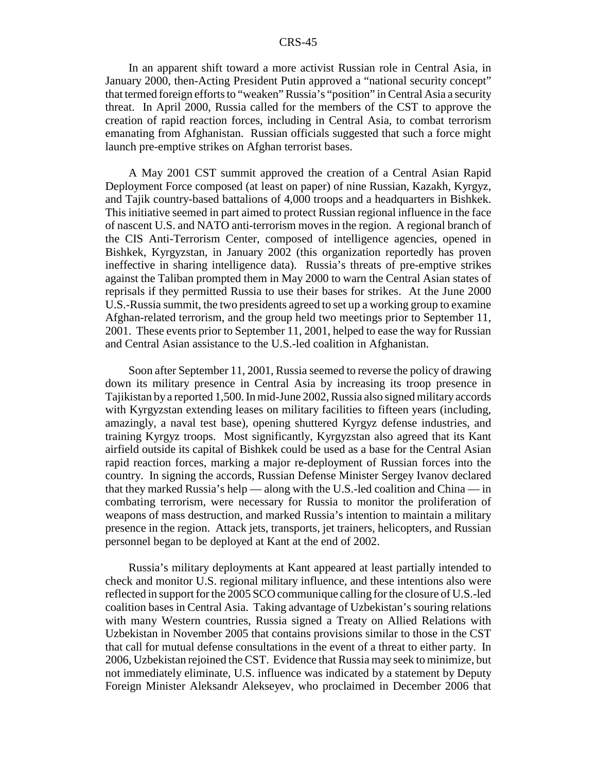In an apparent shift toward a more activist Russian role in Central Asia, in January 2000, then-Acting President Putin approved a "national security concept" that termed foreign efforts to "weaken" Russia's "position" in Central Asia a security threat. In April 2000, Russia called for the members of the CST to approve the creation of rapid reaction forces, including in Central Asia, to combat terrorism emanating from Afghanistan. Russian officials suggested that such a force might launch pre-emptive strikes on Afghan terrorist bases.

A May 2001 CST summit approved the creation of a Central Asian Rapid Deployment Force composed (at least on paper) of nine Russian, Kazakh, Kyrgyz, and Tajik country-based battalions of 4,000 troops and a headquarters in Bishkek. This initiative seemed in part aimed to protect Russian regional influence in the face of nascent U.S. and NATO anti-terrorism moves in the region. A regional branch of the CIS Anti-Terrorism Center, composed of intelligence agencies, opened in Bishkek, Kyrgyzstan, in January 2002 (this organization reportedly has proven ineffective in sharing intelligence data). Russia's threats of pre-emptive strikes against the Taliban prompted them in May 2000 to warn the Central Asian states of reprisals if they permitted Russia to use their bases for strikes. At the June 2000 U.S.-Russia summit, the two presidents agreed to set up a working group to examine Afghan-related terrorism, and the group held two meetings prior to September 11, 2001. These events prior to September 11, 2001, helped to ease the way for Russian and Central Asian assistance to the U.S.-led coalition in Afghanistan.

Soon after September 11, 2001, Russia seemed to reverse the policy of drawing down its military presence in Central Asia by increasing its troop presence in Tajikistan by a reported 1,500. In mid-June 2002, Russia also signed military accords with Kyrgyzstan extending leases on military facilities to fifteen years (including, amazingly, a naval test base), opening shuttered Kyrgyz defense industries, and training Kyrgyz troops. Most significantly, Kyrgyzstan also agreed that its Kant airfield outside its capital of Bishkek could be used as a base for the Central Asian rapid reaction forces, marking a major re-deployment of Russian forces into the country. In signing the accords, Russian Defense Minister Sergey Ivanov declared that they marked Russia's help — along with the U.S.-led coalition and China — in combating terrorism, were necessary for Russia to monitor the proliferation of weapons of mass destruction, and marked Russia's intention to maintain a military presence in the region. Attack jets, transports, jet trainers, helicopters, and Russian personnel began to be deployed at Kant at the end of 2002.

Russia's military deployments at Kant appeared at least partially intended to check and monitor U.S. regional military influence, and these intentions also were reflected in support for the 2005 SCO communique calling for the closure of U.S.-led coalition bases in Central Asia. Taking advantage of Uzbekistan's souring relations with many Western countries, Russia signed a Treaty on Allied Relations with Uzbekistan in November 2005 that contains provisions similar to those in the CST that call for mutual defense consultations in the event of a threat to either party. In 2006, Uzbekistan rejoined the CST. Evidence that Russia may seek to minimize, but not immediately eliminate, U.S. influence was indicated by a statement by Deputy Foreign Minister Aleksandr Alekseyev, who proclaimed in December 2006 that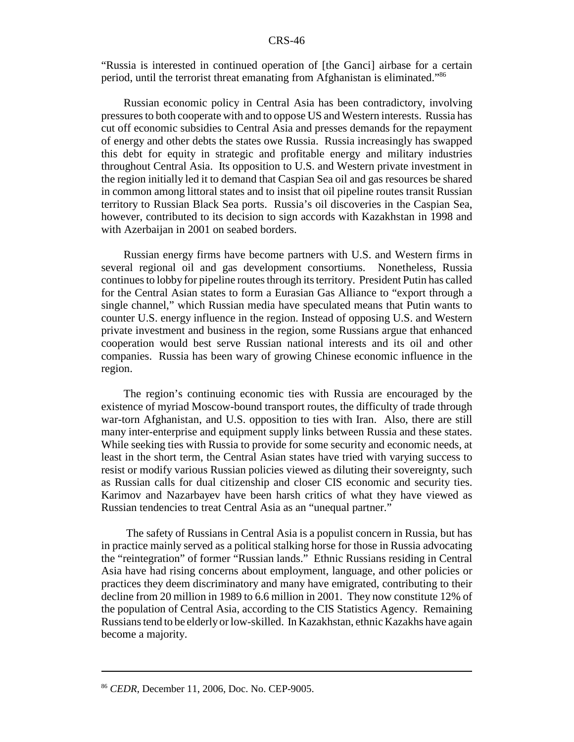"Russia is interested in continued operation of [the Ganci] airbase for a certain period, until the terrorist threat emanating from Afghanistan is eliminated."[86]

Russian economic policy in Central Asia has been contradictory, involving pressures to both cooperate with and to oppose US and Western interests. Russia has cut off economic subsidies to Central Asia and presses demands for the repayment of energy and other debts the states owe Russia. Russia increasingly has swapped this debt for equity in strategic and profitable energy and military industries throughout Central Asia. Its opposition to U.S. and Western private investment in the region initially led it to demand that Caspian Sea oil and gas resources be shared in common among littoral states and to insist that oil pipeline routes transit Russian territory to Russian Black Sea ports. Russia's oil discoveries in the Caspian Sea, however, contributed to its decision to sign accords with Kazakhstan in 1998 and with Azerbaijan in 2001 on seabed borders.

Russian energy firms have become partners with U.S. and Western firms in several regional oil and gas development consortiums. Nonetheless, Russia continues to lobby for pipeline routes through its territory. President Putin has called for the Central Asian states to form a Eurasian Gas Alliance to "export through a single channel," which Russian media have speculated means that Putin wants to counter U.S. energy influence in the region. Instead of opposing U.S. and Western private investment and business in the region, some Russians argue that enhanced cooperation would best serve Russian national interests and its oil and other companies. Russia has been wary of growing Chinese economic influence in the region.

The region's continuing economic ties with Russia are encouraged by the existence of myriad Moscow-bound transport routes, the difficulty of trade through war-torn Afghanistan, and U.S. opposition to ties with Iran. Also, there are still many inter-enterprise and equipment supply links between Russia and these states. While seeking ties with Russia to provide for some security and economic needs, at least in the short term, the Central Asian states have tried with varying success to resist or modify various Russian policies viewed as diluting their sovereignty, such as Russian calls for dual citizenship and closer CIS economic and security ties. Karimov and Nazarbayev have been harsh critics of what they have viewed as Russian tendencies to treat Central Asia as an "unequal partner."

The safety of Russians in Central Asia is a populist concern in Russia, but has in practice mainly served as a political stalking horse for those in Russia advocating the "reintegration" of former "Russian lands." Ethnic Russians residing in Central Asia have had rising concerns about employment, language, and other policies or practices they deem discriminatory and many have emigrated, contributing to their decline from 20 million in 1989 to 6.6 million in 2001. They now constitute 12% of the population of Central Asia, according to the CIS Statistics Agency. Remaining Russians tend to be elderly or low-skilled. In Kazakhstan, ethnic Kazakhs have again become a majority.

---

[86] *CEDR*, December 11, 2006, Doc. No. CEP-9005.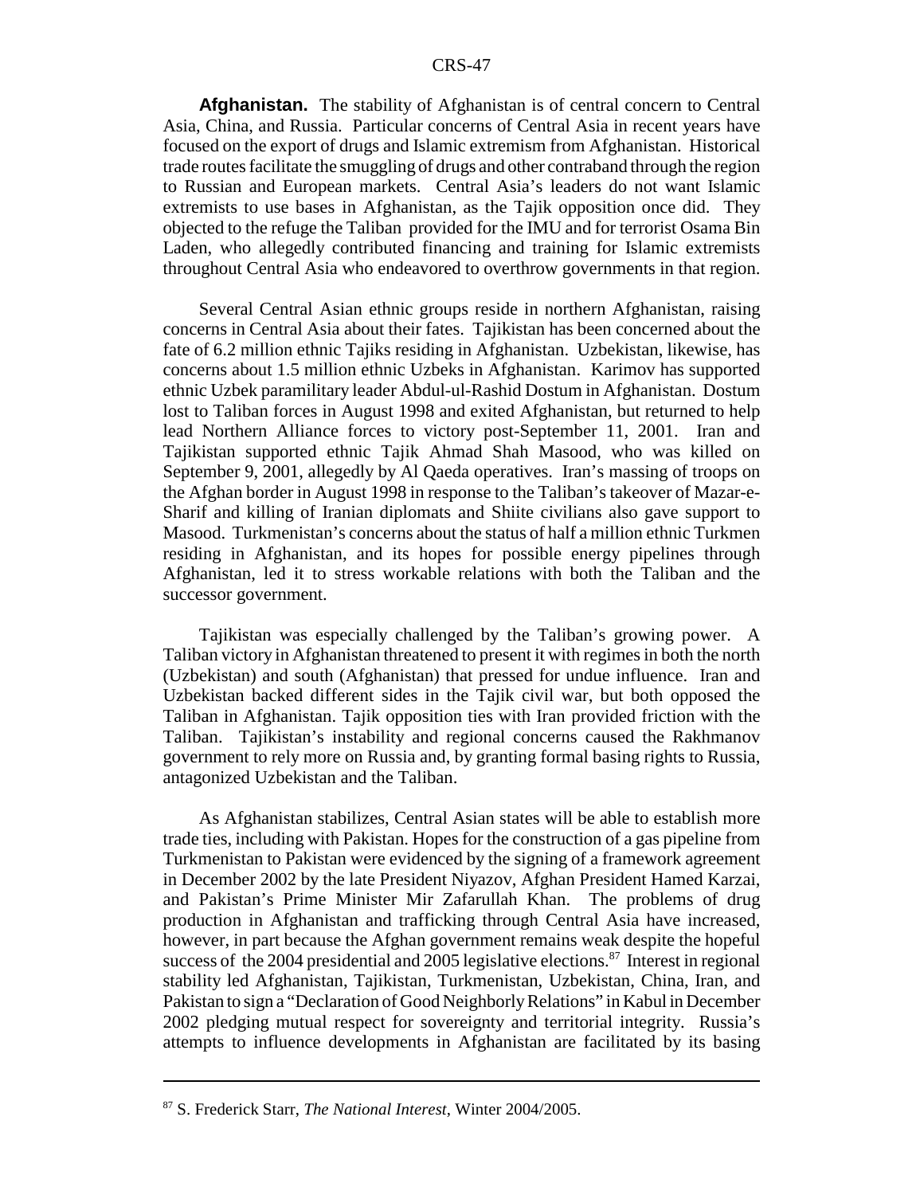**Afghanistan.** The stability of Afghanistan is of central concern to Central Asia, China, and Russia. Particular concerns of Central Asia in recent years have focused on the export of drugs and Islamic extremism from Afghanistan. Historical trade routes facilitate the smuggling of drugs and other contraband through the region to Russian and European markets. Central Asia's leaders do not want Islamic extremists to use bases in Afghanistan, as the Tajik opposition once did. They objected to the refuge the Taliban provided for the IMU and for terrorist Osama Bin Laden, who allegedly contributed financing and training for Islamic extremists throughout Central Asia who endeavored to overthrow governments in that region.

Several Central Asian ethnic groups reside in northern Afghanistan, raising concerns in Central Asia about their fates. Tajikistan has been concerned about the fate of 6.2 million ethnic Tajiks residing in Afghanistan. Uzbekistan, likewise, has concerns about 1.5 million ethnic Uzbeks in Afghanistan. Karimov has supported ethnic Uzbek paramilitary leader Abdul-ul-Rashid Dostum in Afghanistan. Dostum lost to Taliban forces in August 1998 and exited Afghanistan, but returned to help lead Northern Alliance forces to victory post-September 11, 2001. Iran and Tajikistan supported ethnic Tajik Ahmad Shah Masood, who was killed on September 9, 2001, allegedly by Al Qaeda operatives. Iran's massing of troops on the Afghan border in August 1998 in response to the Taliban's takeover of Mazar-e-Sharif and killing of Iranian diplomats and Shiite civilians also gave support to Masood. Turkmenistan's concerns about the status of half a million ethnic Turkmen residing in Afghanistan, and its hopes for possible energy pipelines through Afghanistan, led it to stress workable relations with both the Taliban and the successor government.

Tajikistan was especially challenged by the Taliban's growing power. A Taliban victory in Afghanistan threatened to present it with regimes in both the north (Uzbekistan) and south (Afghanistan) that pressed for undue influence. Iran and Uzbekistan backed different sides in the Tajik civil war, but both opposed the Taliban in Afghanistan. Tajik opposition ties with Iran provided friction with the Taliban. Tajikistan's instability and regional concerns caused the Rakhmanov government to rely more on Russia and, by granting formal basing rights to Russia, antagonized Uzbekistan and the Taliban.

As Afghanistan stabilizes, Central Asian states will be able to establish more trade ties, including with Pakistan. Hopes for the construction of a gas pipeline from Turkmenistan to Pakistan were evidenced by the signing of a framework agreement in December 2002 by the late President Niyazov, Afghan President Hamed Karzai, and Pakistan's Prime Minister Mir Zafarullah Khan. The problems of drug production in Afghanistan and trafficking through Central Asia have increased, however, in part because the Afghan government remains weak despite the hopeful success of the 2004 presidential and 2005 legislative elections.[87] Interest in regional stability led Afghanistan, Tajikistan, Turkmenistan, Uzbekistan, China, Iran, and Pakistan to sign a "Declaration of Good Neighborly Relations" in Kabul in December 2002 pledging mutual respect for sovereignty and territorial integrity. Russia's attempts to influence developments in Afghanistan are facilitated by its basing

---

[87] S. Frederick Starr, *The National Interest*, Winter 2004/2005.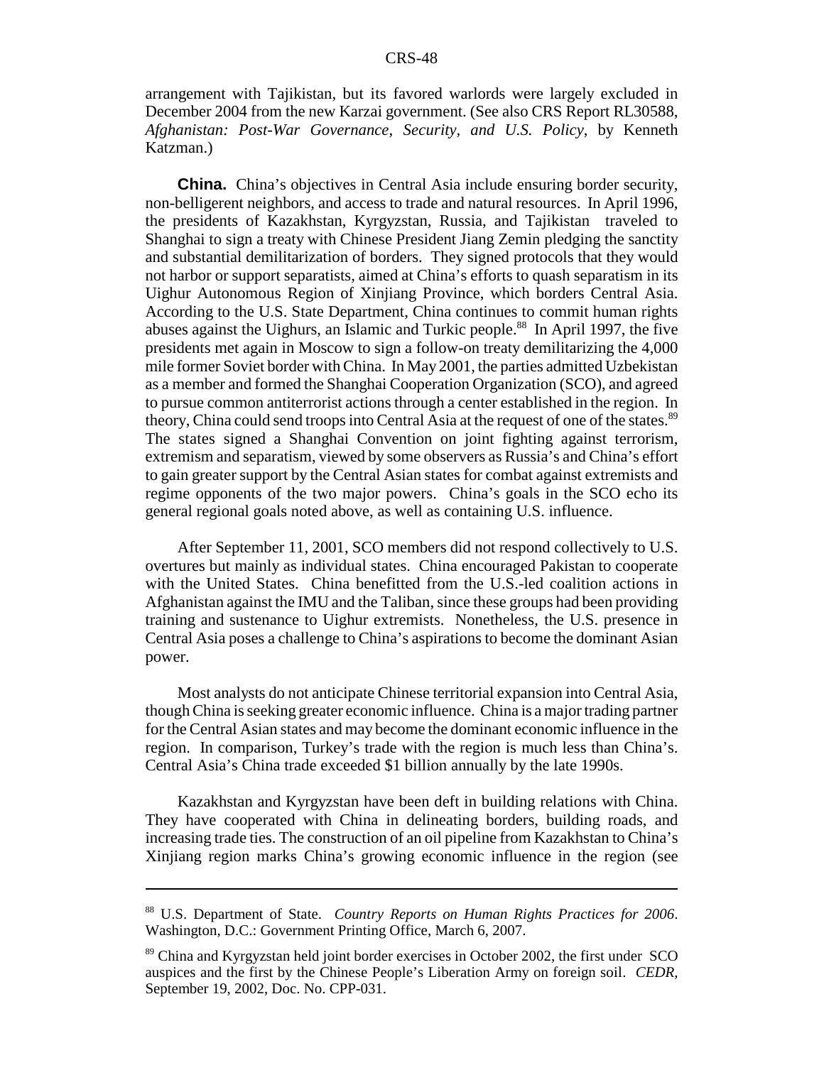arrangement with Tajikistan, but its favored warlords were largely excluded in December 2004 from the new Karzai government. (See also CRS Report RL30588, *Afghanistan: Post-War Governance, Security, and U.S. Policy*, by Kenneth Katzman.)

**China.** China's objectives in Central Asia include ensuring border security, non-belligerent neighbors, and access to trade and natural resources. In April 1996, the presidents of Kazakhstan, Kyrgyzstan, Russia, and Tajikistan traveled to Shanghai to sign a treaty with Chinese President Jiang Zemin pledging the sanctity and substantial demilitarization of borders. They signed protocols that they would not harbor or support separatists, aimed at China's efforts to quash separatism in its Uighur Autonomous Region of Xinjiang Province, which borders Central Asia. According to the U.S. State Department, China continues to commit human rights abuses against the Uighurs, an Islamic and Turkic people.[88] In April 1997, the five presidents met again in Moscow to sign a follow-on treaty demilitarizing the 4,000 mile former Soviet border with China. In May 2001, the parties admitted Uzbekistan as a member and formed the Shanghai Cooperation Organization (SCO), and agreed to pursue common antiterrorist actions through a center established in the region. In theory, China could send troops into Central Asia at the request of one of the states.[89] The states signed a Shanghai Convention on joint fighting against terrorism, extremism and separatism, viewed by some observers as Russia's and China's effort to gain greater support by the Central Asian states for combat against extremists and regime opponents of the two major powers. China's goals in the SCO echo its general regional goals noted above, as well as containing U.S. influence.

After September 11, 2001, SCO members did not respond collectively to U.S. overtures but mainly as individual states. China encouraged Pakistan to cooperate with the United States. China benefitted from the U.S.-led coalition actions in Afghanistan against the IMU and the Taliban, since these groups had been providing training and sustenance to Uighur extremists. Nonetheless, the U.S. presence in Central Asia poses a challenge to China's aspirations to become the dominant Asian power.

Most analysts do not anticipate Chinese territorial expansion into Central Asia, though China is seeking greater economic influence. China is a major trading partner for the Central Asian states and may become the dominant economic influence in the region. In comparison, Turkey's trade with the region is much less than China's. Central Asia's China trade exceeded $1 billion annually by the late 1990s.

Kazakhstan and Kyrgyzstan have been deft in building relations with China. They have cooperated with China in delineating borders, building roads, and increasing trade ties. The construction of an oil pipeline from Kazakhstan to China's Xinjiang region marks China's growing economic influence in the region (see

---

[88] U.S. Department of State. *Country Reports on Human Rights Practices for 2006*. Washington, D.C.: Government Printing Office, March 6, 2007.

[89] China and Kyrgyzstan held joint border exercises in October 2002, the first under SCO auspices and the first by the Chinese People's Liberation Army on foreign soil. *CEDR*, September 19, 2002, Doc. No. CPP-031.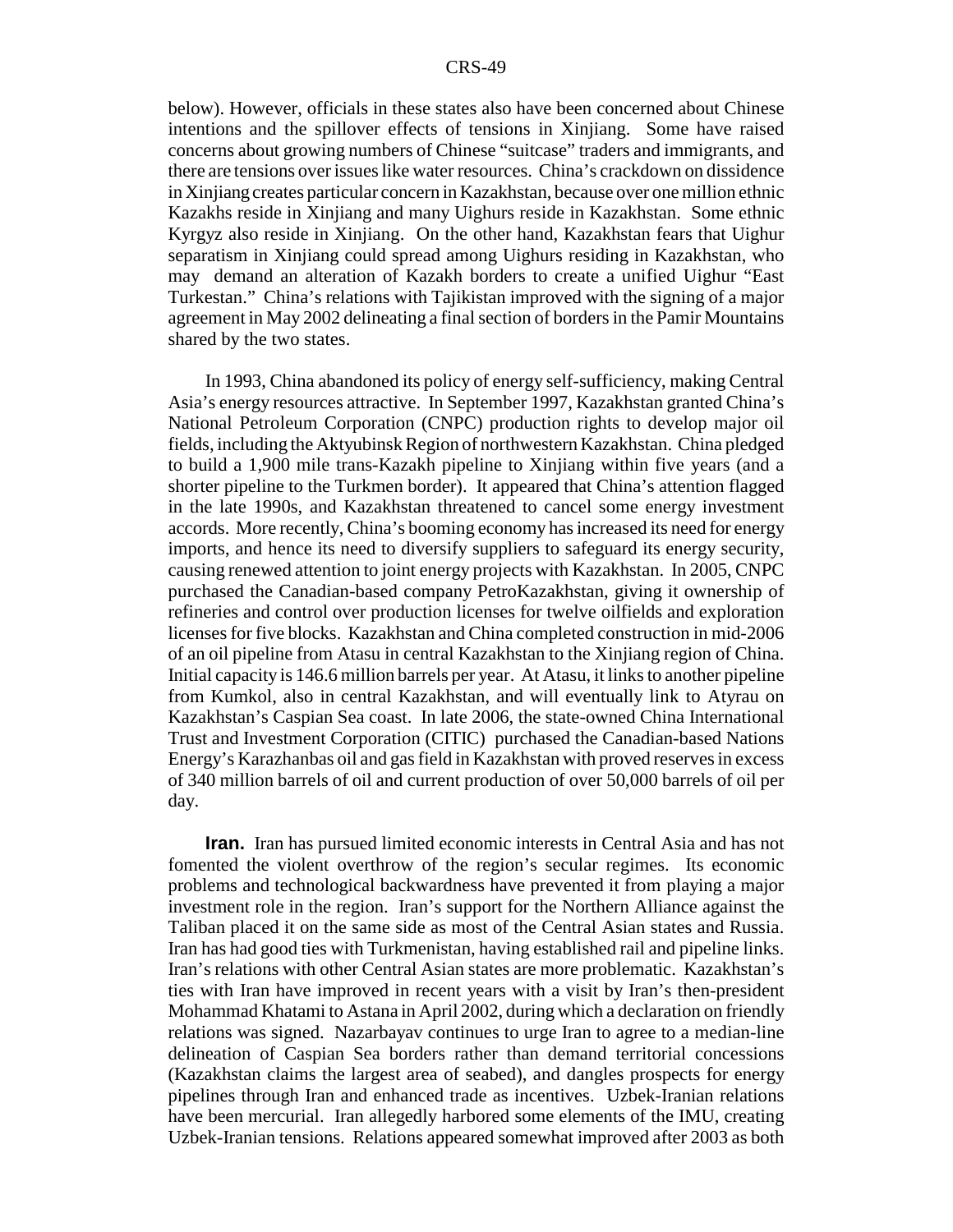below). However, officials in these states also have been concerned about Chinese intentions and the spillover effects of tensions in Xinjiang. Some have raised concerns about growing numbers of Chinese "suitcase" traders and immigrants, and there are tensions over issues like water resources. China's crackdown on dissidence in Xinjiang creates particular concern in Kazakhstan, because over one million ethnic Kazakhs reside in Xinjiang and many Uighurs reside in Kazakhstan. Some ethnic Kyrgyz also reside in Xinjiang. On the other hand, Kazakhstan fears that Uighur separatism in Xinjiang could spread among Uighurs residing in Kazakhstan, who may demand an alteration of Kazakh borders to create a unified Uighur "East Turkestan." China's relations with Tajikistan improved with the signing of a major agreement in May 2002 delineating a final section of borders in the Pamir Mountains shared by the two states.

In 1993, China abandoned its policy of energy self-sufficiency, making Central Asia's energy resources attractive. In September 1997, Kazakhstan granted China's National Petroleum Corporation (CNPC) production rights to develop major oil fields, including the Aktyubinsk Region of northwestern Kazakhstan. China pledged to build a 1,900 mile trans-Kazakh pipeline to Xinjiang within five years (and a shorter pipeline to the Turkmen border). It appeared that China's attention flagged in the late 1990s, and Kazakhstan threatened to cancel some energy investment accords. More recently, China's booming economy has increased its need for energy imports, and hence its need to diversify suppliers to safeguard its energy security, causing renewed attention to joint energy projects with Kazakhstan. In 2005, CNPC purchased the Canadian-based company PetroKazakhstan, giving it ownership of refineries and control over production licenses for twelve oilfields and exploration licenses for five blocks. Kazakhstan and China completed construction in mid-2006 of an oil pipeline from Atasu in central Kazakhstan to the Xinjiang region of China. Initial capacity is 146.6 million barrels per year. At Atasu, it links to another pipeline from Kumkol, also in central Kazakhstan, and will eventually link to Atyrau on Kazakhstan's Caspian Sea coast. In late 2006, the state-owned China International Trust and Investment Corporation (CITIC) purchased the Canadian-based Nations Energy's Karazhanbas oil and gas field in Kazakhstan with proved reserves in excess of 340 million barrels of oil and current production of over 50,000 barrels of oil per day.

**Iran.** Iran has pursued limited economic interests in Central Asia and has not fomented the violent overthrow of the region's secular regimes. Its economic problems and technological backwardness have prevented it from playing a major investment role in the region. Iran's support for the Northern Alliance against the Taliban placed it on the same side as most of the Central Asian states and Russia. Iran has had good ties with Turkmenistan, having established rail and pipeline links. Iran's relations with other Central Asian states are more problematic. Kazakhstan's ties with Iran have improved in recent years with a visit by Iran's then-president Mohammad Khatami to Astana in April 2002, during which a declaration on friendly relations was signed. Nazarbayav continues to urge Iran to agree to a median-line delineation of Caspian Sea borders rather than demand territorial concessions (Kazakhstan claims the largest area of seabed), and dangles prospects for energy pipelines through Iran and enhanced trade as incentives. Uzbek-Iranian relations have been mercurial. Iran allegedly harbored some elements of the IMU, creating Uzbek-Iranian tensions. Relations appeared somewhat improved after 2003 as both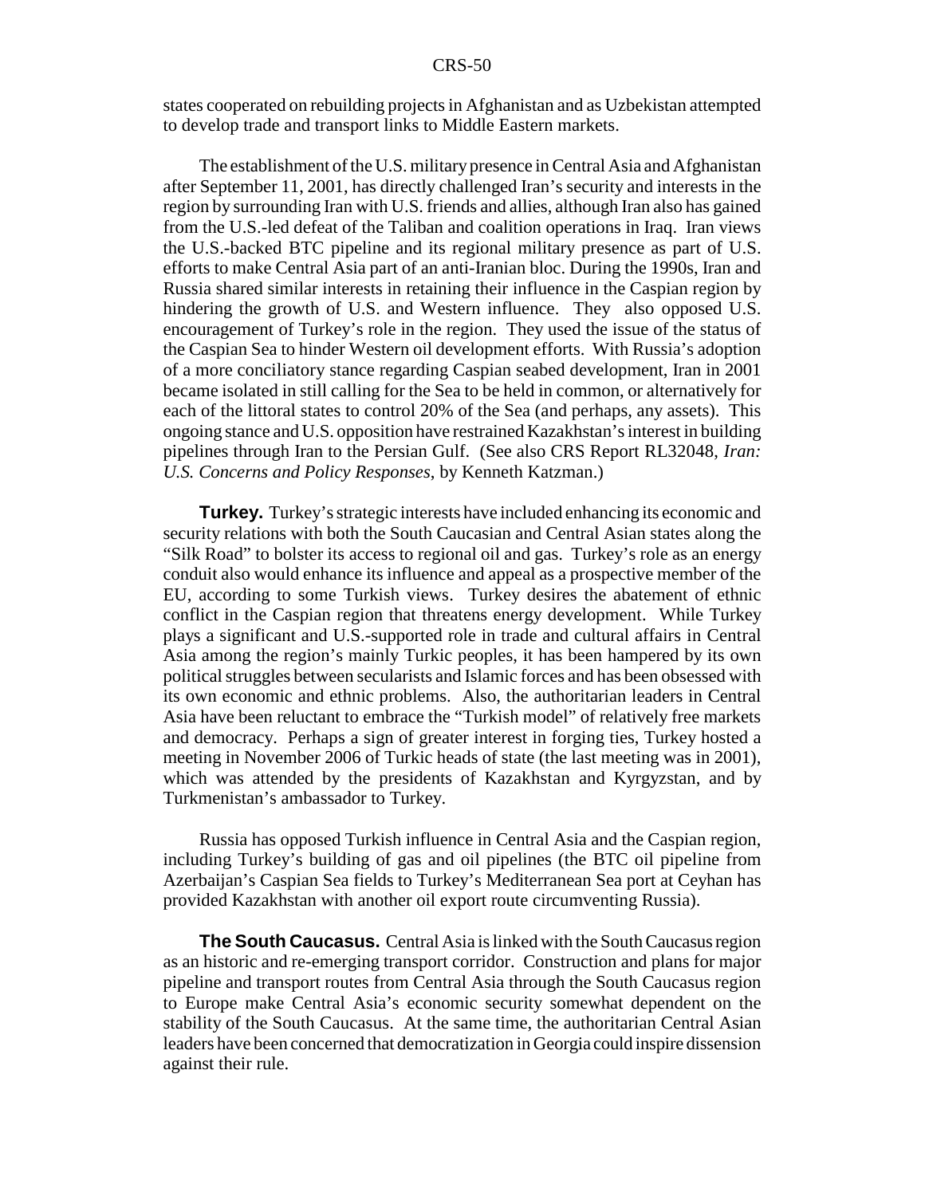states cooperated on rebuilding projects in Afghanistan and as Uzbekistan attempted to develop trade and transport links to Middle Eastern markets.

The establishment of the U.S. military presence in Central Asia and Afghanistan after September 11, 2001, has directly challenged Iran's security and interests in the region by surrounding Iran with U.S. friends and allies, although Iran also has gained from the U.S.-led defeat of the Taliban and coalition operations in Iraq. Iran views the U.S.-backed BTC pipeline and its regional military presence as part of U.S. efforts to make Central Asia part of an anti-Iranian bloc. During the 1990s, Iran and Russia shared similar interests in retaining their influence in the Caspian region by hindering the growth of U.S. and Western influence. They also opposed U.S. encouragement of Turkey's role in the region. They used the issue of the status of the Caspian Sea to hinder Western oil development efforts. With Russia's adoption of a more conciliatory stance regarding Caspian seabed development, Iran in 2001 became isolated in still calling for the Sea to be held in common, or alternatively for each of the littoral states to control 20% of the Sea (and perhaps, any assets). This ongoing stance and U.S. opposition have restrained Kazakhstan's interest in building pipelines through Iran to the Persian Gulf. (See also CRS Report RL32048, *Iran: U.S. Concerns and Policy Responses*, by Kenneth Katzman.)

**Turkey.** Turkey's strategic interests have included enhancing its economic and security relations with both the South Caucasian and Central Asian states along the "Silk Road" to bolster its access to regional oil and gas. Turkey's role as an energy conduit also would enhance its influence and appeal as a prospective member of the EU, according to some Turkish views. Turkey desires the abatement of ethnic conflict in the Caspian region that threatens energy development. While Turkey plays a significant and U.S.-supported role in trade and cultural affairs in Central Asia among the region's mainly Turkic peoples, it has been hampered by its own political struggles between secularists and Islamic forces and has been obsessed with its own economic and ethnic problems. Also, the authoritarian leaders in Central Asia have been reluctant to embrace the "Turkish model" of relatively free markets and democracy. Perhaps a sign of greater interest in forging ties, Turkey hosted a meeting in November 2006 of Turkic heads of state (the last meeting was in 2001), which was attended by the presidents of Kazakhstan and Kyrgyzstan, and by Turkmenistan's ambassador to Turkey.

Russia has opposed Turkish influence in Central Asia and the Caspian region, including Turkey's building of gas and oil pipelines (the BTC oil pipeline from Azerbaijan's Caspian Sea fields to Turkey's Mediterranean Sea port at Ceyhan has provided Kazakhstan with another oil export route circumventing Russia).

**The South Caucasus.** Central Asia is linked with the South Caucasus region as an historic and re-emerging transport corridor. Construction and plans for major pipeline and transport routes from Central Asia through the South Caucasus region to Europe make Central Asia's economic security somewhat dependent on the stability of the South Caucasus. At the same time, the authoritarian Central Asian leaders have been concerned that democratization in Georgia could inspire dissension against their rule.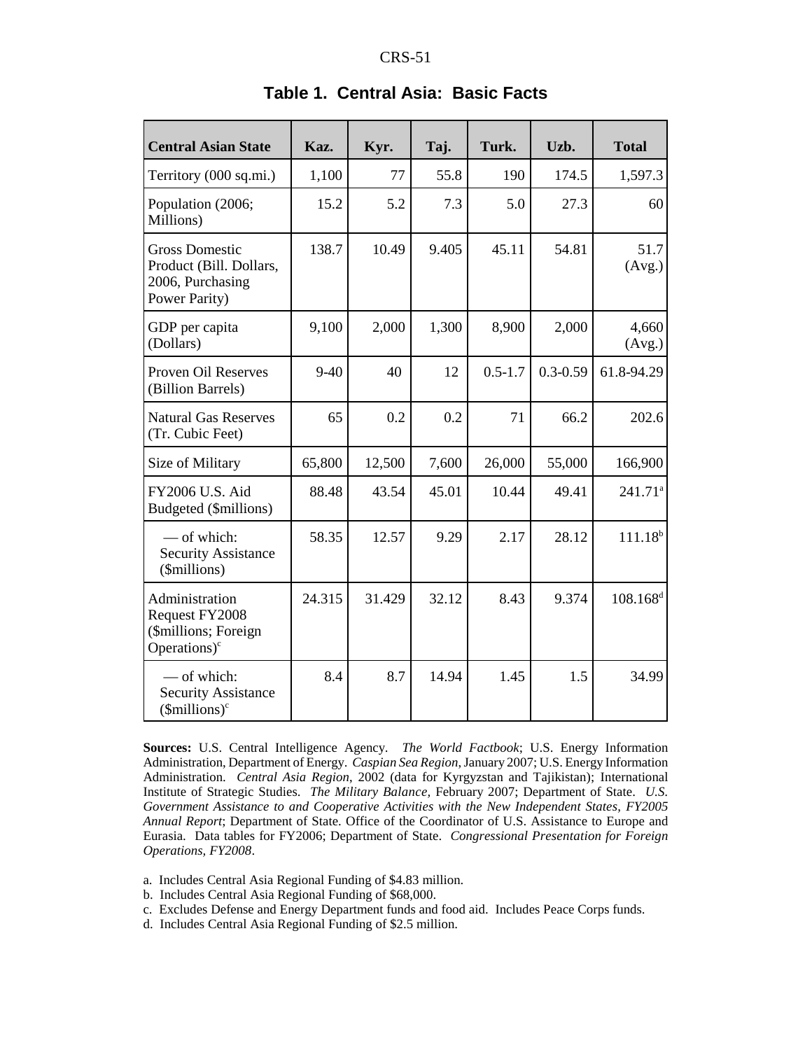# Table 1. Central Asia: Basic Facts

| Central Asian State | Kaz. | Kyr. | Taj. | Turk. | Uzb. | Total |
|---|---|---|---|---|---|---|
| Territory (000 sq.mi.) | 1,100 | 77 | 55.8 | 190 | 174.5 | 1,597.3 |
| Population (2006; Millions) | 15.2 | 5.2 | 7.3 | 5.0 | 27.3 | 60 |
| Gross Domestic Product (Bill. Dollars, 2006, Purchasing Power Parity) | 138.7 | 10.49 | 9.405 | 45.11 | 54.81 | 51.7 (Avg.) |
| GDP per capita (Dollars) | 9,100 | 2,000 | 1,300 | 8,900 | 2,000 | 4,660 (Avg.) |
| Proven Oil Reserves (Billion Barrels) | 9-40 | 40 | 12 | 0.5-1.7 | 0.3-0.59 | 61.8-94.29 |
| Natural Gas Reserves (Tr. Cubic Feet) | 65 | 0.2 | 0.2 | 71 | 66.2 | 202.6 |
| Size of Military | 65,800 | 12,500 | 7,600 | 26,000 | 55,000 | 166,900 |
| FY2006 U.S. Aid Budgeted ($millions) | 88.48 | 43.54 | 45.01 | 10.44 | 49.41 | 241.71[a] |
| — of which: Security Assistance ($millions) | 58.35 | 12.57 | 9.29 | 2.17 | 28.12 | 111.18[b] |
| Administration Request FY2008 ($millions; Foreign Operations)[c] | 24.315 | 31.429 | 32.12 | 8.43 | 9.374 | 108.168[d] |
| — of which: Security Assistance ($millions)[c] | 8.4 | 8.7 | 14.94 | 1.45 | 1.5 | 34.99 |

**Sources:** U.S. Central Intelligence Agency. *The World Factbook*; U.S. Energy Information Administration, Department of Energy. *Caspian Sea Region*, January 2007; U.S. Energy Information Administration. *Central Asia Region*, 2002 (data for Kyrgyzstan and Tajikistan); International Institute of Strategic Studies. *The Military Balance,* February 2007; Department of State. *U.S. Government Assistance to and Cooperative Activities with the New Independent States, FY2005 Annual Report*; Department of State. Office of the Coordinator of U.S. Assistance to Europe and Eurasia. Data tables for FY2006; Department of State. *Congressional Presentation for Foreign Operations, FY2008*.

a. Includes Central Asia Regional Funding of $4.83 million.

b. Includes Central Asia Regional Funding of $68,000.

c. Excludes Defense and Energy Department funds and food aid. Includes Peace Corps funds.

d. Includes Central Asia Regional Funding of $2.5 million.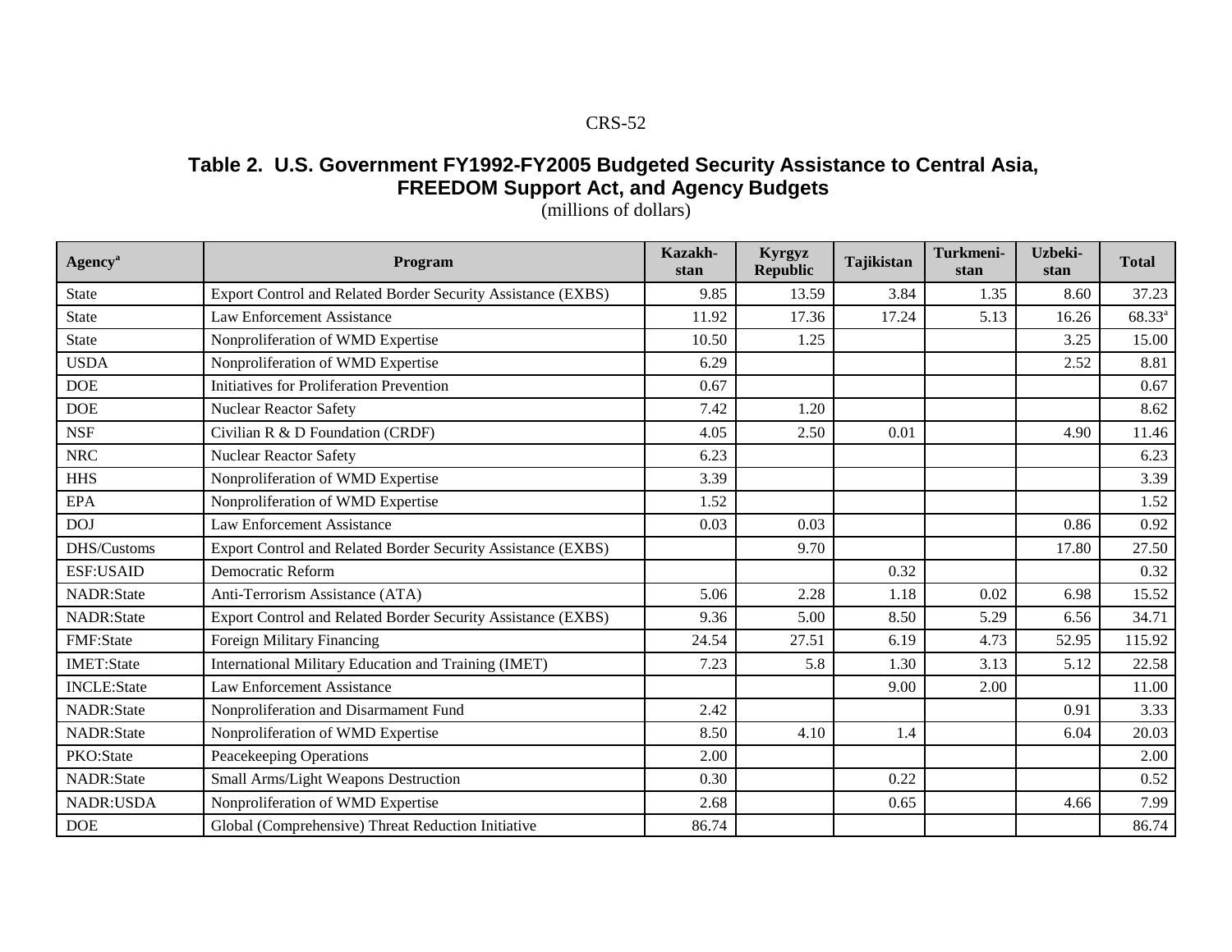**Table 2. U.S. Government FY1992-FY2005 Budgeted Security Assistance to Central Asia, FREEDOM Support Act, and Agency Budgets**

(millions of dollars)

| Agency[a] | Program | Kazakh-stan | Kyrgyz Republic | Tajikistan | Turkmeni-stan | Uzbeki-stan | Total |
|---|---|---|---|---|---|---|---|
| State | Export Control and Related Border Security Assistance (EXBS) | 9.85 | 13.59 | 3.84 | 1.35 | 8.60 | 37.23 |
| State | Law Enforcement Assistance | 11.92 | 17.36 | 17.24 | 5.13 | 16.26 | 68.33[a] |
| State | Nonproliferation of WMD Expertise | 10.50 | 1.25 | | | 3.25 | 15.00 |
| USDA | Nonproliferation of WMD Expertise | 6.29 | | | | 2.52 | 8.81 |
| DOE | Initiatives for Proliferation Prevention | 0.67 | | | | | 0.67 |
| DOE | Nuclear Reactor Safety | 7.42 | 1.20 | | | | 8.62 |
| NSF | Civilian R & D Foundation (CRDF) | 4.05 | 2.50 | 0.01 | | 4.90 | 11.46 |
| NRC | Nuclear Reactor Safety | 6.23 | | | | | 6.23 |
| HHS | Nonproliferation of WMD Expertise | 3.39 | | | | | 3.39 |
| EPA | Nonproliferation of WMD Expertise | 1.52 | | | | | 1.52 |
| DOJ | Law Enforcement Assistance | 0.03 | 0.03 | | | 0.86 | 0.92 |
| DHS/Customs | Export Control and Related Border Security Assistance (EXBS) | | 9.70 | | | 17.80 | 27.50 |
| ESF:USAID | Democratic Reform | | | 0.32 | | | 0.32 |
| NADR:State | Anti-Terrorism Assistance (ATA) | 5.06 | 2.28 | 1.18 | 0.02 | 6.98 | 15.52 |
| NADR:State | Export Control and Related Border Security Assistance (EXBS) | 9.36 | 5.00 | 8.50 | 5.29 | 6.56 | 34.71 |
| FMF:State | Foreign Military Financing | 24.54 | 27.51 | 6.19 | 4.73 | 52.95 | 115.92 |
| IMET:State | International Military Education and Training (IMET) | 7.23 | 5.8 | 1.30 | 3.13 | 5.12 | 22.58 |
| INCLE:State | Law Enforcement Assistance | | | 9.00 | 2.00 | | 11.00 |
| NADR:State | Nonproliferation and Disarmament Fund | 2.42 | | | | 0.91 | 3.33 |
| NADR:State | Nonproliferation of WMD Expertise | 8.50 | 4.10 | 1.4 | | 6.04 | 20.03 |
| PKO:State | Peacekeeping Operations | 2.00 | | | | | 2.00 |
| NADR:State | Small Arms/Light Weapons Destruction | 0.30 | | 0.22 | | | 0.52 |
| NADR:USDA | Nonproliferation of WMD Expertise | 2.68 | | 0.65 | | 4.66 | 7.99 |
| DOE | Global (Comprehensive) Threat Reduction Initiative | 86.74 | | | | | 86.74 |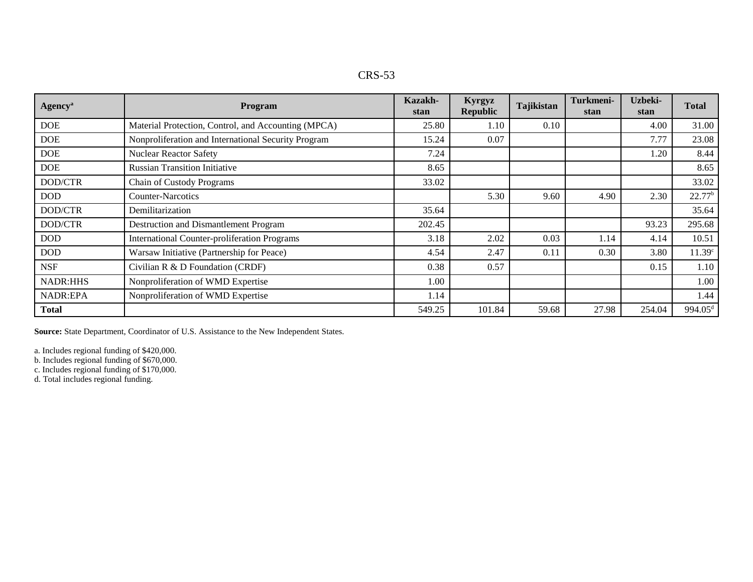| Agency[a] | Program | Kazakh-stan | Kyrgyz Republic | Tajikistan | Turkmeni-stan | Uzbeki-stan | Total |
|---|---|---|---|---|---|---|---|
| DOE | Material Protection, Control, and Accounting (MPCA) | 25.80 | 1.10 | 0.10 | | 4.00 | 31.00 |
| DOE | Nonproliferation and International Security Program | 15.24 | 0.07 | | | 7.77 | 23.08 |
| DOE | Nuclear Reactor Safety | 7.24 | | | | 1.20 | 8.44 |
| DOE | Russian Transition Initiative | 8.65 | | | | | 8.65 |
| DOD/CTR | Chain of Custody Programs | 33.02 | | | | | 33.02 |
| DOD | Counter-Narcotics | | 5.30 | 9.60 | 4.90 | 2.30 | 22.77[b] |
| DOD/CTR | Demilitarization | 35.64 | | | | | 35.64 |
| DOD/CTR | Destruction and Dismantlement Program | 202.45 | | | | 93.23 | 295.68 |
| DOD | International Counter-proliferation Programs | 3.18 | 2.02 | 0.03 | 1.14 | 4.14 | 10.51 |
| DOD | Warsaw Initiative (Partnership for Peace) | 4.54 | 2.47 | 0.11 | 0.30 | 3.80 | 11.39[c] |
| NSF | Civilian R & D Foundation (CRDF) | 0.38 | 0.57 | | | 0.15 | 1.10 |
| NADR:HHS | Nonproliferation of WMD Expertise | 1.00 | | | | | 1.00 |
| NADR:EPA | Nonproliferation of WMD Expertise | 1.14 | | | | | 1.44 |
| **Total** | | 549.25 | 101.84 | 59.68 | 27.98 | 254.04 | 994.05[d] |

**Source:** State Department, Coordinator of U.S. Assistance to the New Independent States.

a. Includes regional funding of $420,000.
b. Includes regional funding of $670,000.
c. Includes regional funding of $170,000.
d. Total includes regional funding.